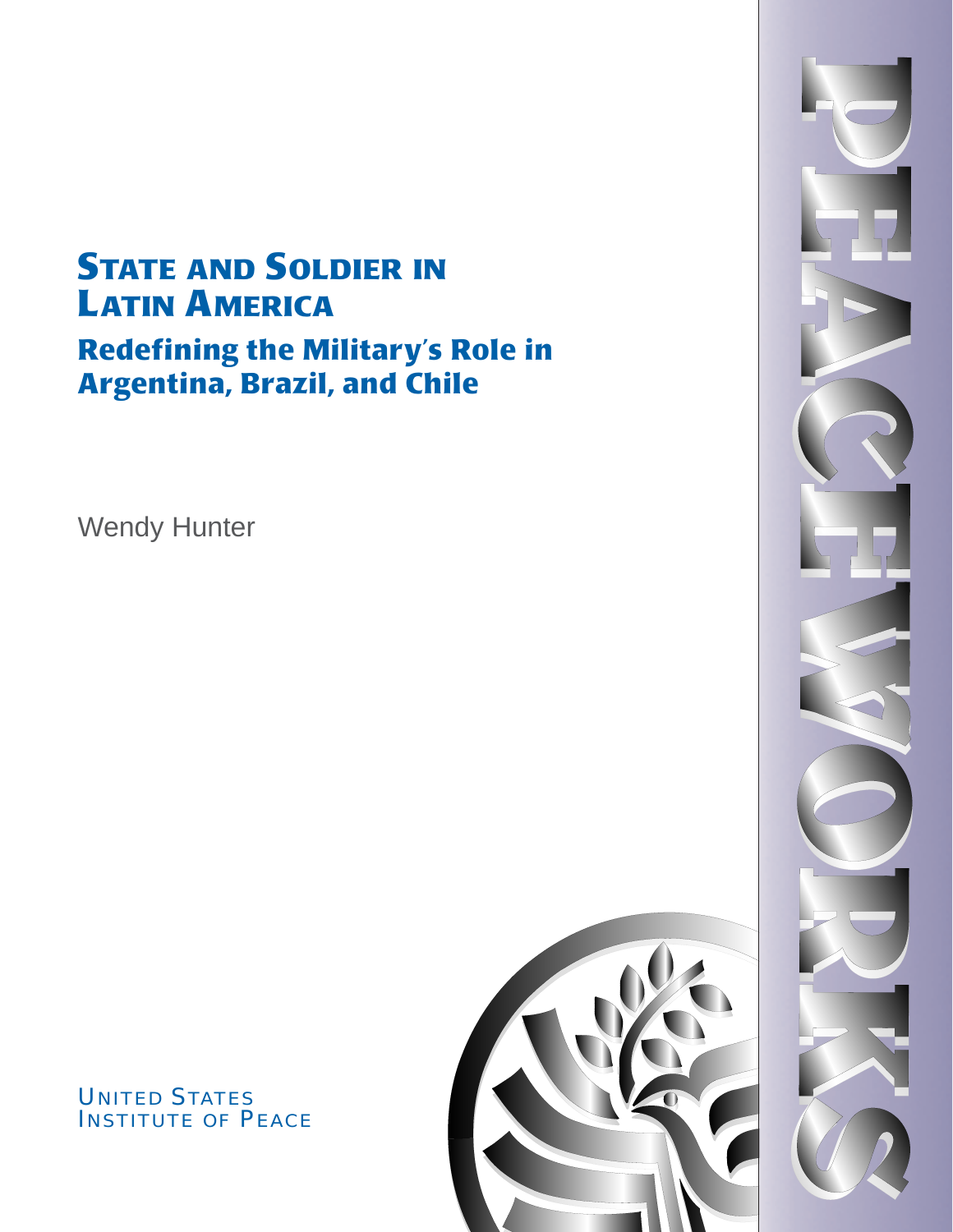# State and Soldier in Latin America

## Redefining the Military's Role in Argentina, Brazil, and Chile

Wendy Hunter

United States Institute of Peace

PEACEWORKS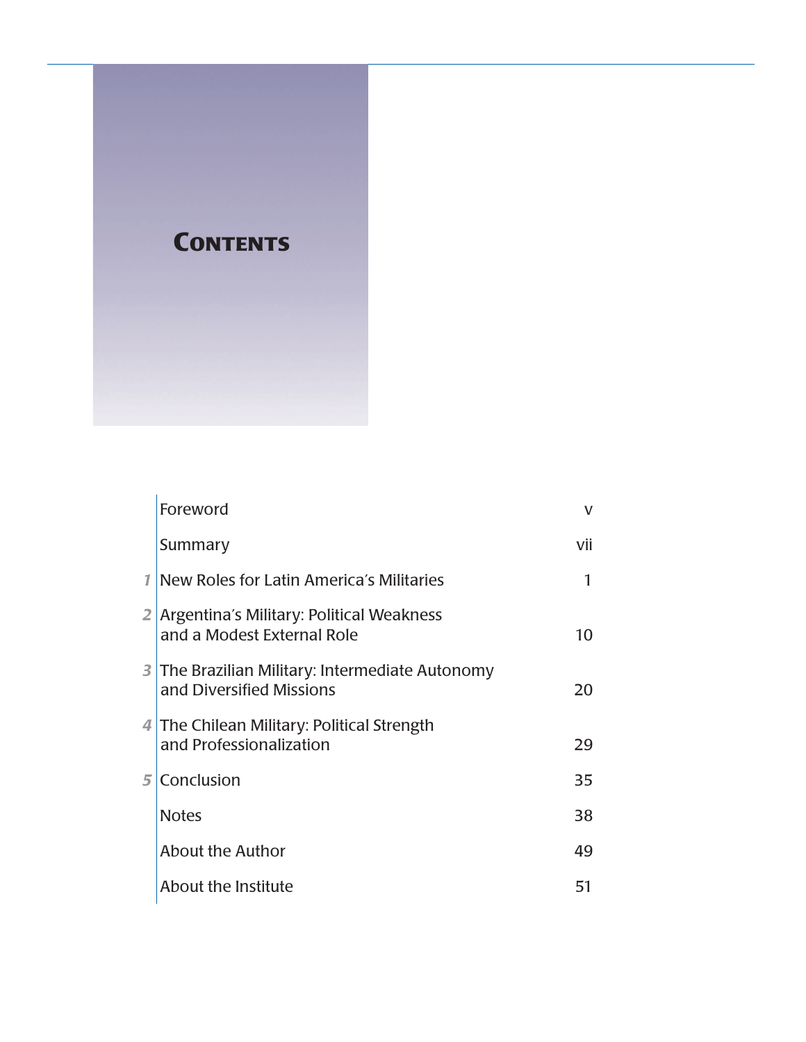# Contents

| | | |
|---|---|---|
| | Foreword | v |
| | Summary | vii |
| 1 | New Roles for Latin America's Militaries | 1 |
| 2 | Argentina's Military: Political Weakness and a Modest External Role | 10 |
| 3 | The Brazilian Military: Intermediate Autonomy and Diversified Missions | 20 |
| 4 | The Chilean Military: Political Strength and Professionalization | 29 |
| 5 | Conclusion | 35 |
| | Notes | 38 |
| | About the Author | 49 |
| | About the Institute | 51 |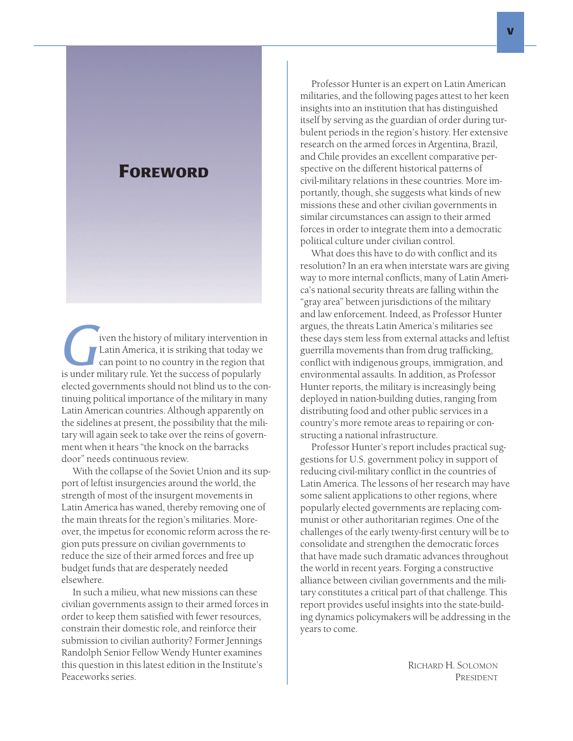# Foreword

Given the history of military intervention in Latin America, it is striking that today we can point to no country in the region that is under military rule. Yet the success of popularly elected governments should not blind us to the continuing political importance of the military in many Latin American countries. Although apparently on the sidelines at present, the possibility that the military will again seek to take over the reins of government when it hears "the knock on the barracks door" needs continuous review.

With the collapse of the Soviet Union and its support of leftist insurgencies around the world, the strength of most of the insurgent movements in Latin America has waned, thereby removing one of the main threats for the region's militaries. Moreover, the impetus for economic reform across the region puts pressure on civilian governments to reduce the size of their armed forces and free up budget funds that are desperately needed elsewhere.

In such a milieu, what new missions can these civilian governments assign to their armed forces in order to keep them satisfied with fewer resources, constrain their domestic role, and reinforce their submission to civilian authority? Former Jennings Randolph Senior Fellow Wendy Hunter examines this question in this latest edition in the Institute's Peaceworks series.

Professor Hunter is an expert on Latin American militaries, and the following pages attest to her keen insights into an institution that has distinguished itself by serving as the guardian of order during turbulent periods in the region's history. Her extensive research on the armed forces in Argentina, Brazil, and Chile provides an excellent comparative perspective on the different historical patterns of civil-military relations in these countries. More importantly, though, she suggests what kinds of new missions these and other civilian governments in similar circumstances can assign to their armed forces in order to integrate them into a democratic political culture under civilian control.

What does this have to do with conflict and its resolution? In an era when interstate wars are giving way to more internal conflicts, many of Latin America's national security threats are falling within the "gray area" between jurisdictions of the military and law enforcement. Indeed, as Professor Hunter argues, the threats Latin America's militaries see these days stem less from external attacks and leftist guerrilla movements than from drug trafficking, conflict with indigenous groups, immigration, and environmental assaults. In addition, as Professor Hunter reports, the military is increasingly being deployed in nation-building duties, ranging from distributing food and other public services in a country's more remote areas to repairing or constructing a national infrastructure.

Professor Hunter's report includes practical suggestions for U.S. government policy in support of reducing civil-military conflict in the countries of Latin America. The lessons of her research may have some salient applications to other regions, where popularly elected governments are replacing communist or other authoritarian regimes. One of the challenges of the early twenty-first century will be to consolidate and strengthen the democratic forces that have made such dramatic advances throughout the world in recent years. Forging a constructive alliance between civilian governments and the military constitutes a critical part of that challenge. This report provides useful insights into the state-building dynamics policymakers will be addressing in the years to come.

Richard H. Solomon
President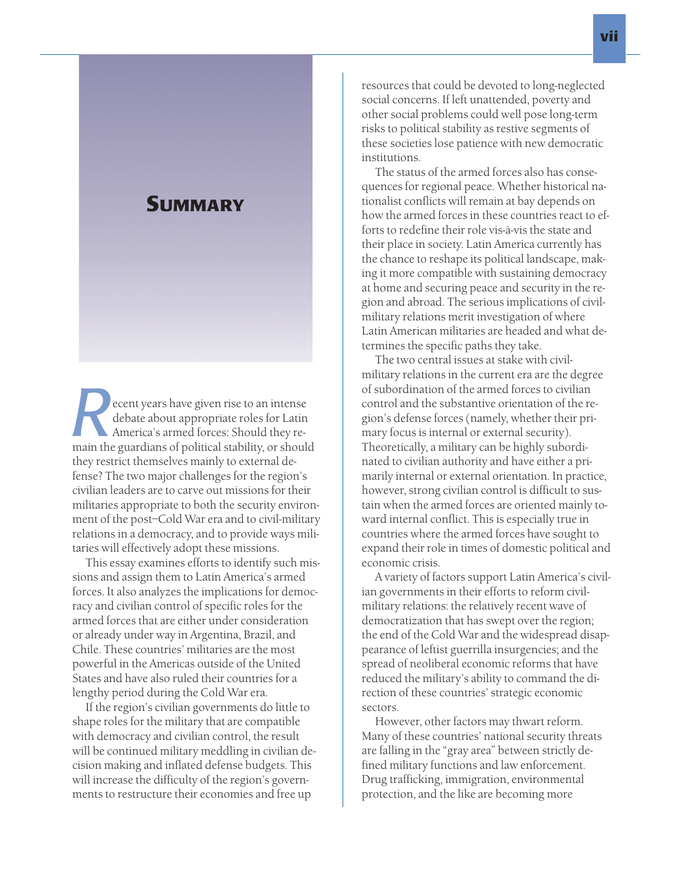# Summary

Recent years have given rise to an intense debate about appropriate roles for Latin America's armed forces: Should they remain the guardians of political stability, or should they restrict themselves mainly to external defense? The two major challenges for the region's civilian leaders are to carve out missions for their militaries appropriate to both the security environment of the post–Cold War era and to civil-military relations in a democracy, and to provide ways militaries will effectively adopt these missions.

This essay examines efforts to identify such missions and assign them to Latin America's armed forces. It also analyzes the implications for democracy and civilian control of specific roles for the armed forces that are either under consideration or already under way in Argentina, Brazil, and Chile. These countries' militaries are the most powerful in the Americas outside of the United States and have also ruled their countries for a lengthy period during the Cold War era.

If the region's civilian governments do little to shape roles for the military that are compatible with democracy and civilian control, the result will be continued military meddling in civilian decision making and inflated defense budgets. This will increase the difficulty of the region's governments to restructure their economies and free up resources that could be devoted to long-neglected social concerns. If left unattended, poverty and other social problems could well pose long-term risks to political stability as restive segments of these societies lose patience with new democratic institutions.

The status of the armed forces also has consequences for regional peace. Whether historical nationalist conflicts will remain at bay depends on how the armed forces in these countries react to efforts to redefine their role vis-à-vis the state and their place in society. Latin America currently has the chance to reshape its political landscape, making it more compatible with sustaining democracy at home and securing peace and security in the region and abroad. The serious implications of civil-military relations merit investigation of where Latin American militaries are headed and what determines the specific paths they take.

The two central issues at stake with civil-military relations in the current era are the degree of subordination of the armed forces to civilian control and the substantive orientation of the region's defense forces (namely, whether their primary focus is internal or external security). Theoretically, a military can be highly subordinated to civilian authority and have either a primarily internal or external orientation. In practice, however, strong civilian control is difficult to sustain when the armed forces are oriented mainly toward internal conflict. This is especially true in countries where the armed forces have sought to expand their role in times of domestic political and economic crisis.

A variety of factors support Latin America's civilian governments in their efforts to reform civil-military relations: the relatively recent wave of democratization that has swept over the region; the end of the Cold War and the widespread disappearance of leftist guerrilla insurgencies; and the spread of neoliberal economic reforms that have reduced the military's ability to command the direction of these countries' strategic economic sectors.

However, other factors may thwart reform. Many of these countries' national security threats are falling in the "gray area" between strictly defined military functions and law enforcement. Drug trafficking, immigration, environmental protection, and the like are becoming more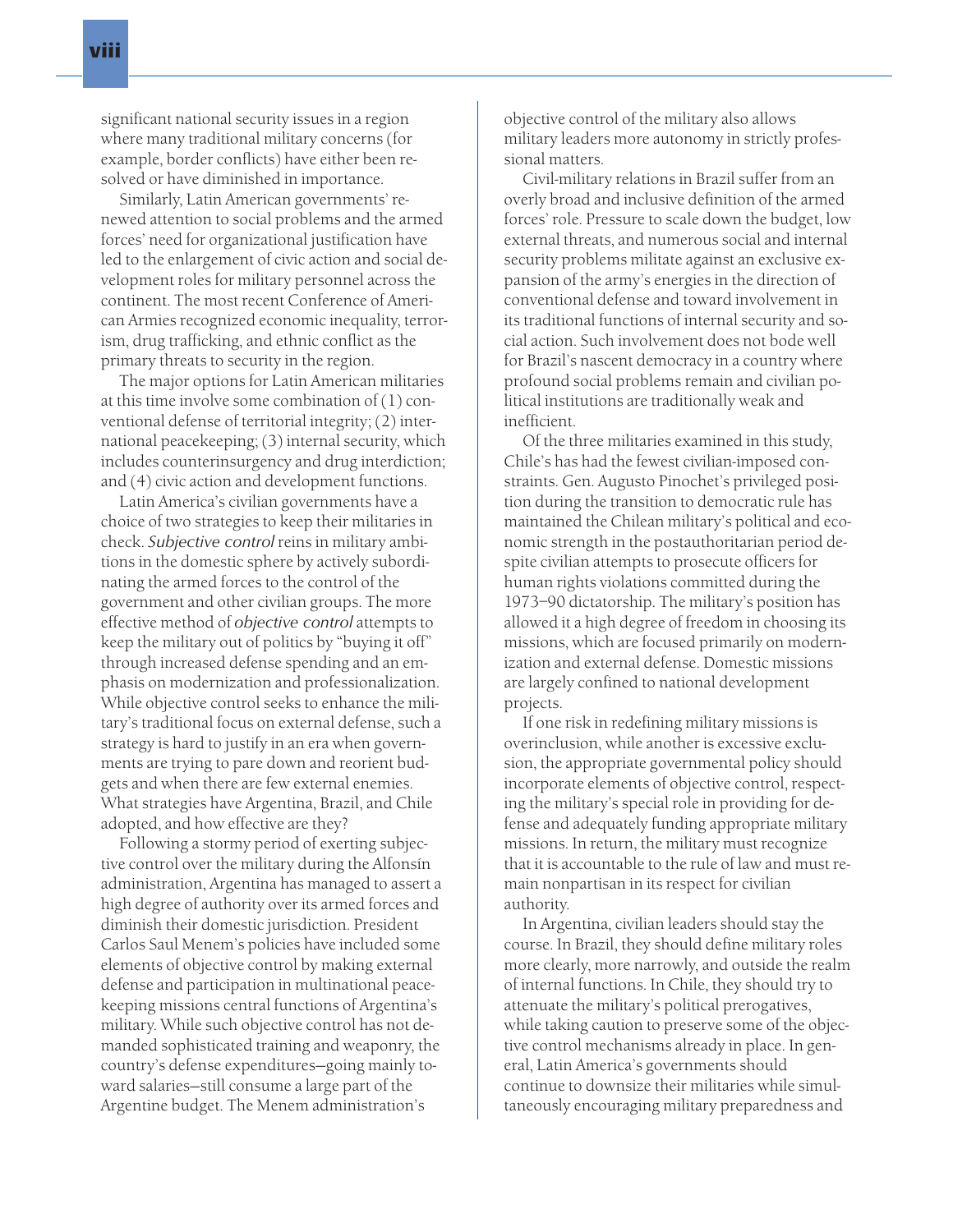significant national security issues in a region where many traditional military concerns (for example, border conflicts) have either been resolved or have diminished in importance.

Similarly, Latin American governments' renewed attention to social problems and the armed forces' need for organizational justification have led to the enlargement of civic action and social development roles for military personnel across the continent. The most recent Conference of American Armies recognized economic inequality, terrorism, drug trafficking, and ethnic conflict as the primary threats to security in the region.

The major options for Latin American militaries at this time involve some combination of (1) conventional defense of territorial integrity; (2) international peacekeeping; (3) internal security, which includes counterinsurgency and drug interdiction; and (4) civic action and development functions.

Latin America's civilian governments have a choice of two strategies to keep their militaries in check. *Subjective control* reins in military ambitions in the domestic sphere by actively subordinating the armed forces to the control of the government and other civilian groups. The more effective method of *objective control* attempts to keep the military out of politics by "buying it off" through increased defense spending and an emphasis on modernization and professionalization. While objective control seeks to enhance the military's traditional focus on external defense, such a strategy is hard to justify in an era when governments are trying to pare down and reorient budgets and when there are few external enemies. What strategies have Argentina, Brazil, and Chile adopted, and how effective are they?

Following a stormy period of exerting subjective control over the military during the Alfonsín administration, Argentina has managed to assert a high degree of authority over its armed forces and diminish their domestic jurisdiction. President Carlos Saul Menem's policies have included some elements of objective control by making external defense and participation in multinational peacekeeping missions central functions of Argentina's military. While such objective control has not demanded sophisticated training and weaponry, the country's defense expenditures—going mainly toward salaries—still consume a large part of the Argentine budget. The Menem administration's objective control of the military also allows military leaders more autonomy in strictly professional matters.

Civil-military relations in Brazil suffer from an overly broad and inclusive definition of the armed forces' role. Pressure to scale down the budget, low external threats, and numerous social and internal security problems militate against an exclusive expansion of the army's energies in the direction of conventional defense and toward involvement in its traditional functions of internal security and social action. Such involvement does not bode well for Brazil's nascent democracy in a country where profound social problems remain and civilian political institutions are traditionally weak and inefficient.

Of the three militaries examined in this study, Chile's has had the fewest civilian-imposed constraints. Gen. Augusto Pinochet's privileged position during the transition to democratic rule has maintained the Chilean military's political and economic strength in the postauthoritarian period despite civilian attempts to prosecute officers for human rights violations committed during the 1973–90 dictatorship. The military's position has allowed it a high degree of freedom in choosing its missions, which are focused primarily on modernization and external defense. Domestic missions are largely confined to national development projects.

If one risk in redefining military missions is overinclusion, while another is excessive exclusion, the appropriate governmental policy should incorporate elements of objective control, respecting the military's special role in providing for defense and adequately funding appropriate military missions. In return, the military must recognize that it is accountable to the rule of law and must remain nonpartisan in its respect for civilian authority.

In Argentina, civilian leaders should stay the course. In Brazil, they should define military roles more clearly, more narrowly, and outside the realm of internal functions. In Chile, they should try to attenuate the military's political prerogatives, while taking caution to preserve some of the objective control mechanisms already in place. In general, Latin America's governments should continue to downsize their militaries while simultaneously encouraging military preparedness and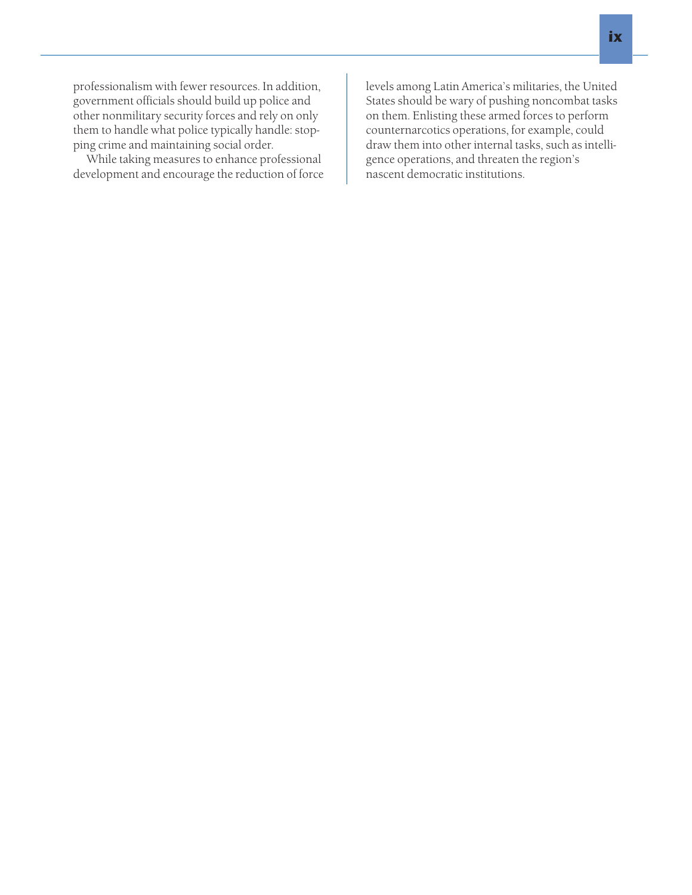professionalism with fewer resources. In addition, government officials should build up police and other nonmilitary security forces and rely on only them to handle what police typically handle: stopping crime and maintaining social order.

While taking measures to enhance professional development and encourage the reduction of force levels among Latin America's militaries, the United States should be wary of pushing noncombat tasks on them. Enlisting these armed forces to perform counternarcotics operations, for example, could draw them into other internal tasks, such as intelligence operations, and threaten the region's nascent democratic institutions.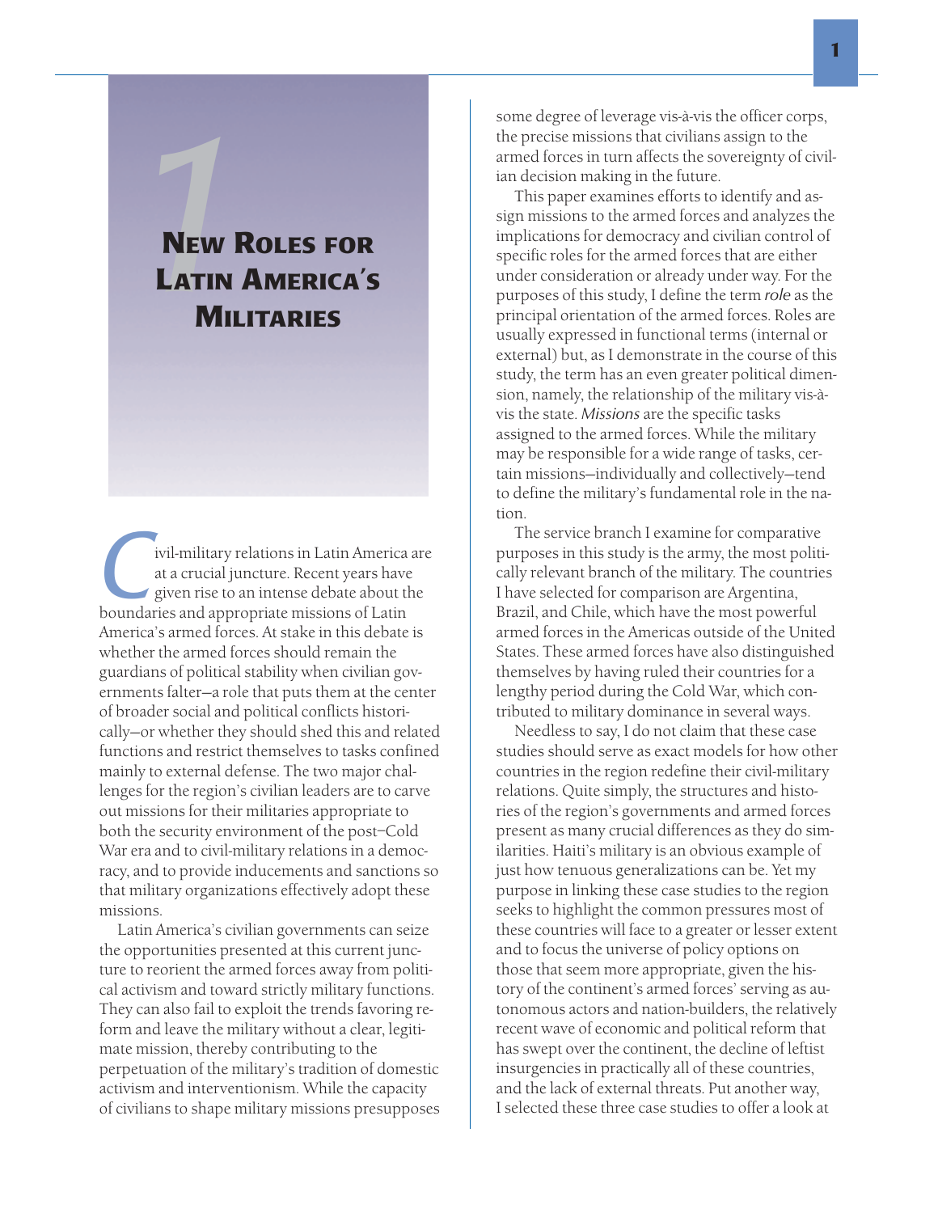# 1 New Roles for Latin America's Militaries

Civil-military relations in Latin America are at a crucial juncture. Recent years have given rise to an intense debate about the boundaries and appropriate missions of Latin America's armed forces. At stake in this debate is whether the armed forces should remain the guardians of political stability when civilian governments falter—a role that puts them at the center of broader social and political conflicts historically—or whether they should shed this and related functions and restrict themselves to tasks confined mainly to external defense. The two major challenges for the region's civilian leaders are to carve out missions for their militaries appropriate to both the security environment of the post–Cold War era and to civil-military relations in a democracy, and to provide inducements and sanctions so that military organizations effectively adopt these missions.

Latin America's civilian governments can seize the opportunities presented at this current juncture to reorient the armed forces away from political activism and toward strictly military functions. They can also fail to exploit the trends favoring reform and leave the military without a clear, legitimate mission, thereby contributing to the perpetuation of the military's tradition of domestic activism and interventionism. While the capacity of civilians to shape military missions presupposes some degree of leverage vis-à-vis the officer corps, the precise missions that civilians assign to the armed forces in turn affects the sovereignty of civilian decision making in the future.

This paper examines efforts to identify and assign missions to the armed forces and analyzes the implications for democracy and civilian control of specific roles for the armed forces that are either under consideration or already under way. For the purposes of this study, I define the term *role* as the principal orientation of the armed forces. Roles are usually expressed in functional terms (internal or external) but, as I demonstrate in the course of this study, the term has an even greater political dimension, namely, the relationship of the military vis-à-vis the state. *Missions* are the specific tasks assigned to the armed forces. While the military may be responsible for a wide range of tasks, certain missions—individually and collectively—tend to define the military's fundamental role in the nation.

The service branch I examine for comparative purposes in this study is the army, the most politically relevant branch of the military. The countries I have selected for comparison are Argentina, Brazil, and Chile, which have the most powerful armed forces in the Americas outside of the United States. These armed forces have also distinguished themselves by having ruled their countries for a lengthy period during the Cold War, which contributed to military dominance in several ways.

Needless to say, I do not claim that these case studies should serve as exact models for how other countries in the region redefine their civil-military relations. Quite simply, the structures and histories of the region's governments and armed forces present as many crucial differences as they do similarities. Haiti's military is an obvious example of just how tenuous generalizations can be. Yet my purpose in linking these case studies to the region seeks to highlight the common pressures most of these countries will face to a greater or lesser extent and to focus the universe of policy options on those that seem more appropriate, given the history of the continent's armed forces' serving as autonomous actors and nation-builders, the relatively recent wave of economic and political reform that has swept over the continent, the decline of leftist insurgencies in practically all of these countries, and the lack of external threats. Put another way, I selected these three case studies to offer a look at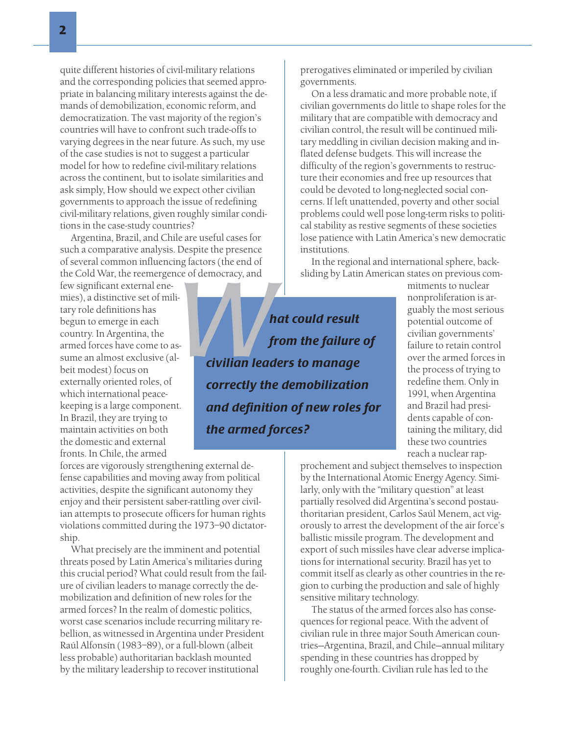quite different histories of civil-military relations and the corresponding policies that seemed appropriate in balancing military interests against the demands of demobilization, economic reform, and democratization. The vast majority of the region's countries will have to confront such trade-offs to varying degrees in the near future. As such, my use of the case studies is not to suggest a particular model for how to redefine civil-military relations across the continent, but to isolate similarities and ask simply, How should we expect other civilian governments to approach the issue of redefining civil-military relations, given roughly similar conditions in the case-study countries?

Argentina, Brazil, and Chile are useful cases for such a comparative analysis. Despite the presence of several common influencing factors (the end of the Cold War, the reemergence of democracy, and few significant external enemies), a distinctive set of military role definitions has begun to emerge in each country. In Argentina, the armed forces have come to assume an almost exclusive (albeit modest) focus on externally oriented roles, of which international peacekeeping is a large component. In Brazil, they are trying to maintain activities on both the domestic and external fronts. In Chile, the armed forces are vigorously strengthening external defense capabilities and moving away from political activities, despite the significant autonomy they enjoy and their persistent saber-rattling over civilian attempts to prosecute officers for human rights violations committed during the 1973–90 dictatorship.

What precisely are the imminent and potential threats posed by Latin America's militaries during this crucial period? What could result from the failure of civilian leaders to manage correctly the demobilization and definition of new roles for the armed forces? In the realm of domestic politics, worst case scenarios include recurring military rebellion, as witnessed in Argentina under President Raúl Alfonsín (1983–89), or a full-blown (albeit less probable) authoritarian backlash mounted by the military leadership to recover institutional prerogatives eliminated or imperiled by civilian governments.

On a less dramatic and more probable note, if civilian governments do little to shape roles for the military that are compatible with democracy and civilian control, the result will be continued military meddling in civilian decision making and inflated defense budgets. This will increase the difficulty of the region's governments to restructure their economies and free up resources that could be devoted to long-neglected social concerns. If left unattended, poverty and other social problems could well pose long-term risks to political stability as restive segments of these societies lose patience with Latin America's new democratic institutions.

In the regional and international sphere, backsliding by Latin American states on previous commitments to nuclear nonproliferation is arguably the most serious potential outcome of civilian governments' failure to retain control over the armed forces in the process of trying to redefine them. Only in 1991, when Argentina and Brazil had presidents capable of containing the military, did these two countries reach a nuclear rapprochement and subject themselves to inspection by the International Atomic Energy Agency. Similarly, only with the "military question" at least partially resolved did Argentina's second postauthoritarian president, Carlos Saúl Menem, act vigorously to arrest the development of the air force's ballistic missile program. The development and export of such missiles have clear adverse implications for international security. Brazil has yet to commit itself as clearly as other countries in the region to curbing the production and sale of highly sensitive military technology.

The status of the armed forces also has consequences for regional peace. With the advent of civilian rule in three major South American countries—Argentina, Brazil, and Chile—annual military spending in these countries has dropped by roughly one-fourth. Civilian rule has led to the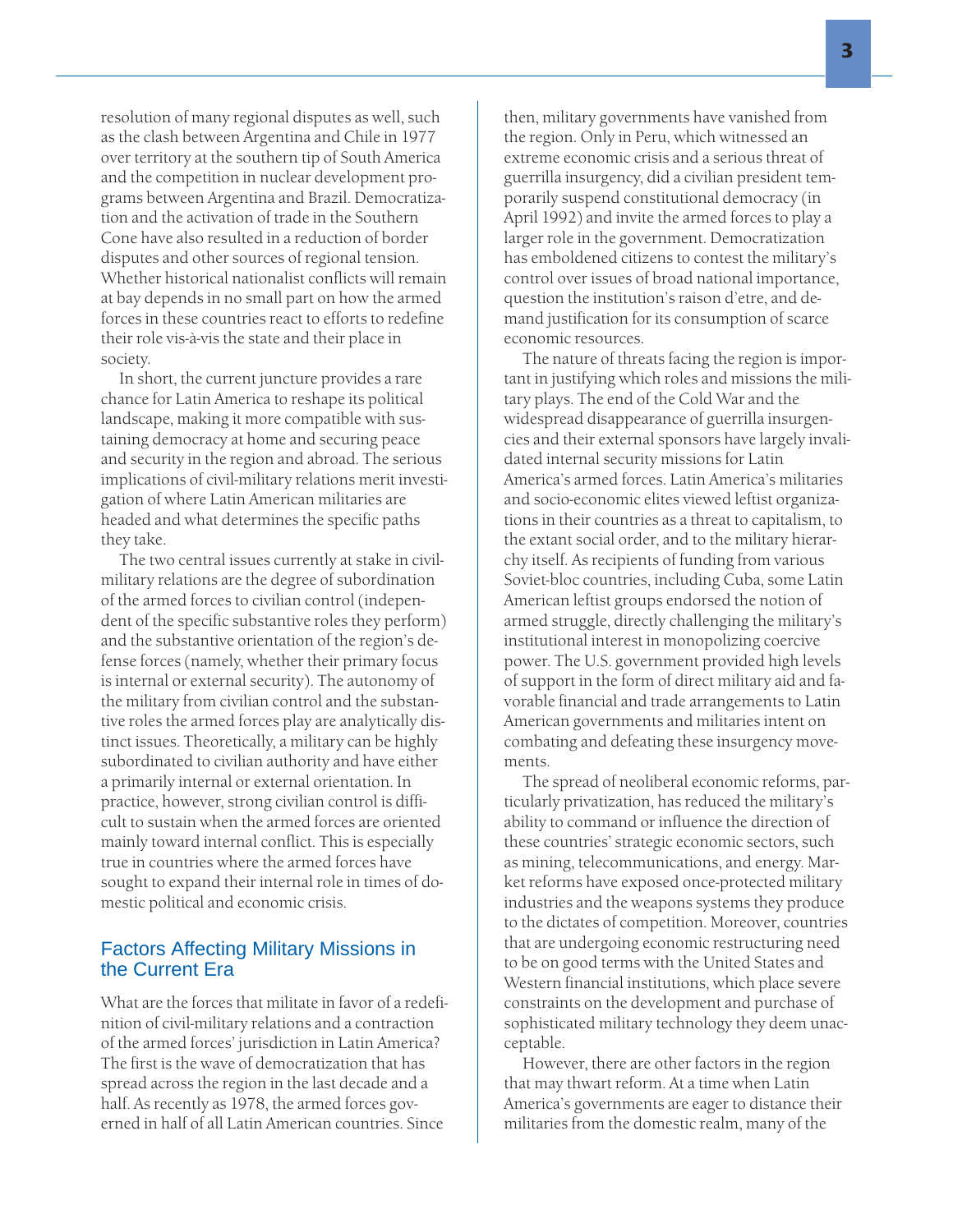resolution of many regional disputes as well, such as the clash between Argentina and Chile in 1977 over territory at the southern tip of South America and the competition in nuclear development programs between Argentina and Brazil. Democratization and the activation of trade in the Southern Cone have also resulted in a reduction of border disputes and other sources of regional tension. Whether historical nationalist conflicts will remain at bay depends in no small part on how the armed forces in these countries react to efforts to redefine their role vis-à-vis the state and their place in society.

In short, the current juncture provides a rare chance for Latin America to reshape its political landscape, making it more compatible with sustaining democracy at home and securing peace and security in the region and abroad. The serious implications of civil-military relations merit investigation of where Latin American militaries are headed and what determines the specific paths they take.

The two central issues currently at stake in civil-military relations are the degree of subordination of the armed forces to civilian control (independent of the specific substantive roles they perform) and the substantive orientation of the region's defense forces (namely, whether their primary focus is internal or external security). The autonomy of the military from civilian control and the substantive roles the armed forces play are analytically distinct issues. Theoretically, a military can be highly subordinated to civilian authority and have either a primarily internal or external orientation. In practice, however, strong civilian control is difficult to sustain when the armed forces are oriented mainly toward internal conflict. This is especially true in countries where the armed forces have sought to expand their internal role in times of domestic political and economic crisis.

## Factors Affecting Military Missions in the Current Era

What are the forces that militate in favor of a redefinition of civil-military relations and a contraction of the armed forces' jurisdiction in Latin America? The first is the wave of democratization that has spread across the region in the last decade and a half. As recently as 1978, the armed forces governed in half of all Latin American countries. Since then, military governments have vanished from the region. Only in Peru, which witnessed an extreme economic crisis and a serious threat of guerrilla insurgency, did a civilian president temporarily suspend constitutional democracy (in April 1992) and invite the armed forces to play a larger role in the government. Democratization has emboldened citizens to contest the military's control over issues of broad national importance, question the institution's raison d'etre, and demand justification for its consumption of scarce economic resources.

The nature of threats facing the region is important in justifying which roles and missions the military plays. The end of the Cold War and the widespread disappearance of guerrilla insurgencies and their external sponsors have largely invalidated internal security missions for Latin America's armed forces. Latin America's militaries and socio-economic elites viewed leftist organizations in their countries as a threat to capitalism, to the extant social order, and to the military hierarchy itself. As recipients of funding from various Soviet-bloc countries, including Cuba, some Latin American leftist groups endorsed the notion of armed struggle, directly challenging the military's institutional interest in monopolizing coercive power. The U.S. government provided high levels of support in the form of direct military aid and favorable financial and trade arrangements to Latin American governments and militaries intent on combating and defeating these insurgency movements.

The spread of neoliberal economic reforms, particularly privatization, has reduced the military's ability to command or influence the direction of these countries' strategic economic sectors, such as mining, telecommunications, and energy. Market reforms have exposed once-protected military industries and the weapons systems they produce to the dictates of competition. Moreover, countries that are undergoing economic restructuring need to be on good terms with the United States and Western financial institutions, which place severe constraints on the development and purchase of sophisticated military technology they deem unacceptable.

However, there are other factors in the region that may thwart reform. At a time when Latin America's governments are eager to distance their militaries from the domestic realm, many of the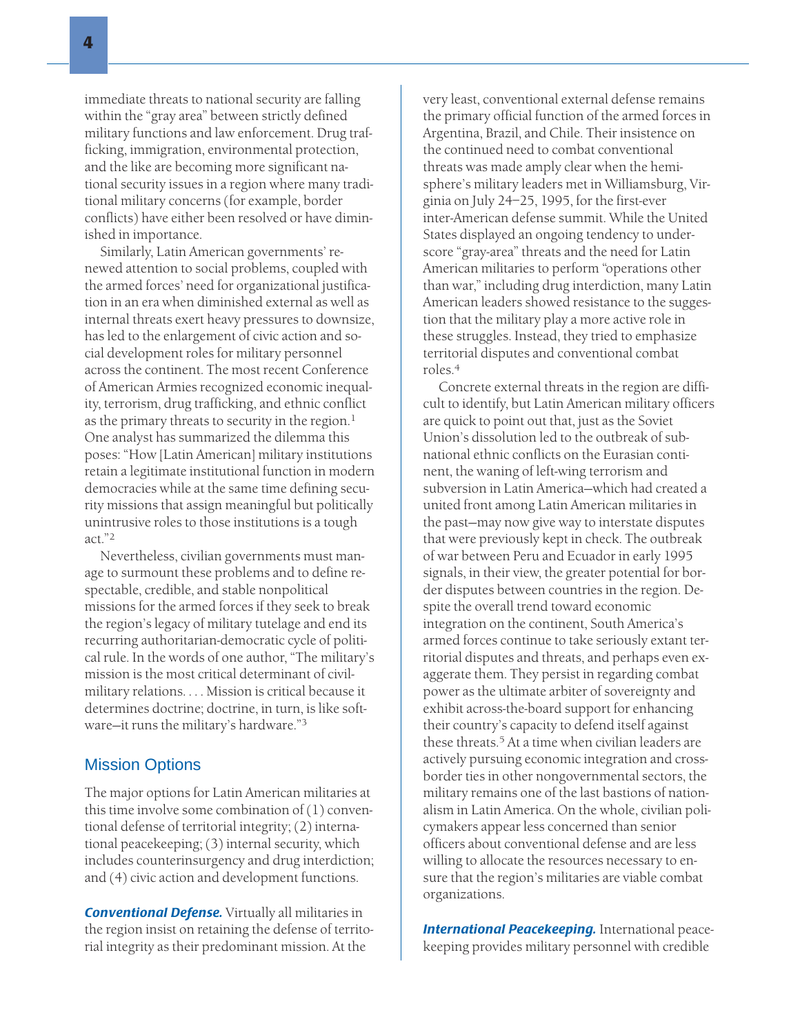immediate threats to national security are falling within the "gray area" between strictly defined military functions and law enforcement. Drug trafficking, immigration, environmental protection, and the like are becoming more significant national security issues in a region where many traditional military concerns (for example, border conflicts) have either been resolved or have diminished in importance.

Similarly, Latin American governments' renewed attention to social problems, coupled with the armed forces' need for organizational justification in an era when diminished external as well as internal threats exert heavy pressures to downsize, has led to the enlargement of civic action and social development roles for military personnel across the continent. The most recent Conference of American Armies recognized economic inequality, terrorism, drug trafficking, and ethnic conflict as the primary threats to security in the region.[1] One analyst has summarized the dilemma this poses: "How [Latin American] military institutions retain a legitimate institutional function in modern democracies while at the same time defining security missions that assign meaningful but politically unintrusive roles to those institutions is a tough act."[2]

Nevertheless, civilian governments must manage to surmount these problems and to define respectable, credible, and stable nonpolitical missions for the armed forces if they seek to break the region's legacy of military tutelage and end its recurring authoritarian-democratic cycle of political rule. In the words of one author, "The military's mission is the most critical determinant of civil-military relations. . . . Mission is critical because it determines doctrine; doctrine, in turn, is like software—it runs the military's hardware."[3]

## Mission Options

The major options for Latin American militaries at this time involve some combination of (1) conventional defense of territorial integrity; (2) international peacekeeping; (3) internal security, which includes counterinsurgency and drug interdiction; and (4) civic action and development functions.

***Conventional Defense.*** Virtually all militaries in the region insist on retaining the defense of territorial integrity as their predominant mission. At the very least, conventional external defense remains the primary official function of the armed forces in Argentina, Brazil, and Chile. Their insistence on the continued need to combat conventional threats was made amply clear when the hemisphere's military leaders met in Williamsburg, Virginia on July 24–25, 1995, for the first-ever inter-American defense summit. While the United States displayed an ongoing tendency to underscore "gray-area" threats and the need for Latin American militaries to perform "operations other than war," including drug interdiction, many Latin American leaders showed resistance to the suggestion that the military play a more active role in these struggles. Instead, they tried to emphasize territorial disputes and conventional combat roles.[4]

Concrete external threats in the region are difficult to identify, but Latin American military officers are quick to point out that, just as the Soviet Union's dissolution led to the outbreak of subnational ethnic conflicts on the Eurasian continent, the waning of left-wing terrorism and subversion in Latin America—which had created a united front among Latin American militaries in the past—may now give way to interstate disputes that were previously kept in check. The outbreak of war between Peru and Ecuador in early 1995 signals, in their view, the greater potential for border disputes between countries in the region. Despite the overall trend toward economic integration on the continent, South America's armed forces continue to take seriously extant territorial disputes and threats, and perhaps even exaggerate them. They persist in regarding combat power as the ultimate arbiter of sovereignty and exhibit across-the-board support for enhancing their country's capacity to defend itself against these threats.[5] At a time when civilian leaders are actively pursuing economic integration and cross-border ties in other nongovernmental sectors, the military remains one of the last bastions of nationalism in Latin America. On the whole, civilian policymakers appear less concerned than senior officers about conventional defense and are less willing to allocate the resources necessary to ensure that the region's militaries are viable combat organizations.

***International Peacekeeping.*** International peacekeeping provides military personnel with credible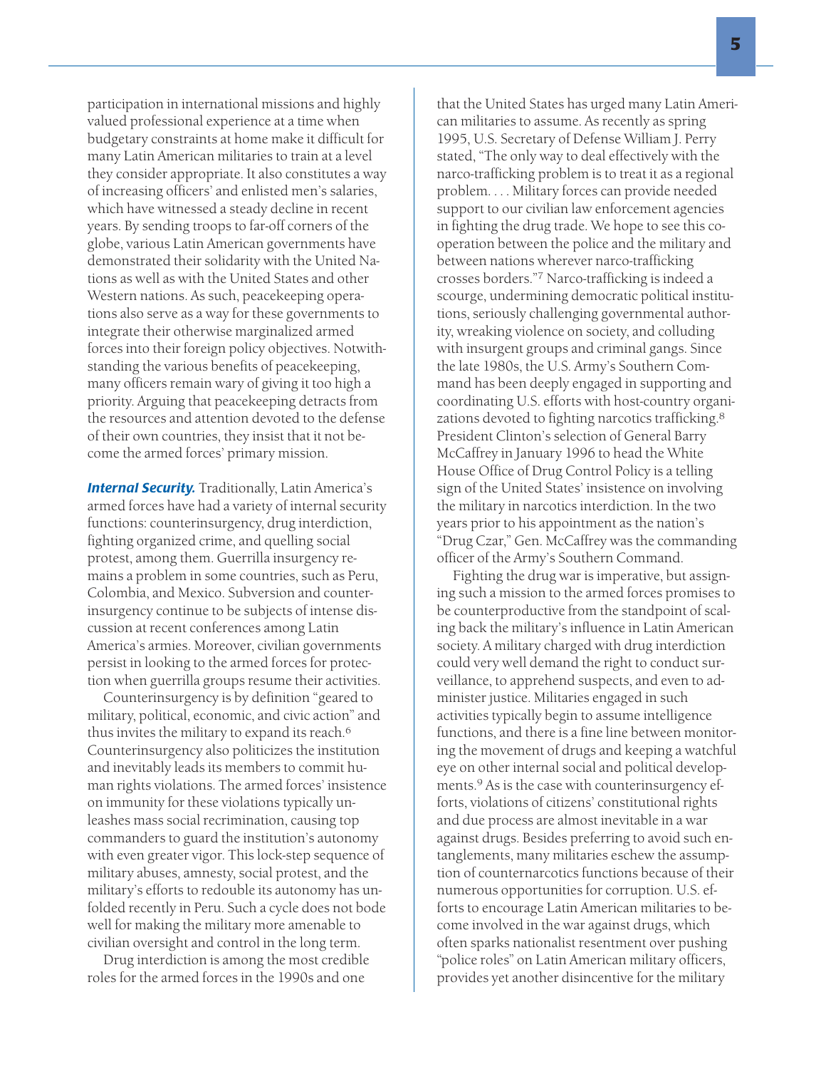participation in international missions and highly valued professional experience at a time when budgetary constraints at home make it difficult for many Latin American militaries to train at a level they consider appropriate. It also constitutes a way of increasing officers' and enlisted men's salaries, which have witnessed a steady decline in recent years. By sending troops to far-off corners of the globe, various Latin American governments have demonstrated their solidarity with the United Nations as well as with the United States and other Western nations. As such, peacekeeping operations also serve as a way for these governments to integrate their otherwise marginalized armed forces into their foreign policy objectives. Notwithstanding the various benefits of peacekeeping, many officers remain wary of giving it too high a priority. Arguing that peacekeeping detracts from the resources and attention devoted to the defense of their own countries, they insist that it not become the armed forces' primary mission.

***Internal Security.*** Traditionally, Latin America's armed forces have had a variety of internal security functions: counterinsurgency, drug interdiction, fighting organized crime, and quelling social protest, among them. Guerrilla insurgency remains a problem in some countries, such as Peru, Colombia, and Mexico. Subversion and counterinsurgency continue to be subjects of intense discussion at recent conferences among Latin America's armies. Moreover, civilian governments persist in looking to the armed forces for protection when guerrilla groups resume their activities.

Counterinsurgency is by definition "geared to military, political, economic, and civic action" and thus invites the military to expand its reach.[6] Counterinsurgency also politicizes the institution and inevitably leads its members to commit human rights violations. The armed forces' insistence on immunity for these violations typically unleashes mass social recrimination, causing top commanders to guard the institution's autonomy with even greater vigor. This lock-step sequence of military abuses, amnesty, social protest, and the military's efforts to redouble its autonomy has unfolded recently in Peru. Such a cycle does not bode well for making the military more amenable to civilian oversight and control in the long term.

Drug interdiction is among the most credible roles for the armed forces in the 1990s and one that the United States has urged many Latin American militaries to assume. As recently as spring 1995, U.S. Secretary of Defense William J. Perry stated, "The only way to deal effectively with the narco-trafficking problem is to treat it as a regional problem. . . . Military forces can provide needed support to our civilian law enforcement agencies in fighting the drug trade. We hope to see this cooperation between the police and the military and between nations wherever narco-trafficking crosses borders."[7] Narco-trafficking is indeed a scourge, undermining democratic political institutions, seriously challenging governmental authority, wreaking violence on society, and colluding with insurgent groups and criminal gangs. Since the late 1980s, the U.S. Army's Southern Command has been deeply engaged in supporting and coordinating U.S. efforts with host-country organizations devoted to fighting narcotics trafficking.[8] President Clinton's selection of General Barry McCaffrey in January 1996 to head the White House Office of Drug Control Policy is a telling sign of the United States' insistence on involving the military in narcotics interdiction. In the two years prior to his appointment as the nation's "Drug Czar," Gen. McCaffrey was the commanding officer of the Army's Southern Command.

Fighting the drug war is imperative, but assigning such a mission to the armed forces promises to be counterproductive from the standpoint of scaling back the military's influence in Latin American society. A military charged with drug interdiction could very well demand the right to conduct surveillance, to apprehend suspects, and even to administer justice. Militaries engaged in such activities typically begin to assume intelligence functions, and there is a fine line between monitoring the movement of drugs and keeping a watchful eye on other internal social and political developments.[9] As is the case with counterinsurgency efforts, violations of citizens' constitutional rights and due process are almost inevitable in a war against drugs. Besides preferring to avoid such entanglements, many militaries eschew the assumption of counternarcotics functions because of their numerous opportunities for corruption. U.S. efforts to encourage Latin American militaries to become involved in the war against drugs, which often sparks nationalist resentment over pushing "police roles" on Latin American military officers, provides yet another disincentive for the military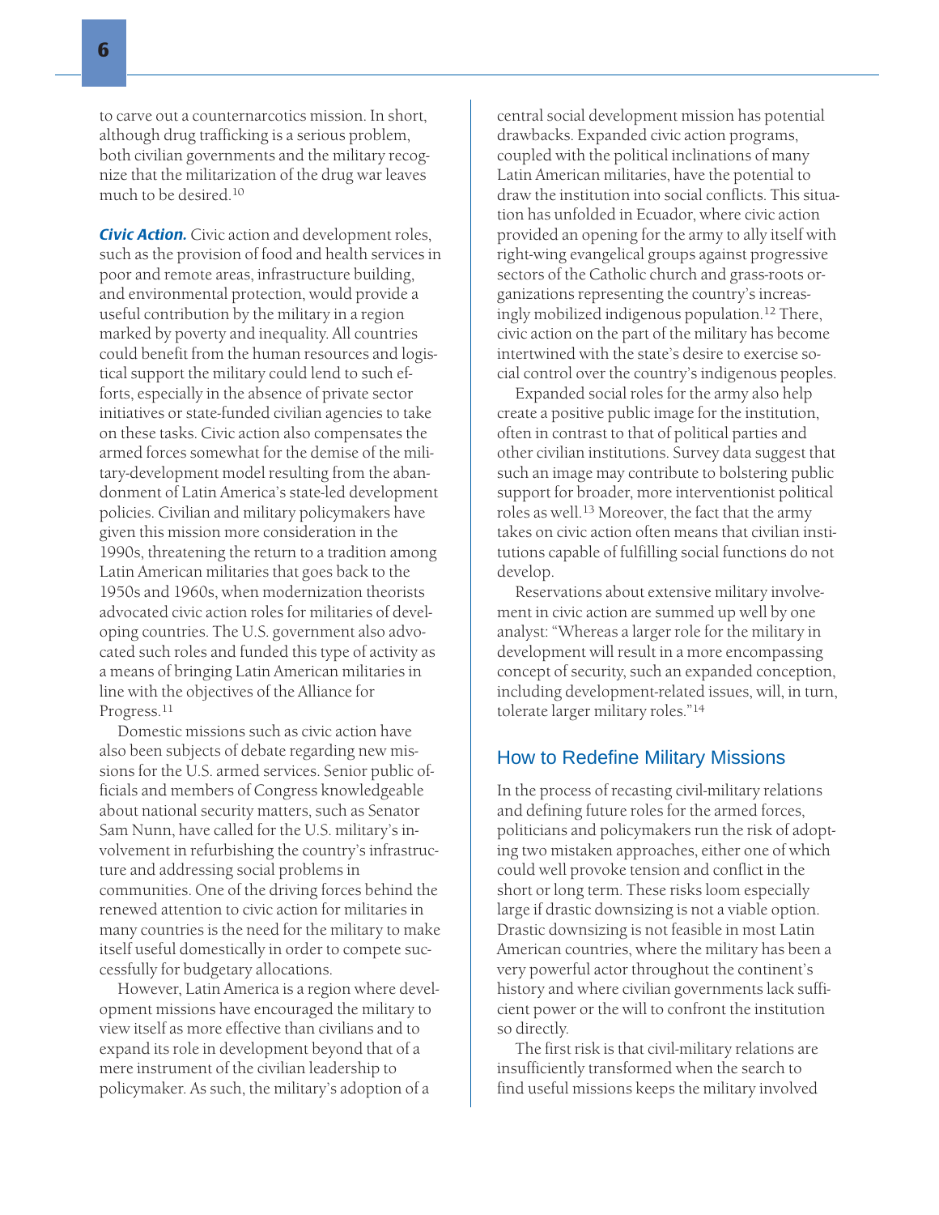to carve out a counternarcotics mission. In short, although drug trafficking is a serious problem, both civilian governments and the military recognize that the militarization of the drug war leaves much to be desired.[10]

***Civic Action.*** Civic action and development roles, such as the provision of food and health services in poor and remote areas, infrastructure building, and environmental protection, would provide a useful contribution by the military in a region marked by poverty and inequality. All countries could benefit from the human resources and logistical support the military could lend to such efforts, especially in the absence of private sector initiatives or state-funded civilian agencies to take on these tasks. Civic action also compensates the armed forces somewhat for the demise of the military-development model resulting from the abandonment of Latin America's state-led development policies. Civilian and military policymakers have given this mission more consideration in the 1990s, threatening the return to a tradition among Latin American militaries that goes back to the 1950s and 1960s, when modernization theorists advocated civic action roles for militaries of developing countries. The U.S. government also advocated such roles and funded this type of activity as a means of bringing Latin American militaries in line with the objectives of the Alliance for Progress.[11]

Domestic missions such as civic action have also been subjects of debate regarding new missions for the U.S. armed services. Senior public officials and members of Congress knowledgeable about national security matters, such as Senator Sam Nunn, have called for the U.S. military's involvement in refurbishing the country's infrastructure and addressing social problems in communities. One of the driving forces behind the renewed attention to civic action for militaries in many countries is the need for the military to make itself useful domestically in order to compete successfully for budgetary allocations.

However, Latin America is a region where development missions have encouraged the military to view itself as more effective than civilians and to expand its role in development beyond that of a mere instrument of the civilian leadership to policymaker. As such, the military's adoption of a central social development mission has potential drawbacks. Expanded civic action programs, coupled with the political inclinations of many Latin American militaries, have the potential to draw the institution into social conflicts. This situation has unfolded in Ecuador, where civic action provided an opening for the army to ally itself with right-wing evangelical groups against progressive sectors of the Catholic church and grass-roots organizations representing the country's increasingly mobilized indigenous population.[12] There, civic action on the part of the military has become intertwined with the state's desire to exercise social control over the country's indigenous peoples.

Expanded social roles for the army also help create a positive public image for the institution, often in contrast to that of political parties and other civilian institutions. Survey data suggest that such an image may contribute to bolstering public support for broader, more interventionist political roles as well.[13] Moreover, the fact that the army takes on civic action often means that civilian institutions capable of fulfilling social functions do not develop.

Reservations about extensive military involvement in civic action are summed up well by one analyst: "Whereas a larger role for the military in development will result in a more encompassing concept of security, such an expanded conception, including development-related issues, will, in turn, tolerate larger military roles."[14]

## How to Redefine Military Missions

In the process of recasting civil-military relations and defining future roles for the armed forces, politicians and policymakers run the risk of adopting two mistaken approaches, either one of which could well provoke tension and conflict in the short or long term. These risks loom especially large if drastic downsizing is not a viable option. Drastic downsizing is not feasible in most Latin American countries, where the military has been a very powerful actor throughout the continent's history and where civilian governments lack sufficient power or the will to confront the institution so directly.

The first risk is that civil-military relations are insufficiently transformed when the search to find useful missions keeps the military involved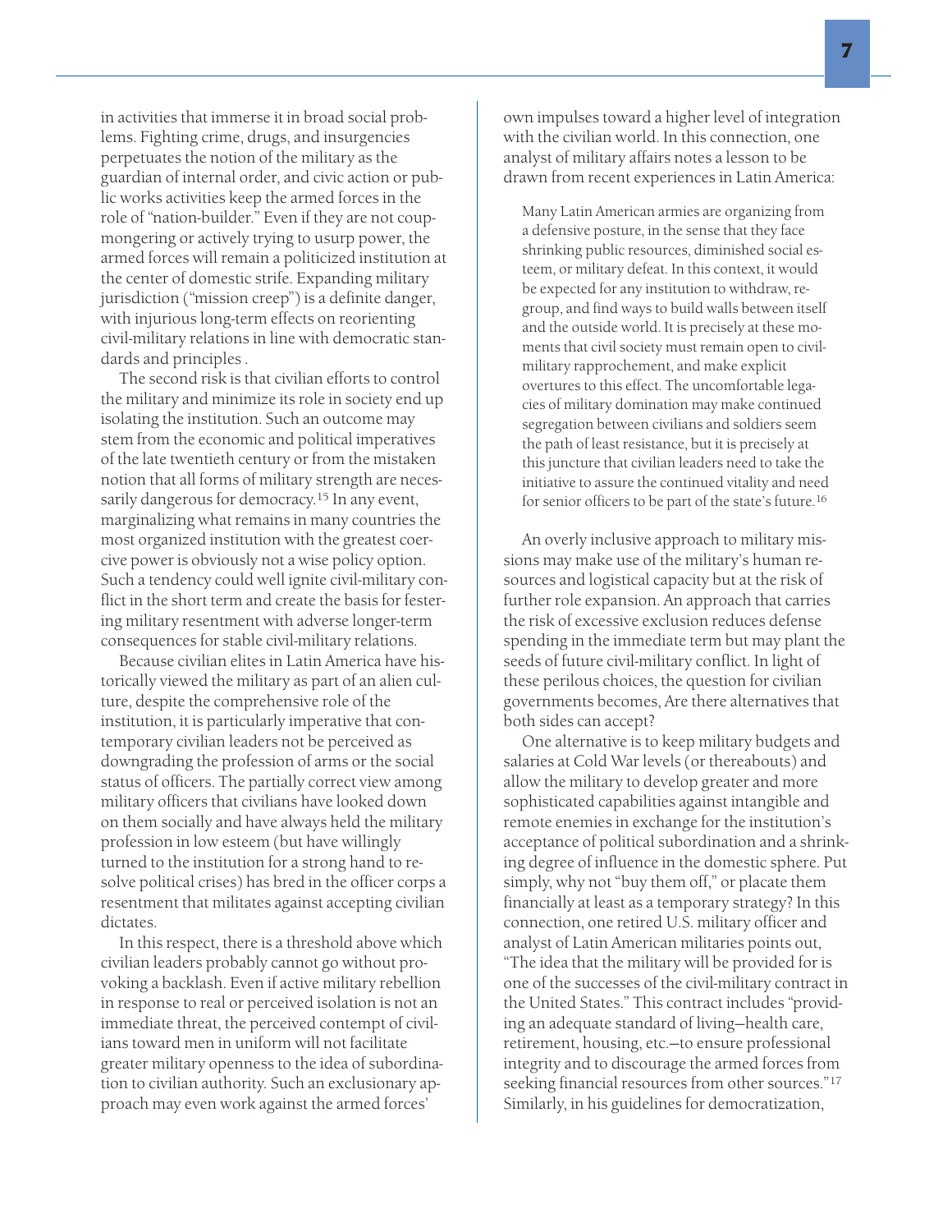in activities that immerse it in broad social problems. Fighting crime, drugs, and insurgencies perpetuates the notion of the military as the guardian of internal order, and civic action or public works activities keep the armed forces in the role of "nation-builder." Even if they are not coup-mongering or actively trying to usurp power, the armed forces will remain a politicized institution at the center of domestic strife. Expanding military jurisdiction ("mission creep") is a definite danger, with injurious long-term effects on reorienting civil-military relations in line with democratic standards and principles .

The second risk is that civilian efforts to control the military and minimize its role in society end up isolating the institution. Such an outcome may stem from the economic and political imperatives of the late twentieth century or from the mistaken notion that all forms of military strength are necessarily dangerous for democracy.[15] In any event, marginalizing what remains in many countries the most organized institution with the greatest coercive power is obviously not a wise policy option. Such a tendency could well ignite civil-military conflict in the short term and create the basis for festering military resentment with adverse longer-term consequences for stable civil-military relations.

Because civilian elites in Latin America have historically viewed the military as part of an alien culture, despite the comprehensive role of the institution, it is particularly imperative that contemporary civilian leaders not be perceived as downgrading the profession of arms or the social status of officers. The partially correct view among military officers that civilians have looked down on them socially and have always held the military profession in low esteem (but have willingly turned to the institution for a strong hand to resolve political crises) has bred in the officer corps a resentment that militates against accepting civilian dictates.

In this respect, there is a threshold above which civilian leaders probably cannot go without provoking a backlash. Even if active military rebellion in response to real or perceived isolation is not an immediate threat, the perceived contempt of civilians toward men in uniform will not facilitate greater military openness to the idea of subordination to civilian authority. Such an exclusionary approach may even work against the armed forces' own impulses toward a higher level of integration with the civilian world. In this connection, one analyst of military affairs notes a lesson to be drawn from recent experiences in Latin America:

> Many Latin American armies are organizing from a defensive posture, in the sense that they face shrinking public resources, diminished social esteem, or military defeat. In this context, it would be expected for any institution to withdraw, regroup, and find ways to build walls between itself and the outside world. It is precisely at these moments that civil society must remain open to civil-military rapprochement, and make explicit overtures to this effect. The uncomfortable legacies of military domination may make continued segregation between civilians and soldiers seem the path of least resistance, but it is precisely at this juncture that civilian leaders need to take the initiative to assure the continued vitality and need for senior officers to be part of the state's future.[16]

An overly inclusive approach to military missions may make use of the military's human resources and logistical capacity but at the risk of further role expansion. An approach that carries the risk of excessive exclusion reduces defense spending in the immediate term but may plant the seeds of future civil-military conflict. In light of these perilous choices, the question for civilian governments becomes, Are there alternatives that both sides can accept?

One alternative is to keep military budgets and salaries at Cold War levels (or thereabouts) and allow the military to develop greater and more sophisticated capabilities against intangible and remote enemies in exchange for the institution's acceptance of political subordination and a shrinking degree of influence in the domestic sphere. Put simply, why not "buy them off," or placate them financially at least as a temporary strategy? In this connection, one retired U.S. military officer and analyst of Latin American militaries points out, "The idea that the military will be provided for is one of the successes of the civil-military contract in the United States." This contract includes "providing an adequate standard of living—health care, retirement, housing, etc.—to ensure professional integrity and to discourage the armed forces from seeking financial resources from other sources."[17] Similarly, in his guidelines for democratization,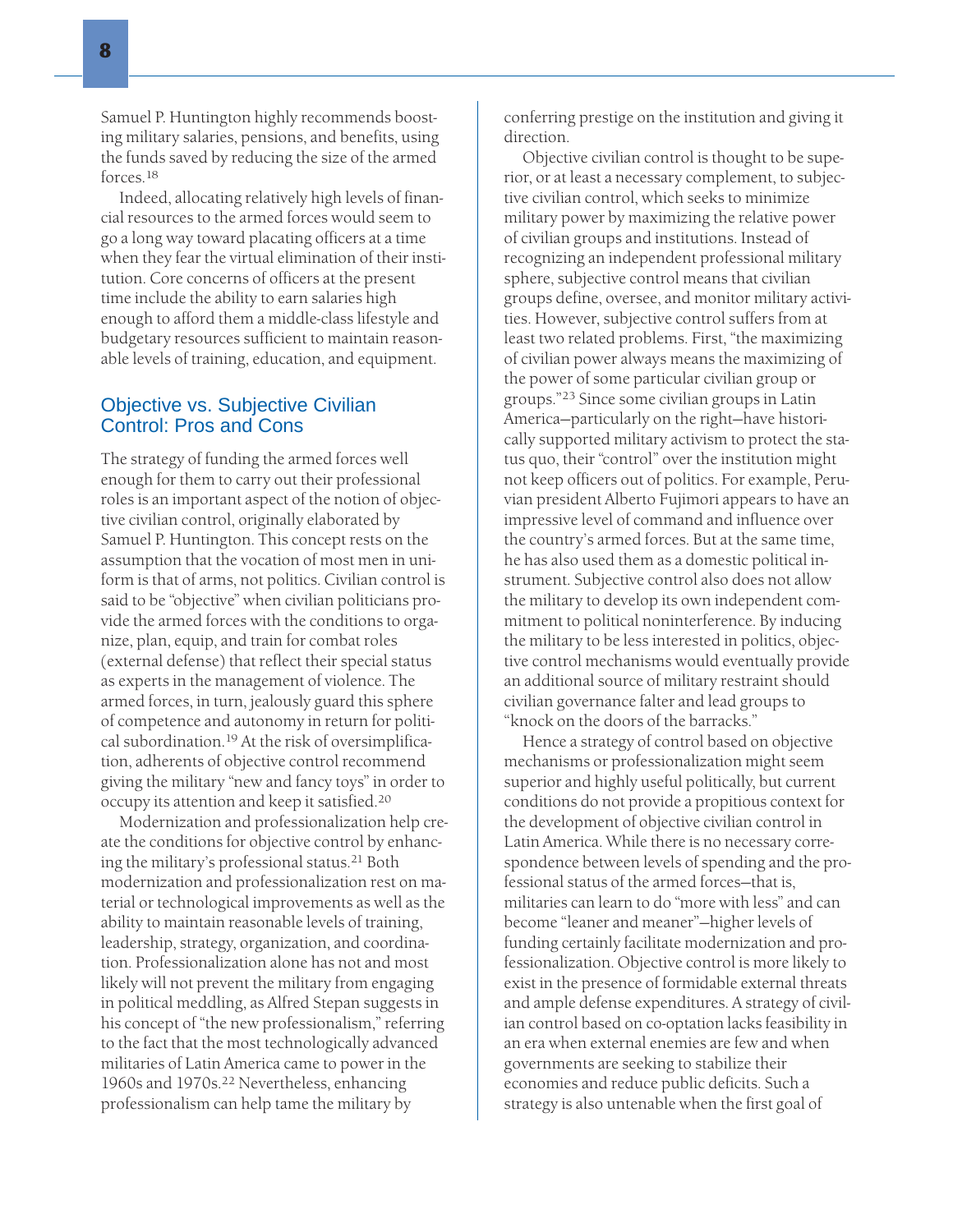Samuel P. Huntington highly recommends boosting military salaries, pensions, and benefits, using the funds saved by reducing the size of the armed forces.[18]

Indeed, allocating relatively high levels of financial resources to the armed forces would seem to go a long way toward placating officers at a time when they fear the virtual elimination of their institution. Core concerns of officers at the present time include the ability to earn salaries high enough to afford them a middle-class lifestyle and budgetary resources sufficient to maintain reasonable levels of training, education, and equipment.

## Objective vs. Subjective Civilian Control: Pros and Cons

The strategy of funding the armed forces well enough for them to carry out their professional roles is an important aspect of the notion of objective civilian control, originally elaborated by Samuel P. Huntington. This concept rests on the assumption that the vocation of most men in uniform is that of arms, not politics. Civilian control is said to be "objective" when civilian politicians provide the armed forces with the conditions to organize, plan, equip, and train for combat roles (external defense) that reflect their special status as experts in the management of violence. The armed forces, in turn, jealously guard this sphere of competence and autonomy in return for political subordination.[19] At the risk of oversimplification, adherents of objective control recommend giving the military "new and fancy toys" in order to occupy its attention and keep it satisfied.[20]

Modernization and professionalization help create the conditions for objective control by enhancing the military's professional status.[21] Both modernization and professionalization rest on material or technological improvements as well as the ability to maintain reasonable levels of training, leadership, strategy, organization, and coordination. Professionalization alone has not and most likely will not prevent the military from engaging in political meddling, as Alfred Stepan suggests in his concept of "the new professionalism," referring to the fact that the most technologically advanced militaries of Latin America came to power in the 1960s and 1970s.[22] Nevertheless, enhancing professionalism can help tame the military by conferring prestige on the institution and giving it direction.

Objective civilian control is thought to be superior, or at least a necessary complement, to subjective civilian control, which seeks to minimize military power by maximizing the relative power of civilian groups and institutions. Instead of recognizing an independent professional military sphere, subjective control means that civilian groups define, oversee, and monitor military activities. However, subjective control suffers from at least two related problems. First, "the maximizing of civilian power always means the maximizing of the power of some particular civilian group or groups."[23] Since some civilian groups in Latin America—particularly on the right—have historically supported military activism to protect the status quo, their "control" over the institution might not keep officers out of politics. For example, Peruvian president Alberto Fujimori appears to have an impressive level of command and influence over the country's armed forces. But at the same time, he has also used them as a domestic political instrument. Subjective control also does not allow the military to develop its own independent commitment to political noninterference. By inducing the military to be less interested in politics, objective control mechanisms would eventually provide an additional source of military restraint should civilian governance falter and lead groups to "knock on the doors of the barracks."

Hence a strategy of control based on objective mechanisms or professionalization might seem superior and highly useful politically, but current conditions do not provide a propitious context for the development of objective civilian control in Latin America. While there is no necessary correspondence between levels of spending and the professional status of the armed forces—that is, militaries can learn to do "more with less" and can become "leaner and meaner"—higher levels of funding certainly facilitate modernization and professionalization. Objective control is more likely to exist in the presence of formidable external threats and ample defense expenditures. A strategy of civilian control based on co-optation lacks feasibility in an era when external enemies are few and when governments are seeking to stabilize their economies and reduce public deficits. Such a strategy is also untenable when the first goal of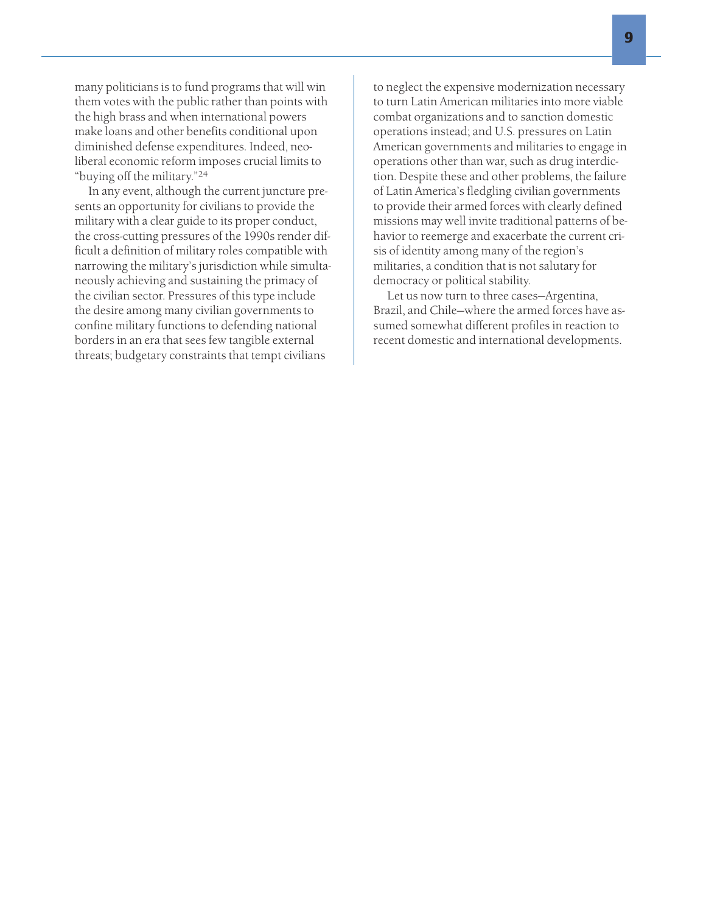many politicians is to fund programs that will win them votes with the public rather than points with the high brass and when international powers make loans and other benefits conditional upon diminished defense expenditures. Indeed, neoliberal economic reform imposes crucial limits to "buying off the military."[24]

In any event, although the current juncture presents an opportunity for civilians to provide the military with a clear guide to its proper conduct, the cross-cutting pressures of the 1990s render difficult a definition of military roles compatible with narrowing the military's jurisdiction while simultaneously achieving and sustaining the primacy of the civilian sector. Pressures of this type include the desire among many civilian governments to confine military functions to defending national borders in an era that sees few tangible external threats; budgetary constraints that tempt civilians to neglect the expensive modernization necessary to turn Latin American militaries into more viable combat organizations and to sanction domestic operations instead; and U.S. pressures on Latin American governments and militaries to engage in operations other than war, such as drug interdiction. Despite these and other problems, the failure of Latin America's fledgling civilian governments to provide their armed forces with clearly defined missions may well invite traditional patterns of behavior to reemerge and exacerbate the current crisis of identity among many of the region's militaries, a condition that is not salutary for democracy or political stability.

Let us now turn to three cases—Argentina, Brazil, and Chile—where the armed forces have assumed somewhat different profiles in reaction to recent domestic and international developments.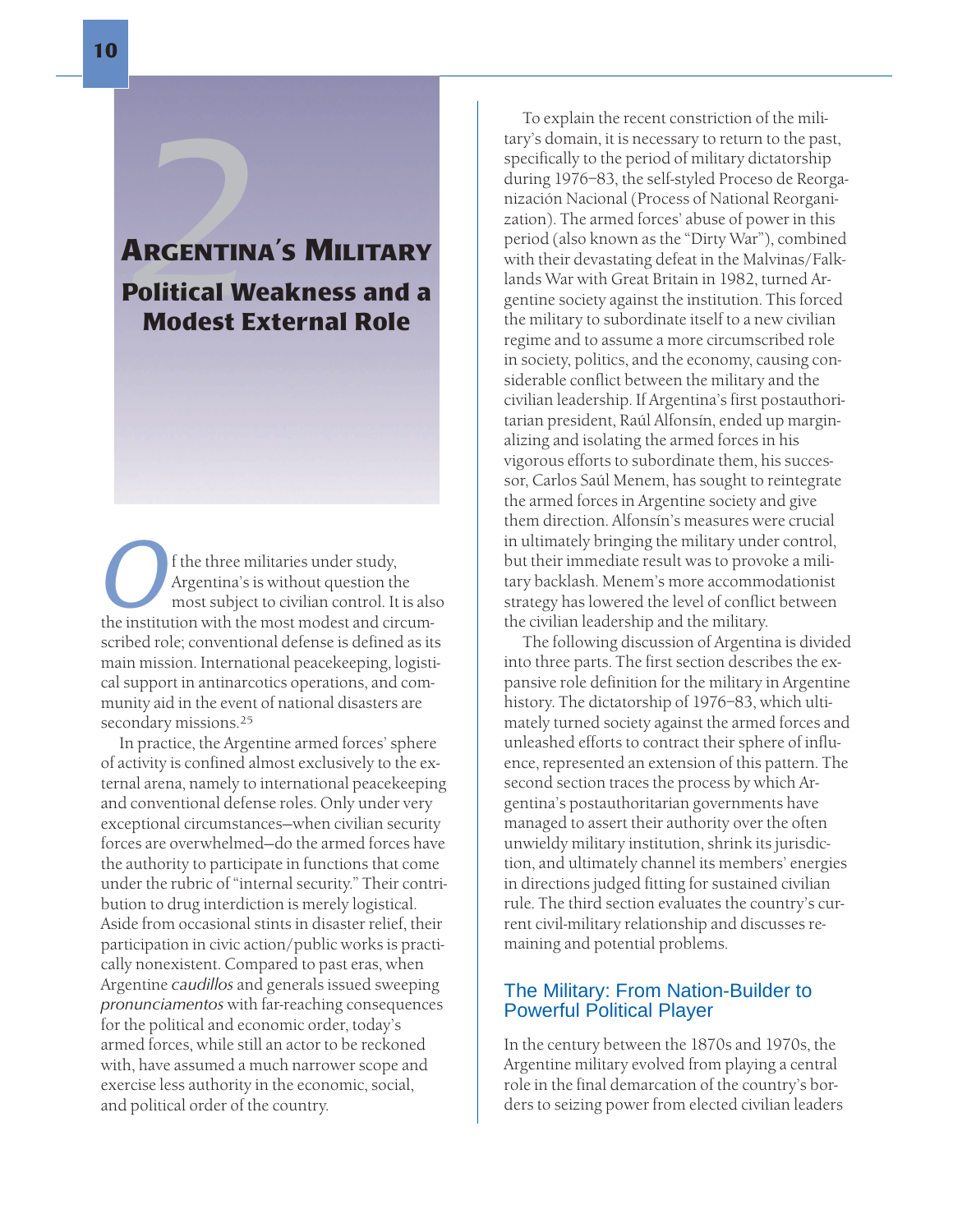# 2 Argentina's Military

## Political Weakness and a Modest External Role

Of the three militaries under study, Argentina's is without question the most subject to civilian control. It is also the institution with the most modest and circumscribed role; conventional defense is defined as its main mission. International peacekeeping, logistical support in antinarcotics operations, and community aid in the event of national disasters are secondary missions.[25]

In practice, the Argentine armed forces' sphere of activity is confined almost exclusively to the external arena, namely to international peacekeeping and conventional defense roles. Only under very exceptional circumstances—when civilian security forces are overwhelmed—do the armed forces have the authority to participate in functions that come under the rubric of "internal security." Their contribution to drug interdiction is merely logistical. Aside from occasional stints in disaster relief, their participation in civic action/public works is practically nonexistent. Compared to past eras, when Argentine *caudillos* and generals issued sweeping *pronunciamentos* with far-reaching consequences for the political and economic order, today's armed forces, while still an actor to be reckoned with, have assumed a much narrower scope and exercise less authority in the economic, social, and political order of the country.

To explain the recent constriction of the military's domain, it is necessary to return to the past, specifically to the period of military dictatorship during 1976–83, the self-styled Proceso de Reorganización Nacional (Process of National Reorganization). The armed forces' abuse of power in this period (also known as the "Dirty War"), combined with their devastating defeat in the Malvinas/Falklands War with Great Britain in 1982, turned Argentine society against the institution. This forced the military to subordinate itself to a new civilian regime and to assume a more circumscribed role in society, politics, and the economy, causing considerable conflict between the military and the civilian leadership. If Argentina's first postauthoritarian president, Raúl Alfonsín, ended up marginalizing and isolating the armed forces in his vigorous efforts to subordinate them, his successor, Carlos Saúl Menem, has sought to reintegrate the armed forces in Argentine society and give them direction. Alfonsín's measures were crucial in ultimately bringing the military under control, but their immediate result was to provoke a military backlash. Menem's more accommodationist strategy has lowered the level of conflict between the civilian leadership and the military.

The following discussion of Argentina is divided into three parts. The first section describes the expansive role definition for the military in Argentine history. The dictatorship of 1976–83, which ultimately turned society against the armed forces and unleashed efforts to contract their sphere of influence, represented an extension of this pattern. The second section traces the process by which Argentina's postauthoritarian governments have managed to assert their authority over the often unwieldy military institution, shrink its jurisdiction, and ultimately channel its members' energies in directions judged fitting for sustained civilian rule. The third section evaluates the country's current civil-military relationship and discusses remaining and potential problems.

### The Military: From Nation-Builder to Powerful Political Player

In the century between the 1870s and 1970s, the Argentine military evolved from playing a central role in the final demarcation of the country's borders to seizing power from elected civilian leaders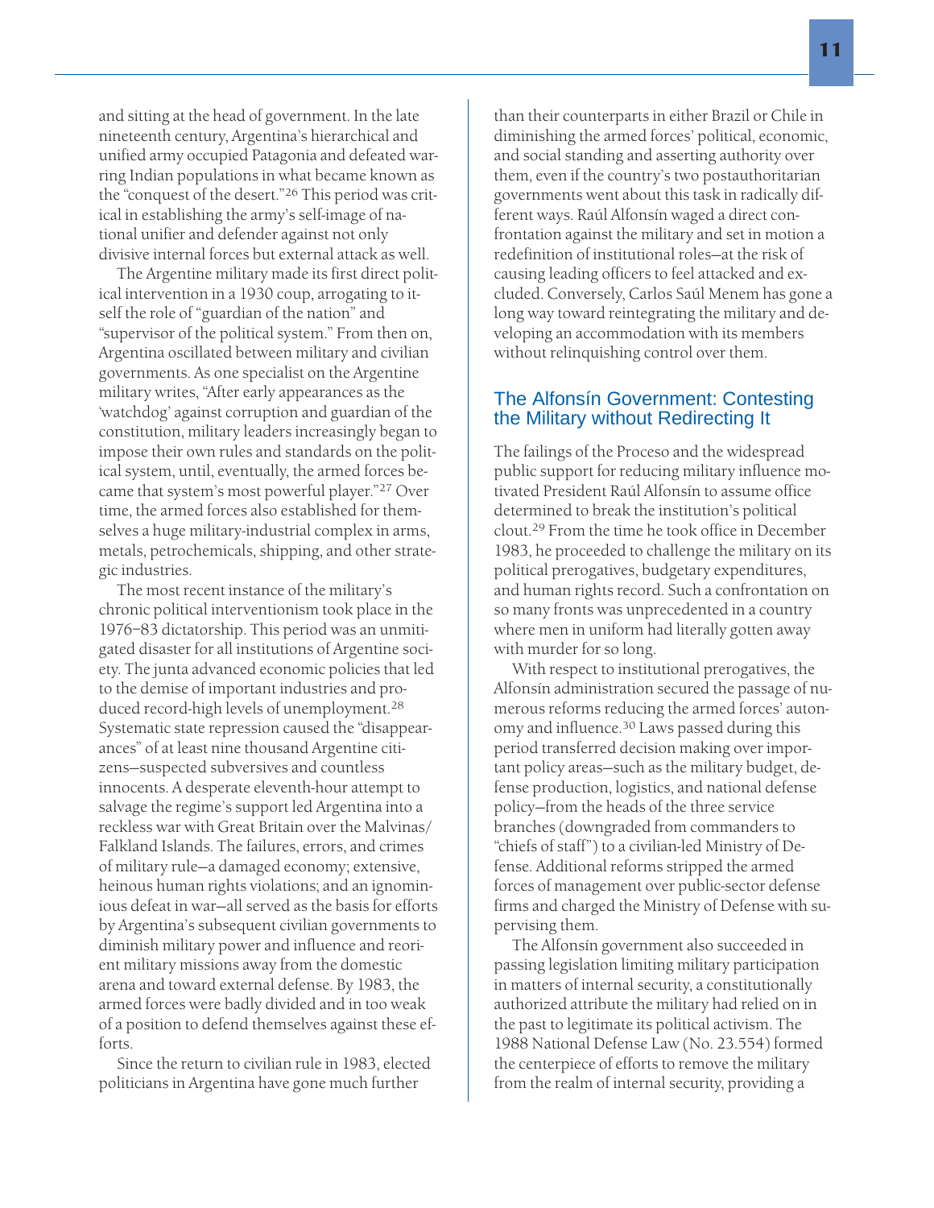and sitting at the head of government. In the late nineteenth century, Argentina's hierarchical and unified army occupied Patagonia and defeated warring Indian populations in what became known as the "conquest of the desert."[26] This period was critical in establishing the army's self-image of national unifier and defender against not only divisive internal forces but external attack as well.

The Argentine military made its first direct political intervention in a 1930 coup, arrogating to itself the role of "guardian of the nation" and "supervisor of the political system." From then on, Argentina oscillated between military and civilian governments. As one specialist on the Argentine military writes, "After early appearances as the 'watchdog' against corruption and guardian of the constitution, military leaders increasingly began to impose their own rules and standards on the political system, until, eventually, the armed forces became that system's most powerful player."[27] Over time, the armed forces also established for themselves a huge military-industrial complex in arms, metals, petrochemicals, shipping, and other strategic industries.

The most recent instance of the military's chronic political interventionism took place in the 1976–83 dictatorship. This period was an unmitigated disaster for all institutions of Argentine society. The junta advanced economic policies that led to the demise of important industries and produced record-high levels of unemployment.[28] Systematic state repression caused the "disappearances" of at least nine thousand Argentine citizens—suspected subversives and countless innocents. A desperate eleventh-hour attempt to salvage the regime's support led Argentina into a reckless war with Great Britain over the Malvinas/Falkland Islands. The failures, errors, and crimes of military rule—a damaged economy; extensive, heinous human rights violations; and an ignominious defeat in war—all served as the basis for efforts by Argentina's subsequent civilian governments to diminish military power and influence and reorient military missions away from the domestic arena and toward external defense. By 1983, the armed forces were badly divided and in too weak of a position to defend themselves against these efforts.

Since the return to civilian rule in 1983, elected politicians in Argentina have gone much further than their counterparts in either Brazil or Chile in diminishing the armed forces' political, economic, and social standing and asserting authority over them, even if the country's two postauthoritarian governments went about this task in radically different ways. Raúl Alfonsín waged a direct confrontation against the military and set in motion a redefinition of institutional roles—at the risk of causing leading officers to feel attacked and excluded. Conversely, Carlos Saúl Menem has gone a long way toward reintegrating the military and developing an accommodation with its members without relinquishing control over them.

## The Alfonsín Government: Contesting the Military without Redirecting It

The failings of the Proceso and the widespread public support for reducing military influence motivated President Raúl Alfonsín to assume office determined to break the institution's political clout.[29] From the time he took office in December 1983, he proceeded to challenge the military on its political prerogatives, budgetary expenditures, and human rights record. Such a confrontation on so many fronts was unprecedented in a country where men in uniform had literally gotten away with murder for so long.

With respect to institutional prerogatives, the Alfonsín administration secured the passage of numerous reforms reducing the armed forces' autonomy and influence.[30] Laws passed during this period transferred decision making over important policy areas—such as the military budget, defense production, logistics, and national defense policy—from the heads of the three service branches (downgraded from commanders to "chiefs of staff") to a civilian-led Ministry of Defense. Additional reforms stripped the armed forces of management over public-sector defense firms and charged the Ministry of Defense with supervising them.

The Alfonsín government also succeeded in passing legislation limiting military participation in matters of internal security, a constitutionally authorized attribute the military had relied on in the past to legitimate its political activism. The 1988 National Defense Law (No. 23.554) formed the centerpiece of efforts to remove the military from the realm of internal security, providing a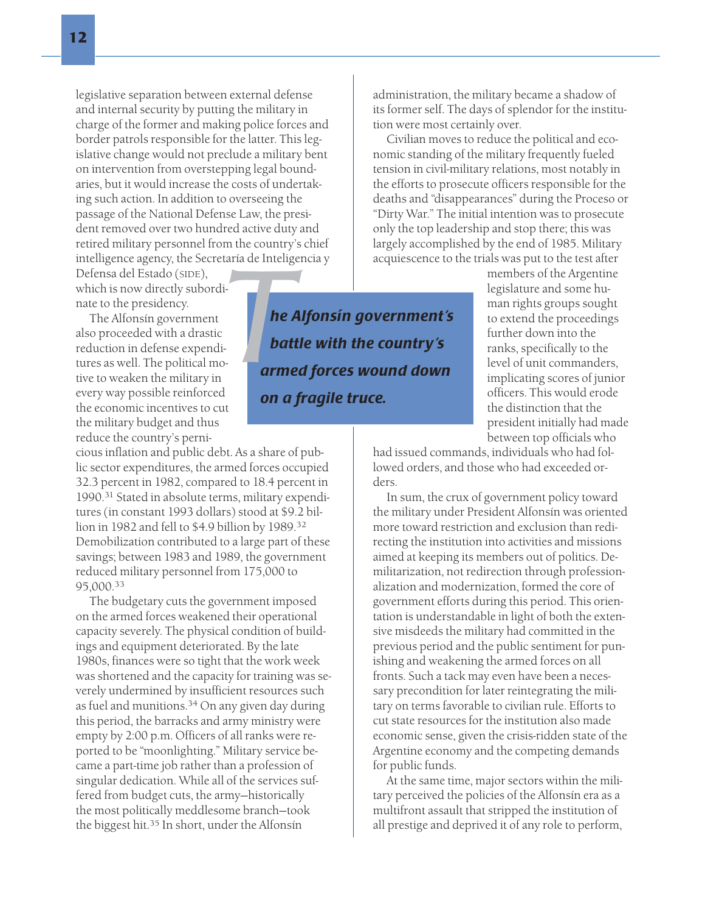legislative separation between external defense and internal security by putting the military in charge of the former and making police forces and border patrols responsible for the latter. This legislative change would not preclude a military bent on intervention from overstepping legal boundaries, but it would increase the costs of undertaking such action. In addition to overseeing the passage of the National Defense Law, the president removed over two hundred active duty and retired military personnel from the country's chief intelligence agency, the Secretaría de Inteligencia y Defensa del Estado (SIDE), which is now directly subordinate to the presidency.

The Alfonsín government also proceeded with a drastic reduction in defense expenditures as well. The political motive to weaken the military in every way possible reinforced the economic incentives to cut the military budget and thus reduce the country's pernicious inflation and public debt. As a share of public sector expenditures, the armed forces occupied 32.3 percent in 1982, compared to 18.4 percent in 1990.[31] Stated in absolute terms, military expenditures (in constant 1993 dollars) stood at $9.2 billion in 1982 and fell to $4.9 billion by 1989.[32] Demobilization contributed to a large part of these savings; between 1983 and 1989, the government reduced military personnel from 175,000 to 95,000.[33]

The budgetary cuts the government imposed on the armed forces weakened their operational capacity severely. The physical condition of buildings and equipment deteriorated. By the late 1980s, finances were so tight that the work week was shortened and the capacity for training was severely undermined by insufficient resources such as fuel and munitions.[34] On any given day during this period, the barracks and army ministry were empty by 2:00 p.m. Officers of all ranks were reported to be "moonlighting." Military service became a part-time job rather than a profession of singular dedication. While all of the services suffered from budget cuts, the army—historically the most politically meddlesome branch—took the biggest hit.[35] In short, under the Alfonsín administration, the military became a shadow of its former self. The days of splendor for the institution were most certainly over.

*The Alfonsín government's battle with the country's armed forces wound down on a fragile truce.*

Civilian moves to reduce the political and economic standing of the military frequently fueled tension in civil-military relations, most notably in the efforts to prosecute officers responsible for the deaths and "disappearances" during the Proceso or "Dirty War." The initial intention was to prosecute only the top leadership and stop there; this was largely accomplished by the end of 1985. Military acquiescence to the trials was put to the test after members of the Argentine legislature and some human rights groups sought to extend the proceedings further down into the ranks, specifically to the level of unit commanders, implicating scores of junior officers. This would erode the distinction that the president initially had made between top officials who had issued commands, individuals who had followed orders, and those who had exceeded orders.

In sum, the crux of government policy toward the military under President Alfonsín was oriented more toward restriction and exclusion than redirecting the institution into activities and missions aimed at keeping its members out of politics. Demilitarization, not redirection through professionalization and modernization, formed the core of government efforts during this period. This orientation is understandable in light of both the extensive misdeeds the military had committed in the previous period and the public sentiment for punishing and weakening the armed forces on all fronts. Such a tack may even have been a necessary precondition for later reintegrating the military on terms favorable to civilian rule. Efforts to cut state resources for the institution also made economic sense, given the crisis-ridden state of the Argentine economy and the competing demands for public funds.

At the same time, major sectors within the military perceived the policies of the Alfonsín era as a multifront assault that stripped the institution of all prestige and deprived it of any role to perform,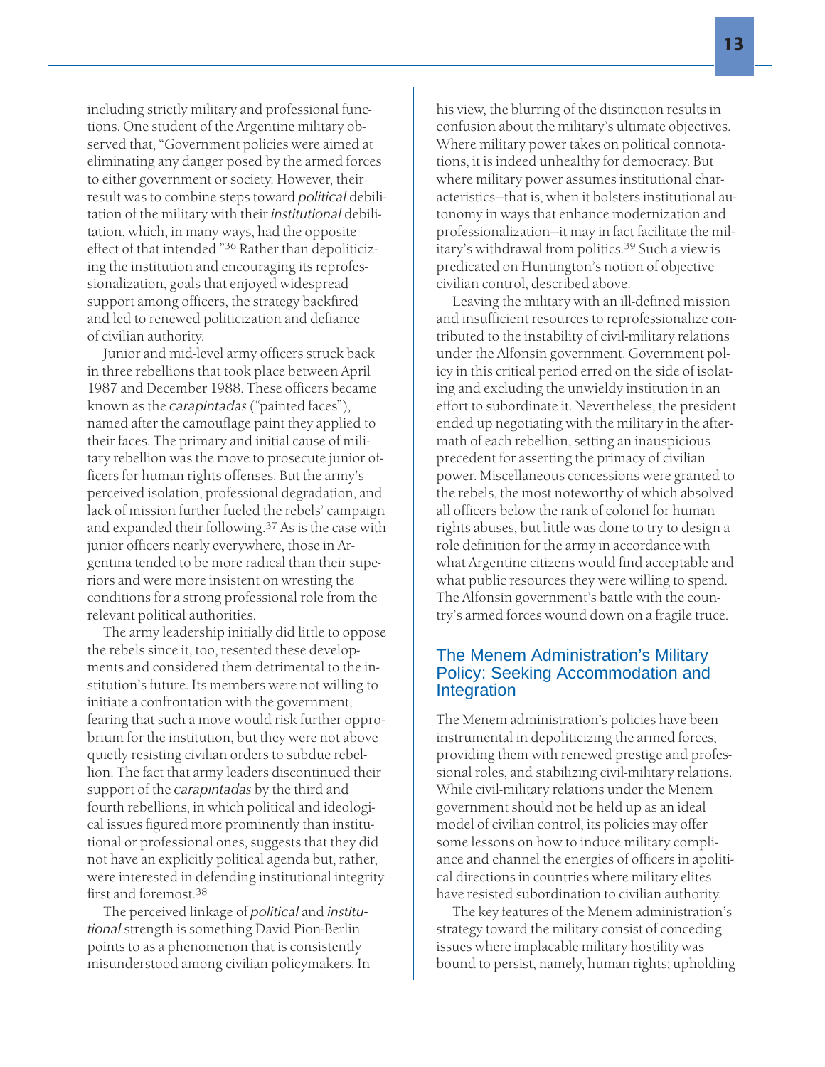including strictly military and professional functions. One student of the Argentine military observed that, "Government policies were aimed at eliminating any danger posed by the armed forces to either government or society. However, their result was to combine steps toward *political* debilitation of the military with their *institutional* debilitation, which, in many ways, had the opposite effect of that intended."[36] Rather than depoliticizing the institution and encouraging its reprofessionalization, goals that enjoyed widespread support among officers, the strategy backfired and led to renewed politicization and defiance of civilian authority.

Junior and mid-level army officers struck back in three rebellions that took place between April 1987 and December 1988. These officers became known as the *carapintadas* ("painted faces"), named after the camouflage paint they applied to their faces. The primary and initial cause of military rebellion was the move to prosecute junior officers for human rights offenses. But the army's perceived isolation, professional degradation, and lack of mission further fueled the rebels' campaign and expanded their following.[37] As is the case with junior officers nearly everywhere, those in Argentina tended to be more radical than their superiors and were more insistent on wresting the conditions for a strong professional role from the relevant political authorities.

The army leadership initially did little to oppose the rebels since it, too, resented these developments and considered them detrimental to the institution's future. Its members were not willing to initiate a confrontation with the government, fearing that such a move would risk further opprobrium for the institution, but they were not above quietly resisting civilian orders to subdue rebellion. The fact that army leaders discontinued their support of the *carapintadas* by the third and fourth rebellions, in which political and ideological issues figured more prominently than institutional or professional ones, suggests that they did not have an explicitly political agenda but, rather, were interested in defending institutional integrity first and foremost.[38]

The perceived linkage of *political* and *institutional* strength is something David Pion-Berlin points to as a phenomenon that is consistently misunderstood among civilian policymakers. In his view, the blurring of the distinction results in confusion about the military's ultimate objectives. Where military power takes on political connotations, it is indeed unhealthy for democracy. But where military power assumes institutional characteristics—that is, when it bolsters institutional autonomy in ways that enhance modernization and professionalization—it may in fact facilitate the military's withdrawal from politics.[39] Such a view is predicated on Huntington's notion of objective civilian control, described above.

Leaving the military with an ill-defined mission and insufficient resources to reprofessionalize contributed to the instability of civil-military relations under the Alfonsín government. Government policy in this critical period erred on the side of isolating and excluding the unwieldy institution in an effort to subordinate it. Nevertheless, the president ended up negotiating with the military in the aftermath of each rebellion, setting an inauspicious precedent for asserting the primacy of civilian power. Miscellaneous concessions were granted to the rebels, the most noteworthy of which absolved all officers below the rank of colonel for human rights abuses, but little was done to try to design a role definition for the army in accordance with what Argentine citizens would find acceptable and what public resources they were willing to spend. The Alfonsín government's battle with the country's armed forces wound down on a fragile truce.

## The Menem Administration's Military Policy: Seeking Accommodation and Integration

The Menem administration's policies have been instrumental in depoliticizing the armed forces, providing them with renewed prestige and professional roles, and stabilizing civil-military relations. While civil-military relations under the Menem government should not be held up as an ideal model of civilian control, its policies may offer some lessons on how to induce military compliance and channel the energies of officers in apolitical directions in countries where military elites have resisted subordination to civilian authority.

The key features of the Menem administration's strategy toward the military consist of conceding issues where implacable military hostility was bound to persist, namely, human rights; upholding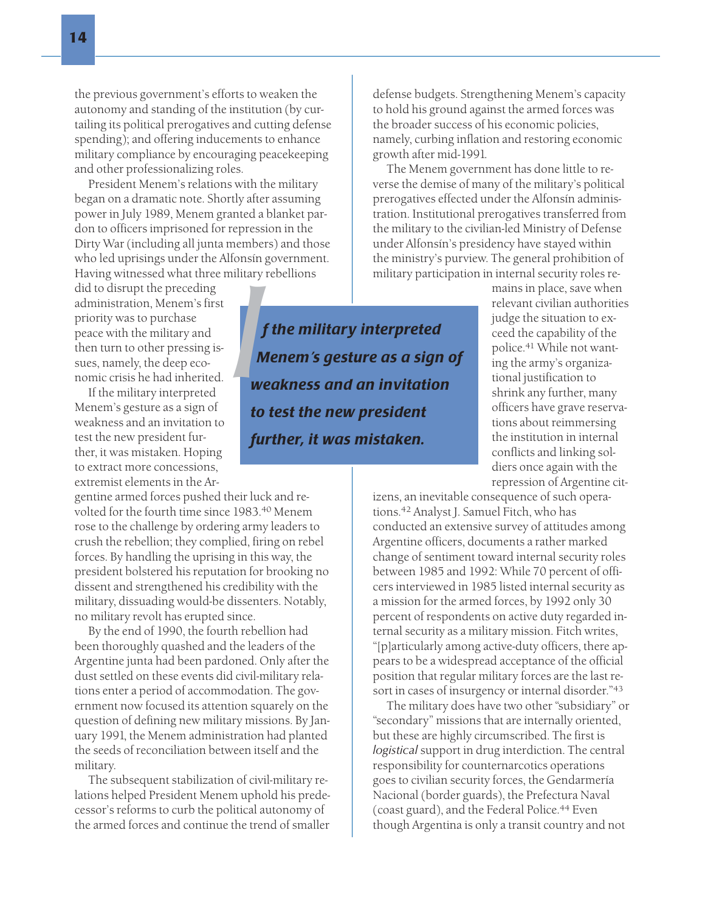the previous government's efforts to weaken the autonomy and standing of the institution (by curtailing its political prerogatives and cutting defense spending); and offering inducements to enhance military compliance by encouraging peacekeeping and other professionalizing roles.

President Menem's relations with the military began on a dramatic note. Shortly after assuming power in July 1989, Menem granted a blanket pardon to officers imprisoned for repression in the Dirty War (including all junta members) and those who led uprisings under the Alfonsín government. Having witnessed what three military rebellions did to disrupt the preceding administration, Menem's first priority was to purchase peace with the military and then turn to other pressing issues, namely, the deep economic crisis he had inherited.

> ***If the military interpreted Menem's gesture as a sign of weakness and an invitation to test the new president further, it was mistaken.***

If the military interpreted Menem's gesture as a sign of weakness and an invitation to test the new president further, it was mistaken. Hoping to extract more concessions, extremist elements in the Argentine armed forces pushed their luck and revolted for the fourth time since 1983.[40] Menem rose to the challenge by ordering army leaders to crush the rebellion; they complied, firing on rebel forces. By handling the uprising in this way, the president bolstered his reputation for brooking no dissent and strengthened his credibility with the military, dissuading would-be dissenters. Notably, no military revolt has erupted since.

By the end of 1990, the fourth rebellion had been thoroughly quashed and the leaders of the Argentine junta had been pardoned. Only after the dust settled on these events did civil-military relations enter a period of accommodation. The government now focused its attention squarely on the question of defining new military missions. By January 1991, the Menem administration had planted the seeds of reconciliation between itself and the military.

The subsequent stabilization of civil-military relations helped President Menem uphold his predecessor's reforms to curb the political autonomy of the armed forces and continue the trend of smaller defense budgets. Strengthening Menem's capacity to hold his ground against the armed forces was the broader success of his economic policies, namely, curbing inflation and restoring economic growth after mid-1991.

The Menem government has done little to reverse the demise of many of the military's political prerogatives effected under the Alfonsín administration. Institutional prerogatives transferred from the military to the civilian-led Ministry of Defense under Alfonsín's presidency have stayed within the ministry's purview. The general prohibition of military participation in internal security roles remains in place, save when relevant civilian authorities judge the situation to exceed the capability of the police.[41] While not wanting the army's organizational justification to shrink any further, many officers have grave reservations about reimmersing the institution in internal conflicts and linking soldiers once again with the repression of Argentine citizens, an inevitable consequence of such operations.[42] Analyst J. Samuel Fitch, who has conducted an extensive survey of attitudes among Argentine officers, documents a rather marked change of sentiment toward internal security roles between 1985 and 1992: While 70 percent of officers interviewed in 1985 listed internal security as a mission for the armed forces, by 1992 only 30 percent of respondents on active duty regarded internal security as a military mission. Fitch writes, "[p]articularly among active-duty officers, there appears to be a widespread acceptance of the official position that regular military forces are the last resort in cases of insurgency or internal disorder."[43]

The military does have two other "subsidiary" or "secondary" missions that are internally oriented, but these are highly circumscribed. The first is *logistical* support in drug interdiction. The central responsibility for counternarcotics operations goes to civilian security forces, the Gendarmería Nacional (border guards), the Prefectura Naval (coast guard), and the Federal Police.[44] Even though Argentina is only a transit country and not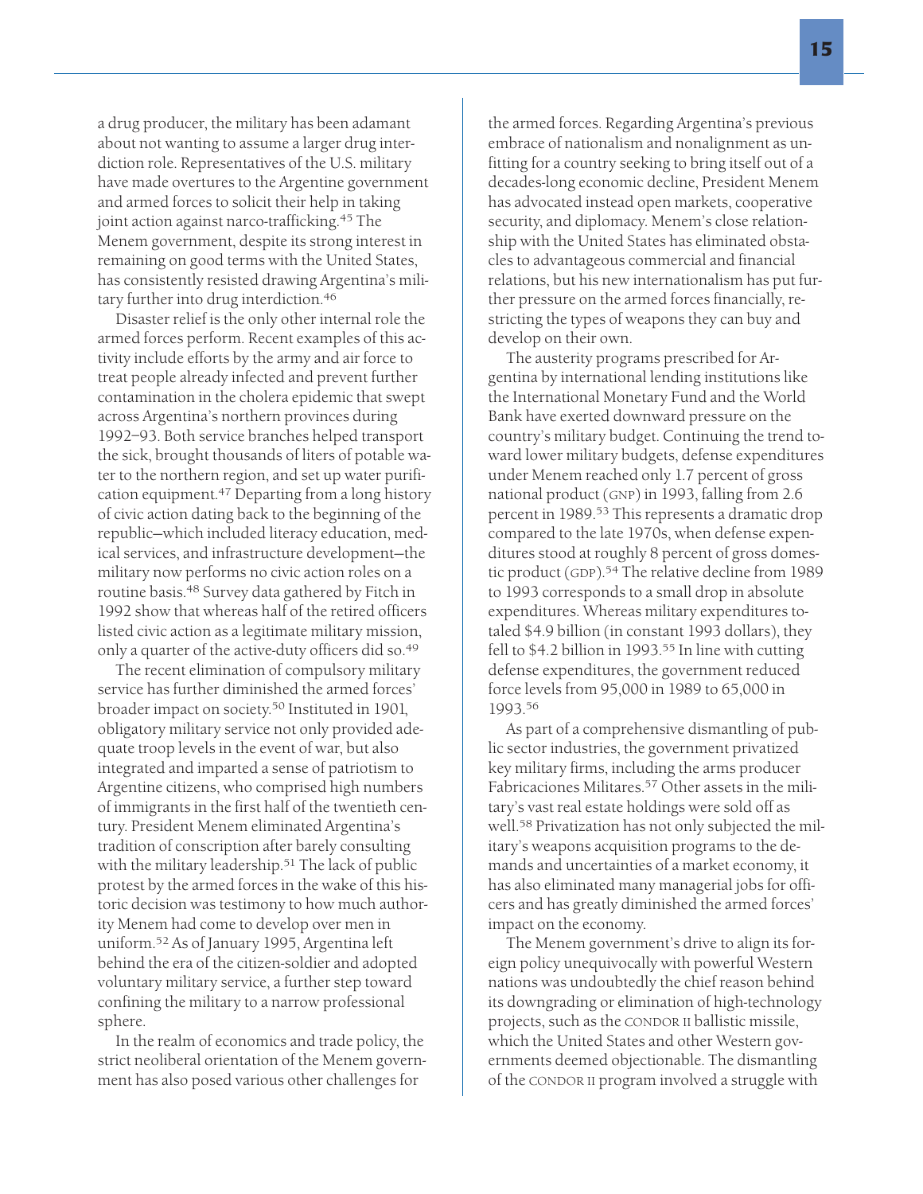a drug producer, the military has been adamant about not wanting to assume a larger drug interdiction role. Representatives of the U.S. military have made overtures to the Argentine government and armed forces to solicit their help in taking joint action against narco-trafficking.[45] The Menem government, despite its strong interest in remaining on good terms with the United States, has consistently resisted drawing Argentina's military further into drug interdiction.[46]

Disaster relief is the only other internal role the armed forces perform. Recent examples of this activity include efforts by the army and air force to treat people already infected and prevent further contamination in the cholera epidemic that swept across Argentina's northern provinces during 1992–93. Both service branches helped transport the sick, brought thousands of liters of potable water to the northern region, and set up water purification equipment.[47] Departing from a long history of civic action dating back to the beginning of the republic—which included literacy education, medical services, and infrastructure development—the military now performs no civic action roles on a routine basis.[48] Survey data gathered by Fitch in 1992 show that whereas half of the retired officers listed civic action as a legitimate military mission, only a quarter of the active-duty officers did so.[49]

The recent elimination of compulsory military service has further diminished the armed forces' broader impact on society.[50] Instituted in 1901, obligatory military service not only provided adequate troop levels in the event of war, but also integrated and imparted a sense of patriotism to Argentine citizens, who comprised high numbers of immigrants in the first half of the twentieth century. President Menem eliminated Argentina's tradition of conscription after barely consulting with the military leadership.[51] The lack of public protest by the armed forces in the wake of this historic decision was testimony to how much authority Menem had come to develop over men in uniform.[52] As of January 1995, Argentina left behind the era of the citizen-soldier and adopted voluntary military service, a further step toward confining the military to a narrow professional sphere.

In the realm of economics and trade policy, the strict neoliberal orientation of the Menem government has also posed various other challenges for the armed forces. Regarding Argentina's previous embrace of nationalism and nonalignment as unfitting for a country seeking to bring itself out of a decades-long economic decline, President Menem has advocated instead open markets, cooperative security, and diplomacy. Menem's close relationship with the United States has eliminated obstacles to advantageous commercial and financial relations, but his new internationalism has put further pressure on the armed forces financially, restricting the types of weapons they can buy and develop on their own.

The austerity programs prescribed for Argentina by international lending institutions like the International Monetary Fund and the World Bank have exerted downward pressure on the country's military budget. Continuing the trend toward lower military budgets, defense expenditures under Menem reached only 1.7 percent of gross national product (GNP) in 1993, falling from 2.6 percent in 1989.[53] This represents a dramatic drop compared to the late 1970s, when defense expenditures stood at roughly 8 percent of gross domestic product (GDP).[54] The relative decline from 1989 to 1993 corresponds to a small drop in absolute expenditures. Whereas military expenditures totaled $4.9 billion (in constant 1993 dollars), they fell to $4.2 billion in 1993.[55] In line with cutting defense expenditures, the government reduced force levels from 95,000 in 1989 to 65,000 in 1993.[56]

As part of a comprehensive dismantling of public sector industries, the government privatized key military firms, including the arms producer Fabricaciones Militares.[57] Other assets in the military's vast real estate holdings were sold off as well.[58] Privatization has not only subjected the military's weapons acquisition programs to the demands and uncertainties of a market economy, it has also eliminated many managerial jobs for officers and has greatly diminished the armed forces' impact on the economy.

The Menem government's drive to align its foreign policy unequivocally with powerful Western nations was undoubtedly the chief reason behind its downgrading or elimination of high-technology projects, such as the CONDOR II ballistic missile, which the United States and other Western governments deemed objectionable. The dismantling of the CONDOR II program involved a struggle with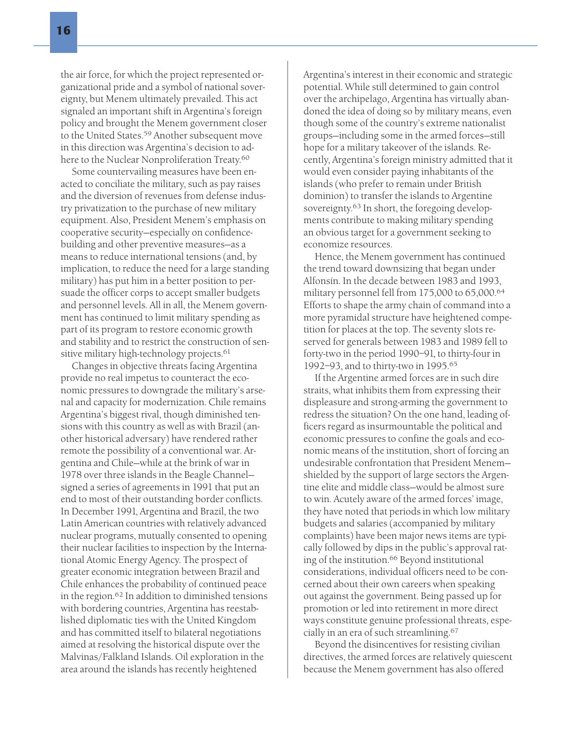the air force, for which the project represented organizational pride and a symbol of national sovereignty, but Menem ultimately prevailed. This act signaled an important shift in Argentina's foreign policy and brought the Menem government closer to the United States.[59] Another subsequent move in this direction was Argentina's decision to adhere to the Nuclear Nonproliferation Treaty.[60]

Some countervailing measures have been enacted to conciliate the military, such as pay raises and the diversion of revenues from defense industry privatization to the purchase of new military equipment. Also, President Menem's emphasis on cooperative security—especially on confidence-building and other preventive measures—as a means to reduce international tensions (and, by implication, to reduce the need for a large standing military) has put him in a better position to persuade the officer corps to accept smaller budgets and personnel levels. All in all, the Menem government has continued to limit military spending as part of its program to restore economic growth and stability and to restrict the construction of sensitive military high-technology projects.[61]

Changes in objective threats facing Argentina provide no real impetus to counteract the economic pressures to downgrade the military's arsenal and capacity for modernization. Chile remains Argentina's biggest rival, though diminished tensions with this country as well as with Brazil (another historical adversary) have rendered rather remote the possibility of a conventional war. Argentina and Chile—while at the brink of war in 1978 over three islands in the Beagle Channel—signed a series of agreements in 1991 that put an end to most of their outstanding border conflicts. In December 1991, Argentina and Brazil, the two Latin American countries with relatively advanced nuclear programs, mutually consented to opening their nuclear facilities to inspection by the International Atomic Energy Agency. The prospect of greater economic integration between Brazil and Chile enhances the probability of continued peace in the region.[62] In addition to diminished tensions with bordering countries, Argentina has reestablished diplomatic ties with the United Kingdom and has committed itself to bilateral negotiations aimed at resolving the historical dispute over the Malvinas/Falkland Islands. Oil exploration in the area around the islands has recently heightened Argentina's interest in their economic and strategic potential. While still determined to gain control over the archipelago, Argentina has virtually abandoned the idea of doing so by military means, even though some of the country's extreme nationalist groups—including some in the armed forces—still hope for a military takeover of the islands. Recently, Argentina's foreign ministry admitted that it would even consider paying inhabitants of the islands (who prefer to remain under British dominion) to transfer the islands to Argentine sovereignty.[63] In short, the foregoing developments contribute to making military spending an obvious target for a government seeking to economize resources.

Hence, the Menem government has continued the trend toward downsizing that began under Alfonsín. In the decade between 1983 and 1993, military personnel fell from 175,000 to 65,000.[64] Efforts to shape the army chain of command into a more pyramidal structure have heightened competition for places at the top. The seventy slots reserved for generals between 1983 and 1989 fell to forty-two in the period 1990–91, to thirty-four in 1992–93, and to thirty-two in 1995.[65]

If the Argentine armed forces are in such dire straits, what inhibits them from expressing their displeasure and strong-arming the government to redress the situation? On the one hand, leading officers regard as insurmountable the political and economic pressures to confine the goals and economic means of the institution, short of forcing an undesirable confrontation that President Menem—shielded by the support of large sectors the Argentine elite and middle class—would be almost sure to win. Acutely aware of the armed forces' image, they have noted that periods in which low military budgets and salaries (accompanied by military complaints) have been major news items are typically followed by dips in the public's approval rating of the institution.[66] Beyond institutional considerations, individual officers need to be concerned about their own careers when speaking out against the government. Being passed up for promotion or led into retirement in more direct ways constitute genuine professional threats, especially in an era of such streamlining.[67]

Beyond the disincentives for resisting civilian directives, the armed forces are relatively quiescent because the Menem government has also offered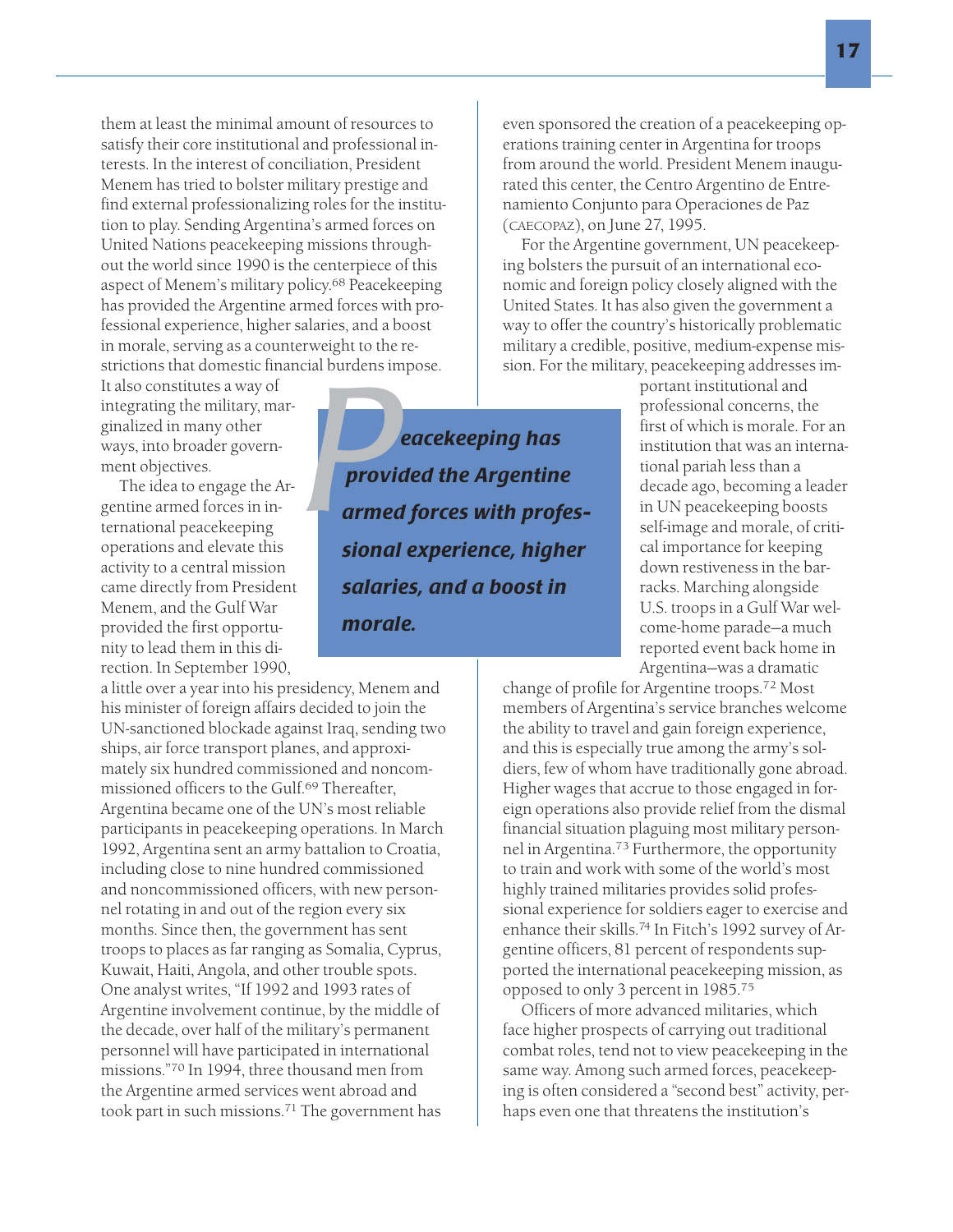them at least the minimal amount of resources to satisfy their core institutional and professional interests. In the interest of conciliation, President Menem has tried to bolster military prestige and find external professionalizing roles for the institution to play. Sending Argentina's armed forces on United Nations peacekeeping missions throughout the world since 1990 is the centerpiece of this aspect of Menem's military policy.[68] Peacekeeping has provided the Argentine armed forces with professional experience, higher salaries, and a boost in morale, serving as a counterweight to the restrictions that domestic financial burdens impose. It also constitutes a way of integrating the military, marginalized in many other ways, into broader government objectives.

The idea to engage the Argentine armed forces in international peacekeeping operations and elevate this activity to a central mission came directly from President Menem, and the Gulf War provided the first opportunity to lead them in this direction. In September 1990, a little over a year into his presidency, Menem and his minister of foreign affairs decided to join the UN-sanctioned blockade against Iraq, sending two ships, air force transport planes, and approximately six hundred commissioned and noncommissioned officers to the Gulf.[69] Thereafter, Argentina became one of the UN's most reliable participants in peacekeeping operations. In March 1992, Argentina sent an army battalion to Croatia, including close to nine hundred commissioned and noncommissioned officers, with new personnel rotating in and out of the region every six months. Since then, the government has sent troops to places as far ranging as Somalia, Cyprus, Kuwait, Haiti, Angola, and other trouble spots. One analyst writes, "If 1992 and 1993 rates of Argentine involvement continue, by the middle of the decade, over half of the military's permanent personnel will have participated in international missions."[70] In 1994, three thousand men from the Argentine armed services went abroad and took part in such missions.[71] The government has even sponsored the creation of a peacekeeping operations training center in Argentina for troops from around the world. President Menem inaugurated this center, the Centro Argentino de Entrenamiento Conjunto para Operaciones de Paz (CAECOPAZ), on June 27, 1995.

> ***Peacekeeping has provided the Argentine armed forces with professional experience, higher salaries, and a boost in morale.***

For the Argentine government, UN peacekeeping bolsters the pursuit of an international economic and foreign policy closely aligned with the United States. It has also given the government a way to offer the country's historically problematic military a credible, positive, medium-expense mission. For the military, peacekeeping addresses important institutional and professional concerns, the first of which is morale. For an institution that was an international pariah less than a decade ago, becoming a leader in UN peacekeeping boosts self-image and morale, of critical importance for keeping down restiveness in the barracks. Marching alongside U.S. troops in a Gulf War welcome-home parade—a much reported event back home in Argentina—was a dramatic change of profile for Argentine troops.[72] Most members of Argentina's service branches welcome the ability to travel and gain foreign experience, and this is especially true among the army's soldiers, few of whom have traditionally gone abroad. Higher wages that accrue to those engaged in foreign operations also provide relief from the dismal financial situation plaguing most military personnel in Argentina.[73] Furthermore, the opportunity to train and work with some of the world's most highly trained militaries provides solid professional experience for soldiers eager to exercise and enhance their skills.[74] In Fitch's 1992 survey of Argentine officers, 81 percent of respondents supported the international peacekeeping mission, as opposed to only 3 percent in 1985.[75]

Officers of more advanced militaries, which face higher prospects of carrying out traditional combat roles, tend not to view peacekeeping in the same way. Among such armed forces, peacekeeping is often considered a "second best" activity, perhaps even one that threatens the institution's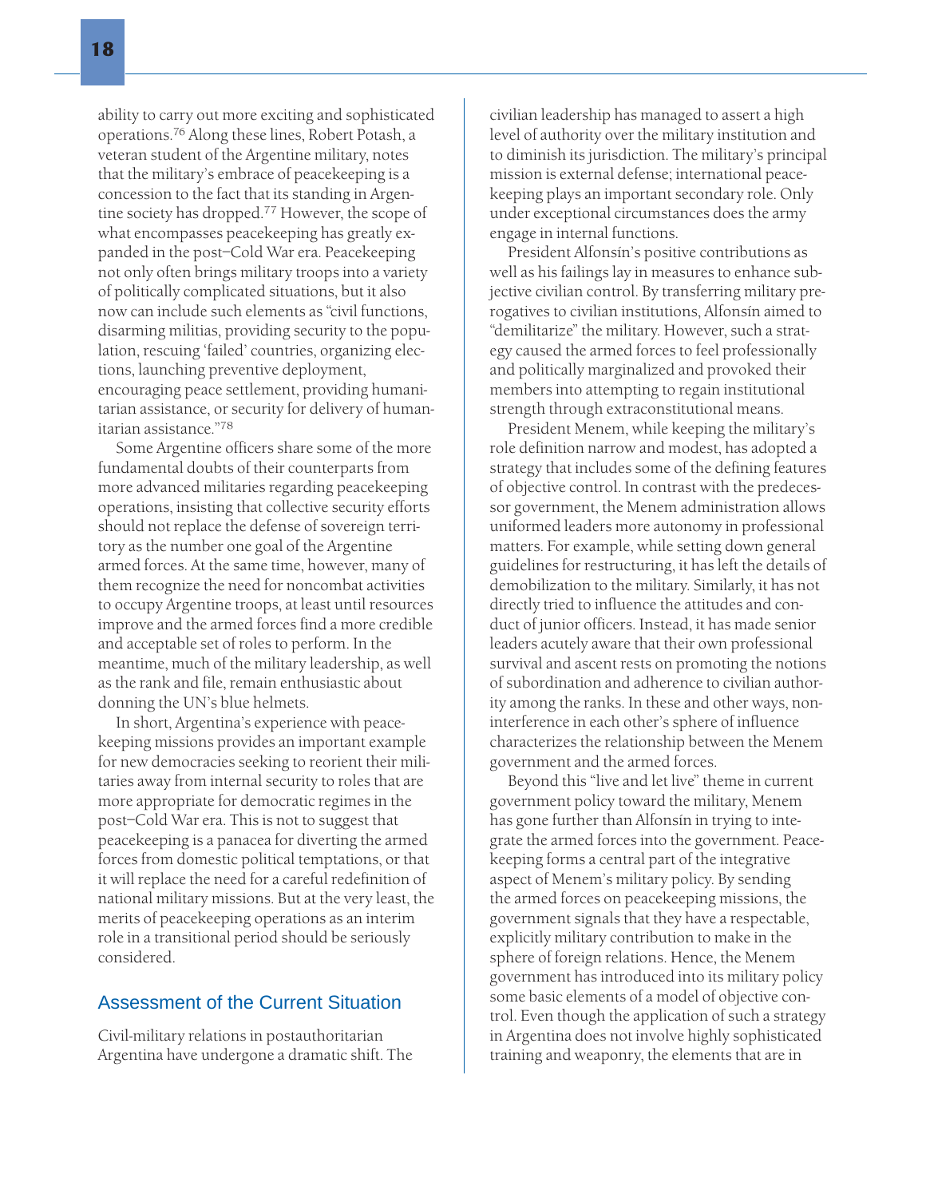ability to carry out more exciting and sophisticated operations.[76] Along these lines, Robert Potash, a veteran student of the Argentine military, notes that the military's embrace of peacekeeping is a concession to the fact that its standing in Argentine society has dropped.[77] However, the scope of what encompasses peacekeeping has greatly expanded in the post–Cold War era. Peacekeeping not only often brings military troops into a variety of politically complicated situations, but it also now can include such elements as "civil functions, disarming militias, providing security to the population, rescuing 'failed' countries, organizing elections, launching preventive deployment, encouraging peace settlement, providing humanitarian assistance, or security for delivery of humanitarian assistance."[78]

Some Argentine officers share some of the more fundamental doubts of their counterparts from more advanced militaries regarding peacekeeping operations, insisting that collective security efforts should not replace the defense of sovereign territory as the number one goal of the Argentine armed forces. At the same time, however, many of them recognize the need for noncombat activities to occupy Argentine troops, at least until resources improve and the armed forces find a more credible and acceptable set of roles to perform. In the meantime, much of the military leadership, as well as the rank and file, remain enthusiastic about donning the UN's blue helmets.

In short, Argentina's experience with peacekeeping missions provides an important example for new democracies seeking to reorient their militaries away from internal security to roles that are more appropriate for democratic regimes in the post–Cold War era. This is not to suggest that peacekeeping is a panacea for diverting the armed forces from domestic political temptations, or that it will replace the need for a careful redefinition of national military missions. But at the very least, the merits of peacekeeping operations as an interim role in a transitional period should be seriously considered.

## Assessment of the Current Situation

Civil-military relations in postauthoritarian Argentina have undergone a dramatic shift. The civilian leadership has managed to assert a high level of authority over the military institution and to diminish its jurisdiction. The military's principal mission is external defense; international peacekeeping plays an important secondary role. Only under exceptional circumstances does the army engage in internal functions.

President Alfonsín's positive contributions as well as his failings lay in measures to enhance subjective civilian control. By transferring military prerogatives to civilian institutions, Alfonsín aimed to "demilitarize" the military. However, such a strategy caused the armed forces to feel professionally and politically marginalized and provoked their members into attempting to regain institutional strength through extraconstitutional means.

President Menem, while keeping the military's role definition narrow and modest, has adopted a strategy that includes some of the defining features of objective control. In contrast with the predecessor government, the Menem administration allows uniformed leaders more autonomy in professional matters. For example, while setting down general guidelines for restructuring, it has left the details of demobilization to the military. Similarly, it has not directly tried to influence the attitudes and conduct of junior officers. Instead, it has made senior leaders acutely aware that their own professional survival and ascent rests on promoting the notions of subordination and adherence to civilian authority among the ranks. In these and other ways, noninterference in each other's sphere of influence characterizes the relationship between the Menem government and the armed forces.

Beyond this "live and let live" theme in current government policy toward the military, Menem has gone further than Alfonsín in trying to integrate the armed forces into the government. Peacekeeping forms a central part of the integrative aspect of Menem's military policy. By sending the armed forces on peacekeeping missions, the government signals that they have a respectable, explicitly military contribution to make in the sphere of foreign relations. Hence, the Menem government has introduced into its military policy some basic elements of a model of objective control. Even though the application of such a strategy in Argentina does not involve highly sophisticated training and weaponry, the elements that are in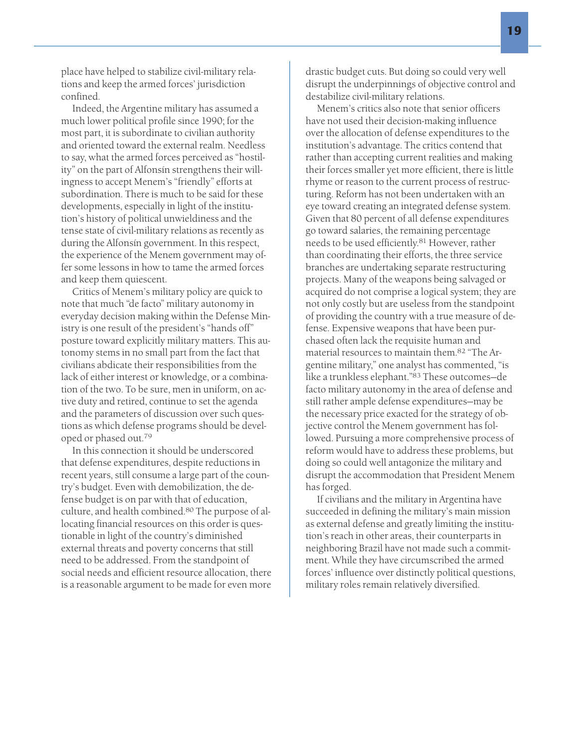place have helped to stabilize civil-military relations and keep the armed forces' jurisdiction confined.

Indeed, the Argentine military has assumed a much lower political profile since 1990; for the most part, it is subordinate to civilian authority and oriented toward the external realm. Needless to say, what the armed forces perceived as "hostility" on the part of Alfonsín strengthens their willingness to accept Menem's "friendly" efforts at subordination. There is much to be said for these developments, especially in light of the institution's history of political unwieldiness and the tense state of civil-military relations as recently as during the Alfonsín government. In this respect, the experience of the Menem government may offer some lessons in how to tame the armed forces and keep them quiescent.

Critics of Menem's military policy are quick to note that much "de facto" military autonomy in everyday decision making within the Defense Ministry is one result of the president's "hands off" posture toward explicitly military matters. This autonomy stems in no small part from the fact that civilians abdicate their responsibilities from the lack of either interest or knowledge, or a combination of the two. To be sure, men in uniform, on active duty and retired, continue to set the agenda and the parameters of discussion over such questions as which defense programs should be developed or phased out.[79]

In this connection it should be underscored that defense expenditures, despite reductions in recent years, still consume a large part of the country's budget. Even with demobilization, the defense budget is on par with that of education, culture, and health combined.[80] The purpose of allocating financial resources on this order is questionable in light of the country's diminished external threats and poverty concerns that still need to be addressed. From the standpoint of social needs and efficient resource allocation, there is a reasonable argument to be made for even more drastic budget cuts. But doing so could very well disrupt the underpinnings of objective control and destabilize civil-military relations.

Menem's critics also note that senior officers have not used their decision-making influence over the allocation of defense expenditures to the institution's advantage. The critics contend that rather than accepting current realities and making their forces smaller yet more efficient, there is little rhyme or reason to the current process of restructuring. Reform has not been undertaken with an eye toward creating an integrated defense system. Given that 80 percent of all defense expenditures go toward salaries, the remaining percentage needs to be used efficiently.[81] However, rather than coordinating their efforts, the three service branches are undertaking separate restructuring projects. Many of the weapons being salvaged or acquired do not comprise a logical system; they are not only costly but are useless from the standpoint of providing the country with a true measure of defense. Expensive weapons that have been purchased often lack the requisite human and material resources to maintain them.[82] "The Argentine military," one analyst has commented, "is like a trunkless elephant."[83] These outcomes—de facto military autonomy in the area of defense and still rather ample defense expenditures—may be the necessary price exacted for the strategy of objective control the Menem government has followed. Pursuing a more comprehensive process of reform would have to address these problems, but doing so could well antagonize the military and disrupt the accommodation that President Menem has forged.

If civilians and the military in Argentina have succeeded in defining the military's main mission as external defense and greatly limiting the institution's reach in other areas, their counterparts in neighboring Brazil have not made such a commitment. While they have circumscribed the armed forces' influence over distinctly political questions, military roles remain relatively diversified.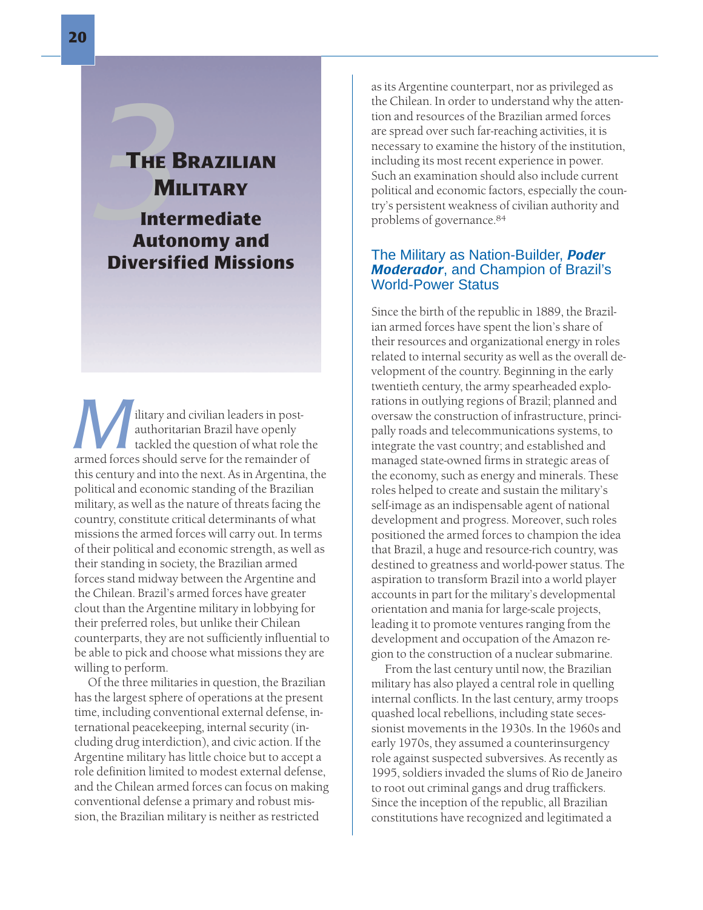# 3 The Brazilian Military

## Intermediate Autonomy and Diversified Missions

Military and civilian leaders in post-authoritarian Brazil have openly tackled the question of what role the armed forces should serve for the remainder of this century and into the next. As in Argentina, the political and economic standing of the Brazilian military, as well as the nature of threats facing the country, constitute critical determinants of what missions the armed forces will carry out. In terms of their political and economic strength, as well as their standing in society, the Brazilian armed forces stand midway between the Argentine and the Chilean. Brazil's armed forces have greater clout than the Argentine military in lobbying for their preferred roles, but unlike their Chilean counterparts, they are not sufficiently influential to be able to pick and choose what missions they are willing to perform.

Of the three militaries in question, the Brazilian has the largest sphere of operations at the present time, including conventional external defense, international peacekeeping, internal security (including drug interdiction), and civic action. If the Argentine military has little choice but to accept a role definition limited to modest external defense, and the Chilean armed forces can focus on making conventional defense a primary and robust mission, the Brazilian military is neither as restricted as its Argentine counterpart, nor as privileged as the Chilean. In order to understand why the attention and resources of the Brazilian armed forces are spread over such far-reaching activities, it is necessary to examine the history of the institution, including its most recent experience in power. Such an examination should also include current political and economic factors, especially the country's persistent weakness of civilian authority and problems of governance.[84]

### The Military as Nation-Builder, *Poder Moderador*, and Champion of Brazil's World-Power Status

Since the birth of the republic in 1889, the Brazilian armed forces have spent the lion's share of their resources and organizational energy in roles related to internal security as well as the overall development of the country. Beginning in the early twentieth century, the army spearheaded explorations in outlying regions of Brazil; planned and oversaw the construction of infrastructure, principally roads and telecommunications systems, to integrate the vast country; and established and managed state-owned firms in strategic areas of the economy, such as energy and minerals. These roles helped to create and sustain the military's self-image as an indispensable agent of national development and progress. Moreover, such roles positioned the armed forces to champion the idea that Brazil, a huge and resource-rich country, was destined to greatness and world-power status. The aspiration to transform Brazil into a world player accounts in part for the military's developmental orientation and mania for large-scale projects, leading it to promote ventures ranging from the development and occupation of the Amazon region to the construction of a nuclear submarine.

From the last century until now, the Brazilian military has also played a central role in quelling internal conflicts. In the last century, army troops quashed local rebellions, including state secessionist movements in the 1930s. In the 1960s and early 1970s, they assumed a counterinsurgency role against suspected subversives. As recently as 1995, soldiers invaded the slums of Rio de Janeiro to root out criminal gangs and drug traffickers. Since the inception of the republic, all Brazilian constitutions have recognized and legitimated a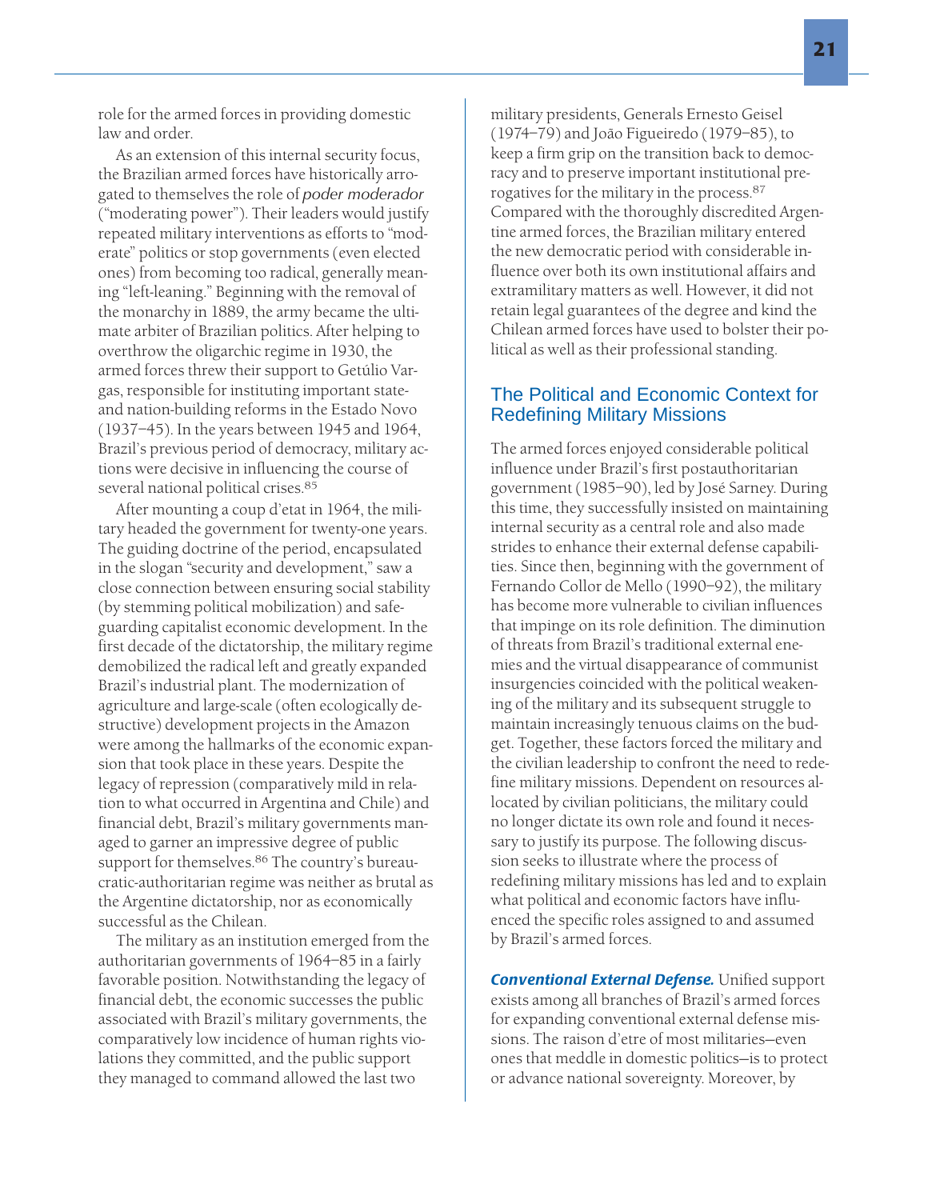role for the armed forces in providing domestic law and order.

As an extension of this internal security focus, the Brazilian armed forces have historically arrogated to themselves the role of *poder moderador* ("moderating power"). Their leaders would justify repeated military interventions as efforts to "moderate" politics or stop governments (even elected ones) from becoming too radical, generally meaning "left-leaning." Beginning with the removal of the monarchy in 1889, the army became the ultimate arbiter of Brazilian politics. After helping to overthrow the oligarchic regime in 1930, the armed forces threw their support to Getúlio Vargas, responsible for instituting important state- and nation-building reforms in the Estado Novo (1937–45). In the years between 1945 and 1964, Brazil's previous period of democracy, military actions were decisive in influencing the course of several national political crises.[85]

After mounting a coup d'etat in 1964, the military headed the government for twenty-one years. The guiding doctrine of the period, encapsulated in the slogan "security and development," saw a close connection between ensuring social stability (by stemming political mobilization) and safeguarding capitalist economic development. In the first decade of the dictatorship, the military regime demobilized the radical left and greatly expanded Brazil's industrial plant. The modernization of agriculture and large-scale (often ecologically destructive) development projects in the Amazon were among the hallmarks of the economic expansion that took place in these years. Despite the legacy of repression (comparatively mild in relation to what occurred in Argentina and Chile) and financial debt, Brazil's military governments managed to garner an impressive degree of public support for themselves.[86] The country's bureaucratic-authoritarian regime was neither as brutal as the Argentine dictatorship, nor as economically successful as the Chilean.

The military as an institution emerged from the authoritarian governments of 1964–85 in a fairly favorable position. Notwithstanding the legacy of financial debt, the economic successes the public associated with Brazil's military governments, the comparatively low incidence of human rights violations they committed, and the public support they managed to command allowed the last two military presidents, Generals Ernesto Geisel (1974–79) and João Figueiredo (1979–85), to keep a firm grip on the transition back to democracy and to preserve important institutional prerogatives for the military in the process.[87] Compared with the thoroughly discredited Argentine armed forces, the Brazilian military entered the new democratic period with considerable influence over both its own institutional affairs and extramilitary matters as well. However, it did not retain legal guarantees of the degree and kind the Chilean armed forces have used to bolster their political as well as their professional standing.

## The Political and Economic Context for Redefining Military Missions

The armed forces enjoyed considerable political influence under Brazil's first postauthoritarian government (1985–90), led by José Sarney. During this time, they successfully insisted on maintaining internal security as a central role and also made strides to enhance their external defense capabilities. Since then, beginning with the government of Fernando Collor de Mello (1990–92), the military has become more vulnerable to civilian influences that impinge on its role definition. The diminution of threats from Brazil's traditional external enemies and the virtual disappearance of communist insurgencies coincided with the political weakening of the military and its subsequent struggle to maintain increasingly tenuous claims on the budget. Together, these factors forced the military and the civilian leadership to confront the need to redefine military missions. Dependent on resources allocated by civilian politicians, the military could no longer dictate its own role and found it necessary to justify its purpose. The following discussion seeks to illustrate where the process of redefining military missions has led and to explain what political and economic factors have influenced the specific roles assigned to and assumed by Brazil's armed forces.

***Conventional External Defense.*** Unified support exists among all branches of Brazil's armed forces for expanding conventional external defense missions. The raison d'etre of most militaries—even ones that meddle in domestic politics—is to protect or advance national sovereignty. Moreover, by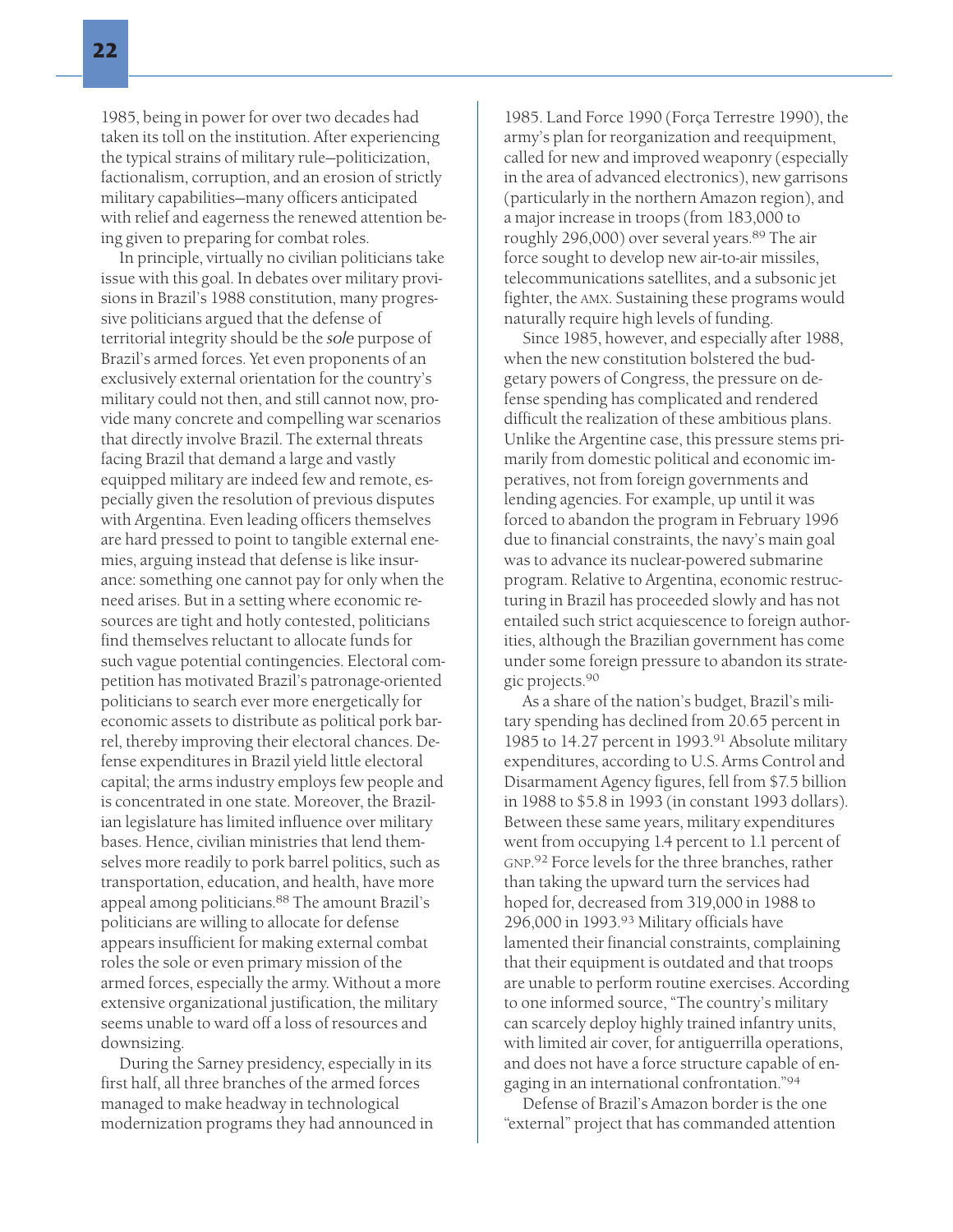1985, being in power for over two decades had taken its toll on the institution. After experiencing the typical strains of military rule—politicization, factionalism, corruption, and an erosion of strictly military capabilities—many officers anticipated with relief and eagerness the renewed attention being given to preparing for combat roles.

In principle, virtually no civilian politicians take issue with this goal. In debates over military provisions in Brazil's 1988 constitution, many progressive politicians argued that the defense of territorial integrity should be the *sole* purpose of Brazil's armed forces. Yet even proponents of an exclusively external orientation for the country's military could not then, and still cannot now, provide many concrete and compelling war scenarios that directly involve Brazil. The external threats facing Brazil that demand a large and vastly equipped military are indeed few and remote, especially given the resolution of previous disputes with Argentina. Even leading officers themselves are hard pressed to point to tangible external enemies, arguing instead that defense is like insurance: something one cannot pay for only when the need arises. But in a setting where economic resources are tight and hotly contested, politicians find themselves reluctant to allocate funds for such vague potential contingencies. Electoral competition has motivated Brazil's patronage-oriented politicians to search ever more energetically for economic assets to distribute as political pork barrel, thereby improving their electoral chances. Defense expenditures in Brazil yield little electoral capital; the arms industry employs few people and is concentrated in one state. Moreover, the Brazilian legislature has limited influence over military bases. Hence, civilian ministries that lend themselves more readily to pork barrel politics, such as transportation, education, and health, have more appeal among politicians.[88] The amount Brazil's politicians are willing to allocate for defense appears insufficient for making external combat roles the sole or even primary mission of the armed forces, especially the army. Without a more extensive organizational justification, the military seems unable to ward off a loss of resources and downsizing.

During the Sarney presidency, especially in its first half, all three branches of the armed forces managed to make headway in technological modernization programs they had announced in 1985. Land Force 1990 (Força Terrestre 1990), the army's plan for reorganization and reequipment, called for new and improved weaponry (especially in the area of advanced electronics), new garrisons (particularly in the northern Amazon region), and a major increase in troops (from 183,000 to roughly 296,000) over several years.[89] The air force sought to develop new air-to-air missiles, telecommunications satellites, and a subsonic jet fighter, the AMX. Sustaining these programs would naturally require high levels of funding.

Since 1985, however, and especially after 1988, when the new constitution bolstered the budgetary powers of Congress, the pressure on defense spending has complicated and rendered difficult the realization of these ambitious plans. Unlike the Argentine case, this pressure stems primarily from domestic political and economic imperatives, not from foreign governments and lending agencies. For example, up until it was forced to abandon the program in February 1996 due to financial constraints, the navy's main goal was to advance its nuclear-powered submarine program. Relative to Argentina, economic restructuring in Brazil has proceeded slowly and has not entailed such strict acquiescence to foreign authorities, although the Brazilian government has come under some foreign pressure to abandon its strategic projects.[90]

As a share of the nation's budget, Brazil's military spending has declined from 20.65 percent in 1985 to 14.27 percent in 1993.[91] Absolute military expenditures, according to U.S. Arms Control and Disarmament Agency figures, fell from $7.5 billion in 1988 to $5.8 in 1993 (in constant 1993 dollars). Between these same years, military expenditures went from occupying 1.4 percent to 1.1 percent of GNP.[92] Force levels for the three branches, rather than taking the upward turn the services had hoped for, decreased from 319,000 in 1988 to 296,000 in 1993.[93] Military officials have lamented their financial constraints, complaining that their equipment is outdated and that troops are unable to perform routine exercises. According to one informed source, "The country's military can scarcely deploy highly trained infantry units, with limited air cover, for antiguerrilla operations, and does not have a force structure capable of engaging in an international confrontation."[94]

Defense of Brazil's Amazon border is the one "external" project that has commanded attention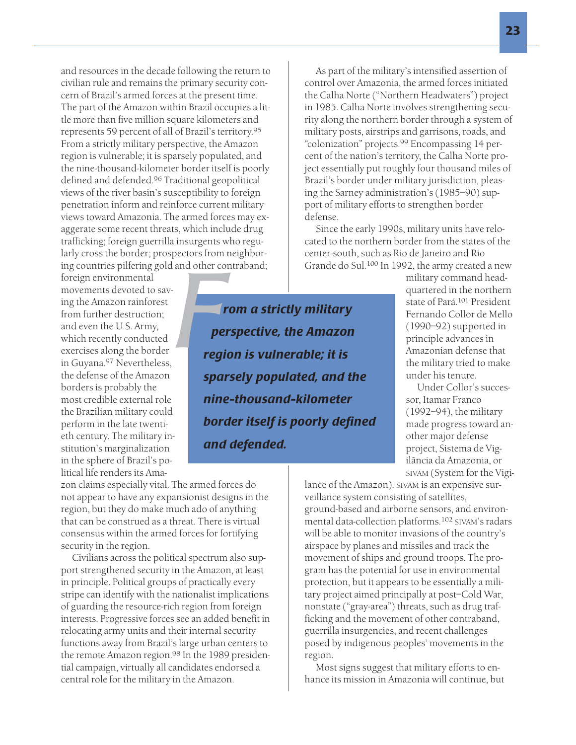and resources in the decade following the return to civilian rule and remains the primary security concern of Brazil's armed forces at the present time. The part of the Amazon within Brazil occupies a little more than five million square kilometers and represents 59 percent of all of Brazil's territory.[95] From a strictly military perspective, the Amazon region is vulnerable; it is sparsely populated, and the nine-thousand-kilometer border itself is poorly defined and defended.[96] Traditional geopolitical views of the river basin's susceptibility to foreign penetration inform and reinforce current military views toward Amazonia. The armed forces may exaggerate some recent threats, which include drug trafficking; foreign guerrilla insurgents who regularly cross the border; prospectors from neighboring countries pilfering gold and other contraband; foreign environmental movements devoted to saving the Amazon rainforest from further destruction; and even the U.S. Army, which recently conducted exercises along the border in Guyana.[97] Nevertheless, the defense of the Amazon borders is probably the most credible external role the Brazilian military could perform in the late twentieth century. The military institution's marginalization in the sphere of Brazil's political life renders its Amazon claims especially vital. The armed forces do not appear to have any expansionist designs in the region, but they do make much ado of anything that can be construed as a threat. There is virtual consensus within the armed forces for fortifying security in the region.

> ***From a strictly military perspective, the Amazon region is vulnerable; it is sparsely populated, and the nine-thousand-kilometer border itself is poorly defined and defended.***

Civilians across the political spectrum also support strengthened security in the Amazon, at least in principle. Political groups of practically every stripe can identify with the nationalist implications of guarding the resource-rich region from foreign interests. Progressive forces see an added benefit in relocating army units and their internal security functions away from Brazil's large urban centers to the remote Amazon region.[98] In the 1989 presidential campaign, virtually all candidates endorsed a central role for the military in the Amazon.

As part of the military's intensified assertion of control over Amazonia, the armed forces initiated the Calha Norte ("Northern Headwaters") project in 1985. Calha Norte involves strengthening security along the northern border through a system of military posts, airstrips and garrisons, roads, and "colonization" projects.[99] Encompassing 14 percent of the nation's territory, the Calha Norte project essentially put roughly four thousand miles of Brazil's border under military jurisdiction, pleasing the Sarney administration's (1985–90) support of military efforts to strengthen border defense.

Since the early 1990s, military units have relocated to the northern border from the states of the center-south, such as Rio de Janeiro and Rio Grande do Sul.[100] In 1992, the army created a new military command headquartered in the northern state of Pará.[101] President Fernando Collor de Mello (1990–92) supported in principle advances in Amazonian defense that the military tried to make under his tenure.

Under Collor's successor, Itamar Franco (1992–94), the military made progress toward another major defense project, Sistema de Vigilância da Amazonia, or SIVAM (System for the Vigilance of the Amazon). SIVAM is an expensive surveillance system consisting of satellites, ground-based and airborne sensors, and environmental data-collection platforms.[102] SIVAM's radars will be able to monitor invasions of the country's airspace by planes and missiles and track the movement of ships and ground troops. The program has the potential for use in environmental protection, but it appears to be essentially a military project aimed principally at post–Cold War, nonstate ("gray-area") threats, such as drug trafficking and the movement of other contraband, guerrilla insurgencies, and recent challenges posed by indigenous peoples' movements in the region.

Most signs suggest that military efforts to enhance its mission in Amazonia will continue, but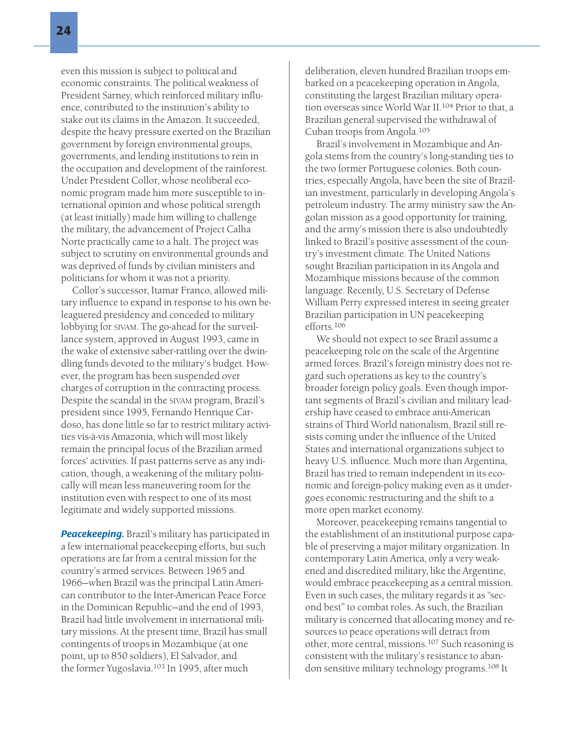even this mission is subject to political and economic constraints. The political weakness of President Sarney, which reinforced military influence, contributed to the institution's ability to stake out its claims in the Amazon. It succeeded, despite the heavy pressure exerted on the Brazilian government by foreign environmental groups, governments, and lending institutions to rein in the occupation and development of the rainforest. Under President Collor, whose neoliberal economic program made him more susceptible to international opinion and whose political strength (at least initially) made him willing to challenge the military, the advancement of Project Calha Norte practically came to a halt. The project was subject to scrutiny on environmental grounds and was deprived of funds by civilian ministers and politicians for whom it was not a priority.

Collor's successor, Itamar Franco, allowed military influence to expand in response to his own beleaguered presidency and conceded to military lobbying for SIVAM. The go-ahead for the surveillance system, approved in August 1993, came in the wake of extensive saber-rattling over the dwindling funds devoted to the military's budget. However, the program has been suspended over charges of corruption in the contracting process. Despite the scandal in the SIVAM program, Brazil's president since 1995, Fernando Henrique Cardoso, has done little so far to restrict military activities vis-à-vis Amazonia, which will most likely remain the principal focus of the Brazilian armed forces' activities. If past patterns serve as any indication, though, a weakening of the military politically will mean less maneuvering room for the institution even with respect to one of its most legitimate and widely supported missions.

***Peacekeeping.*** Brazil's military has participated in a few international peacekeeping efforts, but such operations are far from a central mission for the country's armed services. Between 1965 and 1966—when Brazil was the principal Latin American contributor to the Inter-American Peace Force in the Dominican Republic—and the end of 1993, Brazil had little involvement in international military missions. At the present time, Brazil has small contingents of troops in Mozambique (at one point, up to 850 soldiers), El Salvador, and the former Yugoslavia.[103] In 1995, after much deliberation, eleven hundred Brazilian troops embarked on a peacekeeping operation in Angola, constituting the largest Brazilian military operation overseas since World War II.[104] Prior to that, a Brazilian general supervised the withdrawal of Cuban troops from Angola.[105]

Brazil's involvement in Mozambique and Angola stems from the country's long-standing ties to the two former Portuguese colonies. Both countries, especially Angola, have been the site of Brazilian investment, particularly in developing Angola's petroleum industry. The army ministry saw the Angolan mission as a good opportunity for training, and the army's mission there is also undoubtedly linked to Brazil's positive assessment of the country's investment climate. The United Nations sought Brazilian participation in its Angola and Mozambique missions because of the common language. Recently, U.S. Secretary of Defense William Perry expressed interest in seeing greater Brazilian participation in UN peacekeeping efforts.[106]

We should not expect to see Brazil assume a peacekeeping role on the scale of the Argentine armed forces. Brazil's foreign ministry does not regard such operations as key to the country's broader foreign policy goals. Even though important segments of Brazil's civilian and military leadership have ceased to embrace anti-American strains of Third World nationalism, Brazil still resists coming under the influence of the United States and international organizations subject to heavy U.S. influence. Much more than Argentina, Brazil has tried to remain independent in its economic and foreign-policy making even as it undergoes economic restructuring and the shift to a more open market economy.

Moreover, peacekeeping remains tangential to the establishment of an institutional purpose capable of preserving a major military organization. In contemporary Latin America, only a very weakened and discredited military, like the Argentine, would embrace peacekeeping as a central mission. Even in such cases, the military regards it as "second best" to combat roles. As such, the Brazilian military is concerned that allocating money and resources to peace operations will detract from other, more central, missions.[107] Such reasoning is consistent with the military's resistance to abandon sensitive military technology programs.[108] It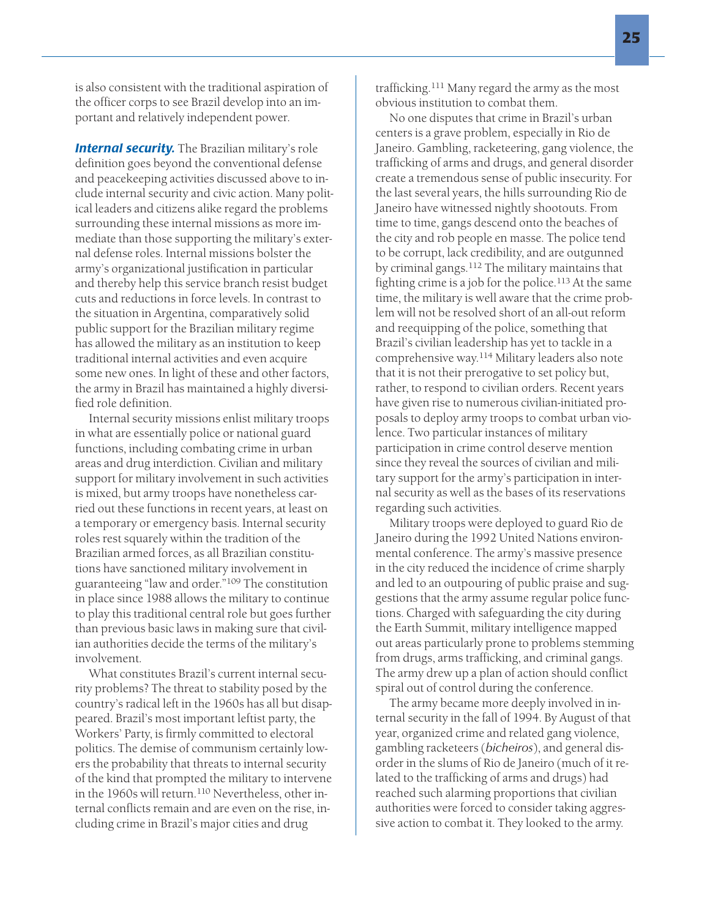is also consistent with the traditional aspiration of the officer corps to see Brazil develop into an important and relatively independent power.

***Internal security.*** The Brazilian military's role definition goes beyond the conventional defense and peacekeeping activities discussed above to include internal security and civic action. Many political leaders and citizens alike regard the problems surrounding these internal missions as more immediate than those supporting the military's external defense roles. Internal missions bolster the army's organizational justification in particular and thereby help this service branch resist budget cuts and reductions in force levels. In contrast to the situation in Argentina, comparatively solid public support for the Brazilian military regime has allowed the military as an institution to keep traditional internal activities and even acquire some new ones. In light of these and other factors, the army in Brazil has maintained a highly diversified role definition.

Internal security missions enlist military troops in what are essentially police or national guard functions, including combating crime in urban areas and drug interdiction. Civilian and military support for military involvement in such activities is mixed, but army troops have nonetheless carried out these functions in recent years, at least on a temporary or emergency basis. Internal security roles rest squarely within the tradition of the Brazilian armed forces, as all Brazilian constitutions have sanctioned military involvement in guaranteeing "law and order."[109] The constitution in place since 1988 allows the military to continue to play this traditional central role but goes further than previous basic laws in making sure that civilian authorities decide the terms of the military's involvement.

What constitutes Brazil's current internal security problems? The threat to stability posed by the country's radical left in the 1960s has all but disappeared. Brazil's most important leftist party, the Workers' Party, is firmly committed to electoral politics. The demise of communism certainly lowers the probability that threats to internal security of the kind that prompted the military to intervene in the 1960s will return.[110] Nevertheless, other internal conflicts remain and are even on the rise, including crime in Brazil's major cities and drug trafficking.[111] Many regard the army as the most obvious institution to combat them.

No one disputes that crime in Brazil's urban centers is a grave problem, especially in Rio de Janeiro. Gambling, racketeering, gang violence, the trafficking of arms and drugs, and general disorder create a tremendous sense of public insecurity. For the last several years, the hills surrounding Rio de Janeiro have witnessed nightly shootouts. From time to time, gangs descend onto the beaches of the city and rob people en masse. The police tend to be corrupt, lack credibility, and are outgunned by criminal gangs.[112] The military maintains that fighting crime is a job for the police.[113] At the same time, the military is well aware that the crime problem will not be resolved short of an all-out reform and reequipping of the police, something that Brazil's civilian leadership has yet to tackle in a comprehensive way.[114] Military leaders also note that it is not their prerogative to set policy but, rather, to respond to civilian orders. Recent years have given rise to numerous civilian-initiated proposals to deploy army troops to combat urban violence. Two particular instances of military participation in crime control deserve mention since they reveal the sources of civilian and military support for the army's participation in internal security as well as the bases of its reservations regarding such activities.

Military troops were deployed to guard Rio de Janeiro during the 1992 United Nations environmental conference. The army's massive presence in the city reduced the incidence of crime sharply and led to an outpouring of public praise and suggestions that the army assume regular police functions. Charged with safeguarding the city during the Earth Summit, military intelligence mapped out areas particularly prone to problems stemming from drugs, arms trafficking, and criminal gangs. The army drew up a plan of action should conflict spiral out of control during the conference.

The army became more deeply involved in internal security in the fall of 1994. By August of that year, organized crime and related gang violence, gambling racketeers (*bicheiros*), and general disorder in the slums of Rio de Janeiro (much of it related to the trafficking of arms and drugs) had reached such alarming proportions that civilian authorities were forced to consider taking aggressive action to combat it. They looked to the army.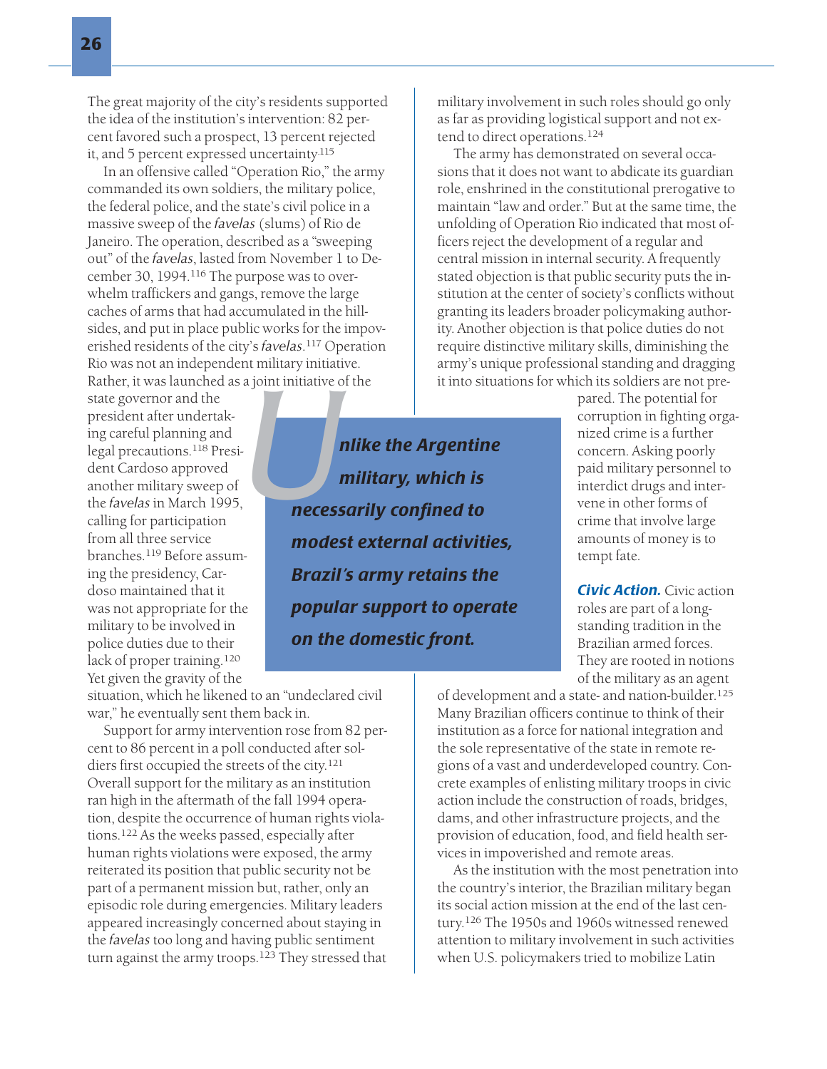The great majority of the city's residents supported the idea of the institution's intervention: 82 percent favored such a prospect, 13 percent rejected it, and 5 percent expressed uncertainty.[115]

In an offensive called "Operation Rio," the army commanded its own soldiers, the military police, the federal police, and the state's civil police in a massive sweep of the *favelas* (slums) of Rio de Janeiro. The operation, described as a "sweeping out" of the *favelas*, lasted from November 1 to December 30, 1994.[116] The purpose was to overwhelm traffickers and gangs, remove the large caches of arms that had accumulated in the hillsides, and put in place public works for the impoverished residents of the city's *favelas*.[117] Operation Rio was not an independent military initiative. Rather, it was launched as a joint initiative of the state governor and the president after undertaking careful planning and legal precautions.[118] President Cardoso approved another military sweep of the *favelas* in March 1995, calling for participation from all three service branches.[119] Before assuming the presidency, Cardoso maintained that it was not appropriate for the military to be involved in police duties due to their lack of proper training.[120] Yet given the gravity of the situation, which he likened to an "undeclared civil war," he eventually sent them back in.

Support for army intervention rose from 82 percent to 86 percent in a poll conducted after soldiers first occupied the streets of the city.[121] Overall support for the military as an institution ran high in the aftermath of the fall 1994 operation, despite the occurrence of human rights violations.[122] As the weeks passed, especially after human rights violations were exposed, the army reiterated its position that public security not be part of a permanent mission but, rather, only an episodic role during emergencies. Military leaders appeared increasingly concerned about staying in the *favelas* too long and having public sentiment turn against the army troops.[123] They stressed that military involvement in such roles should go only as far as providing logistical support and not extend to direct operations.[124]

The army has demonstrated on several occasions that it does not want to abdicate its guardian role, enshrined in the constitutional prerogative to maintain "law and order." But at the same time, the unfolding of Operation Rio indicated that most officers reject the development of a regular and central mission in internal security. A frequently stated objection is that public security puts the institution at the center of society's conflicts without granting its leaders broader policymaking authority. Another objection is that police duties do not require distinctive military skills, diminishing the army's unique professional standing and dragging it into situations for which its soldiers are not prepared. The potential for corruption in fighting organized crime is a further concern. Asking poorly paid military personnel to interdict drugs and intervene in other forms of crime that involve large amounts of money is to tempt fate.

> ***Unlike the Argentine military, which is necessarily confined to modest external activities, Brazil's army retains the popular support to operate on the domestic front.***

***Civic Action.*** Civic action roles are part of a longstanding tradition in the Brazilian armed forces. They are rooted in notions of the military as an agent of development and a state- and nation-builder.[125] Many Brazilian officers continue to think of their institution as a force for national integration and the sole representative of the state in remote regions of a vast and underdeveloped country. Concrete examples of enlisting military troops in civic action include the construction of roads, bridges, dams, and other infrastructure projects, and the provision of education, food, and field health services in impoverished and remote areas.

As the institution with the most penetration into the country's interior, the Brazilian military began its social action mission at the end of the last century.[126] The 1950s and 1960s witnessed renewed attention to military involvement in such activities when U.S. policymakers tried to mobilize Latin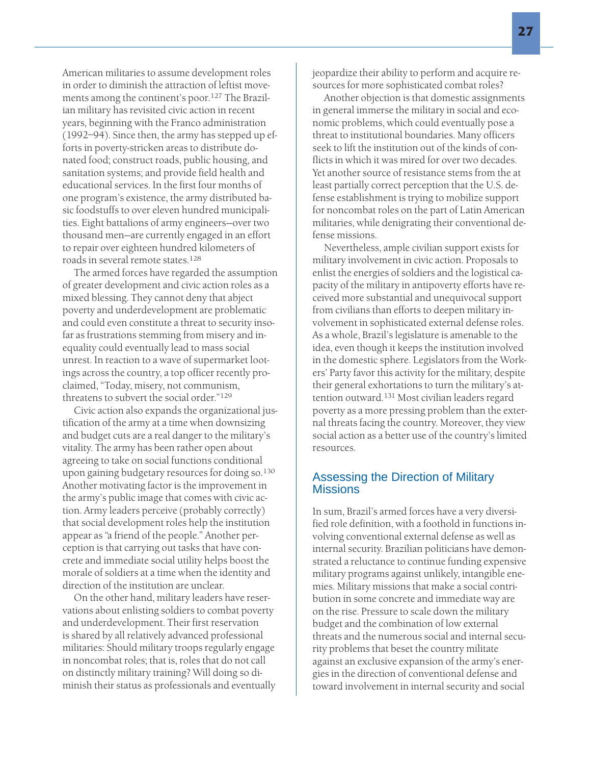American militaries to assume development roles in order to diminish the attraction of leftist movements among the continent's poor.[127] The Brazilian military has revisited civic action in recent years, beginning with the Franco administration (1992–94). Since then, the army has stepped up efforts in poverty-stricken areas to distribute donated food; construct roads, public housing, and sanitation systems; and provide field health and educational services. In the first four months of one program's existence, the army distributed basic foodstuffs to over eleven hundred municipalities. Eight battalions of army engineers—over two thousand men—are currently engaged in an effort to repair over eighteen hundred kilometers of roads in several remote states.[128]

The armed forces have regarded the assumption of greater development and civic action roles as a mixed blessing. They cannot deny that abject poverty and underdevelopment are problematic and could even constitute a threat to security insofar as frustrations stemming from misery and inequality could eventually lead to mass social unrest. In reaction to a wave of supermarket lootings across the country, a top officer recently proclaimed, "Today, misery, not communism, threatens to subvert the social order."[129]

Civic action also expands the organizational justification of the army at a time when downsizing and budget cuts are a real danger to the military's vitality. The army has been rather open about agreeing to take on social functions conditional upon gaining budgetary resources for doing so.[130] Another motivating factor is the improvement in the army's public image that comes with civic action. Army leaders perceive (probably correctly) that social development roles help the institution appear as "a friend of the people." Another perception is that carrying out tasks that have concrete and immediate social utility helps boost the morale of soldiers at a time when the identity and direction of the institution are unclear.

On the other hand, military leaders have reservations about enlisting soldiers to combat poverty and underdevelopment. Their first reservation is shared by all relatively advanced professional militaries: Should military troops regularly engage in noncombat roles; that is, roles that do not call on distinctly military training? Will doing so diminish their status as professionals and eventually jeopardize their ability to perform and acquire resources for more sophisticated combat roles?

Another objection is that domestic assignments in general immerse the military in social and economic problems, which could eventually pose a threat to institutional boundaries. Many officers seek to lift the institution out of the kinds of conflicts in which it was mired for over two decades. Yet another source of resistance stems from the at least partially correct perception that the U.S. defense establishment is trying to mobilize support for noncombat roles on the part of Latin American militaries, while denigrating their conventional defense missions.

Nevertheless, ample civilian support exists for military involvement in civic action. Proposals to enlist the energies of soldiers and the logistical capacity of the military in antipoverty efforts have received more substantial and unequivocal support from civilians than efforts to deepen military involvement in sophisticated external defense roles. As a whole, Brazil's legislature is amenable to the idea, even though it keeps the institution involved in the domestic sphere. Legislators from the Workers' Party favor this activity for the military, despite their general exhortations to turn the military's attention outward.[131] Most civilian leaders regard poverty as a more pressing problem than the external threats facing the country. Moreover, they view social action as a better use of the country's limited resources.

## Assessing the Direction of Military Missions

In sum, Brazil's armed forces have a very diversified role definition, with a foothold in functions involving conventional external defense as well as internal security. Brazilian politicians have demonstrated a reluctance to continue funding expensive military programs against unlikely, intangible enemies. Military missions that make a social contribution in some concrete and immediate way are on the rise. Pressure to scale down the military budget and the combination of low external threats and the numerous social and internal security problems that beset the country militate against an exclusive expansion of the army's energies in the direction of conventional defense and toward involvement in internal security and social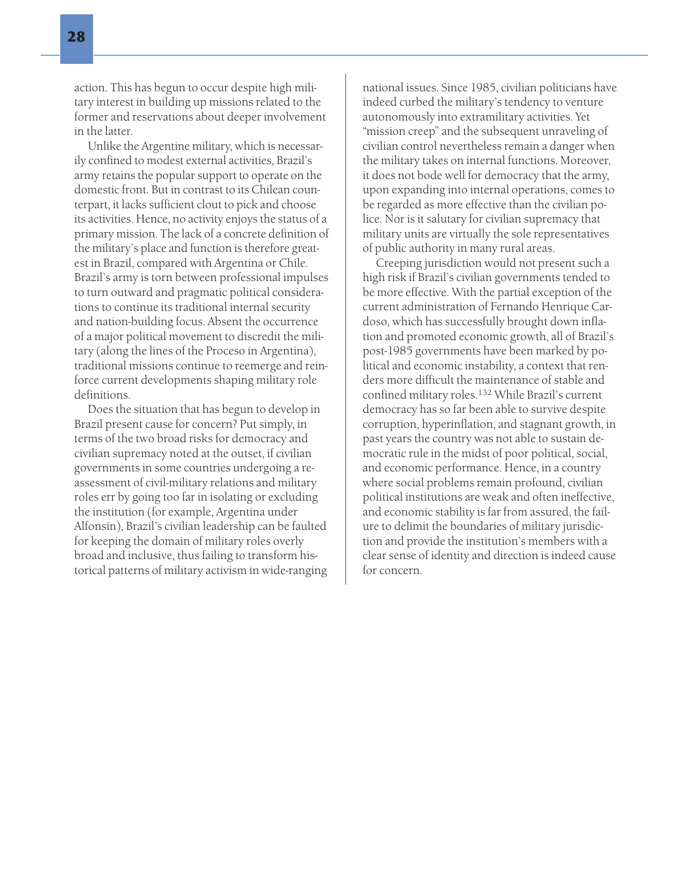action. This has begun to occur despite high military interest in building up missions related to the former and reservations about deeper involvement in the latter.

Unlike the Argentine military, which is necessarily confined to modest external activities, Brazil's army retains the popular support to operate on the domestic front. But in contrast to its Chilean counterpart, it lacks sufficient clout to pick and choose its activities. Hence, no activity enjoys the status of a primary mission. The lack of a concrete definition of the military's place and function is therefore greatest in Brazil, compared with Argentina or Chile. Brazil's army is torn between professional impulses to turn outward and pragmatic political considerations to continue its traditional internal security and nation-building focus. Absent the occurrence of a major political movement to discredit the military (along the lines of the Proceso in Argentina), traditional missions continue to reemerge and reinforce current developments shaping military role definitions.

Does the situation that has begun to develop in Brazil present cause for concern? Put simply, in terms of the two broad risks for democracy and civilian supremacy noted at the outset, if civilian governments in some countries undergoing a reassessment of civil-military relations and military roles err by going too far in isolating or excluding the institution (for example, Argentina under Alfonsín), Brazil's civilian leadership can be faulted for keeping the domain of military roles overly broad and inclusive, thus failing to transform historical patterns of military activism in wide-ranging national issues. Since 1985, civilian politicians have indeed curbed the military's tendency to venture autonomously into extramilitary activities. Yet "mission creep" and the subsequent unraveling of civilian control nevertheless remain a danger when the military takes on internal functions. Moreover, it does not bode well for democracy that the army, upon expanding into internal operations, comes to be regarded as more effective than the civilian police. Nor is it salutary for civilian supremacy that military units are virtually the sole representatives of public authority in many rural areas.

Creeping jurisdiction would not present such a high risk if Brazil's civilian governments tended to be more effective. With the partial exception of the current administration of Fernando Henrique Cardoso, which has successfully brought down inflation and promoted economic growth, all of Brazil's post-1985 governments have been marked by political and economic instability, a context that renders more difficult the maintenance of stable and confined military roles.[132] While Brazil's current democracy has so far been able to survive despite corruption, hyperinflation, and stagnant growth, in past years the country was not able to sustain democratic rule in the midst of poor political, social, and economic performance. Hence, in a country where social problems remain profound, civilian political institutions are weak and often ineffective, and economic stability is far from assured, the failure to delimit the boundaries of military jurisdiction and provide the institution's members with a clear sense of identity and direction is indeed cause for concern.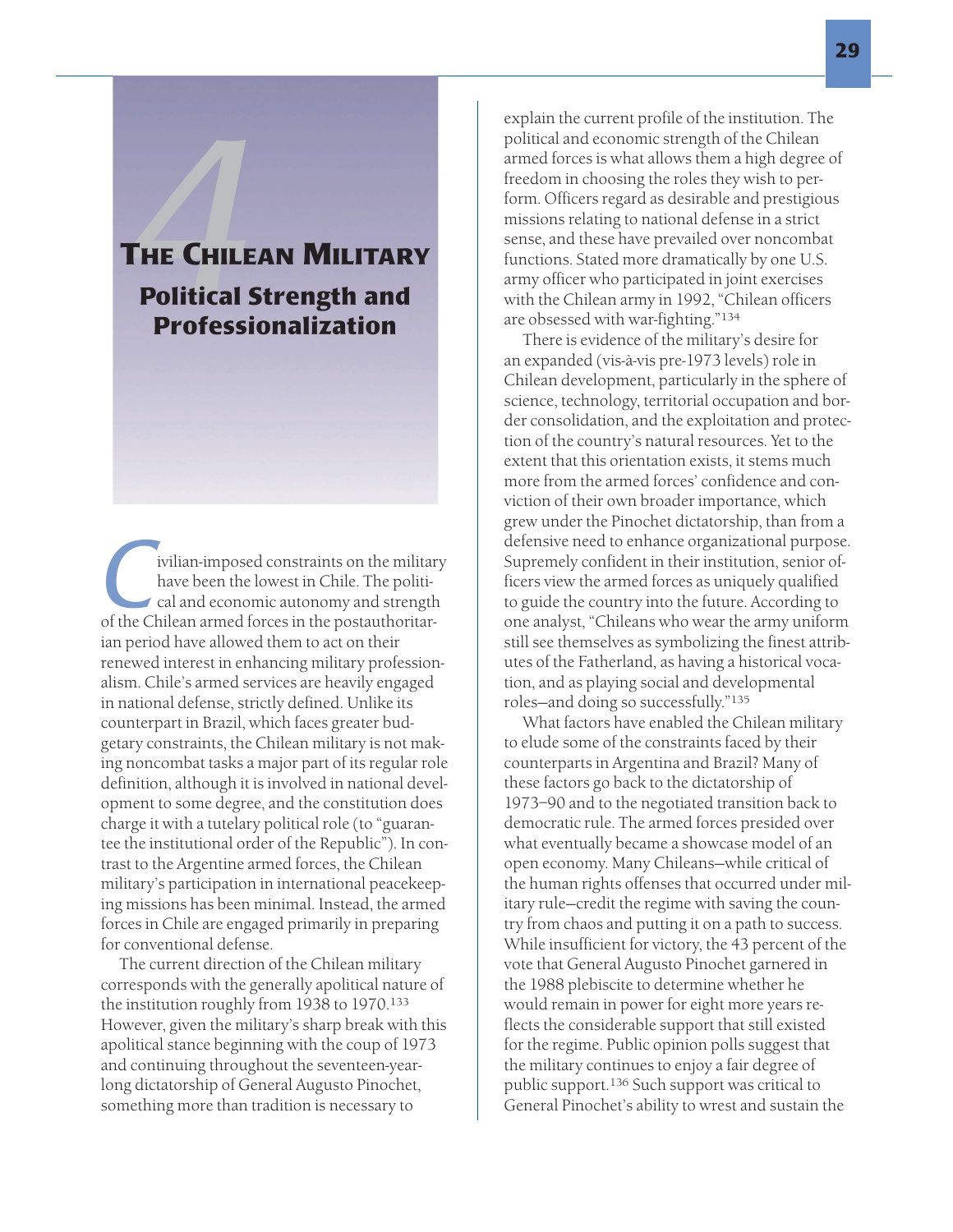# 4 The Chilean Military

## Political Strength and Professionalization

Civilian-imposed constraints on the military have been the lowest in Chile. The political and economic autonomy and strength of the Chilean armed forces in the postauthoritarian period have allowed them to act on their renewed interest in enhancing military professionalism. Chile's armed services are heavily engaged in national defense, strictly defined. Unlike its counterpart in Brazil, which faces greater budgetary constraints, the Chilean military is not making noncombat tasks a major part of its regular role definition, although it is involved in national development to some degree, and the constitution does charge it with a tutelary political role (to "guarantee the institutional order of the Republic"). In contrast to the Argentine armed forces, the Chilean military's participation in international peacekeeping missions has been minimal. Instead, the armed forces in Chile are engaged primarily in preparing for conventional defense.

The current direction of the Chilean military corresponds with the generally apolitical nature of the institution roughly from 1938 to 1970.[133] However, given the military's sharp break with this apolitical stance beginning with the coup of 1973 and continuing throughout the seventeen-year-long dictatorship of General Augusto Pinochet, something more than tradition is necessary to explain the current profile of the institution. The political and economic strength of the Chilean armed forces is what allows them a high degree of freedom in choosing the roles they wish to perform. Officers regard as desirable and prestigious missions relating to national defense in a strict sense, and these have prevailed over noncombat functions. Stated more dramatically by one U.S. army officer who participated in joint exercises with the Chilean army in 1992, "Chilean officers are obsessed with war-fighting."[134]

There is evidence of the military's desire for an expanded (vis-à-vis pre-1973 levels) role in Chilean development, particularly in the sphere of science, technology, territorial occupation and border consolidation, and the exploitation and protection of the country's natural resources. Yet to the extent that this orientation exists, it stems much more from the armed forces' confidence and conviction of their own broader importance, which grew under the Pinochet dictatorship, than from a defensive need to enhance organizational purpose. Supremely confident in their institution, senior officers view the armed forces as uniquely qualified to guide the country into the future. According to one analyst, "Chileans who wear the army uniform still see themselves as symbolizing the finest attributes of the Fatherland, as having a historical vocation, and as playing social and developmental roles—and doing so successfully."[135]

What factors have enabled the Chilean military to elude some of the constraints faced by their counterparts in Argentina and Brazil? Many of these factors go back to the dictatorship of 1973–90 and to the negotiated transition back to democratic rule. The armed forces presided over what eventually became a showcase model of an open economy. Many Chileans—while critical of the human rights offenses that occurred under military rule—credit the regime with saving the country from chaos and putting it on a path to success. While insufficient for victory, the 43 percent of the vote that General Augusto Pinochet garnered in the 1988 plebiscite to determine whether he would remain in power for eight more years reflects the considerable support that still existed for the regime. Public opinion polls suggest that the military continues to enjoy a fair degree of public support.[136] Such support was critical to General Pinochet's ability to wrest and sustain the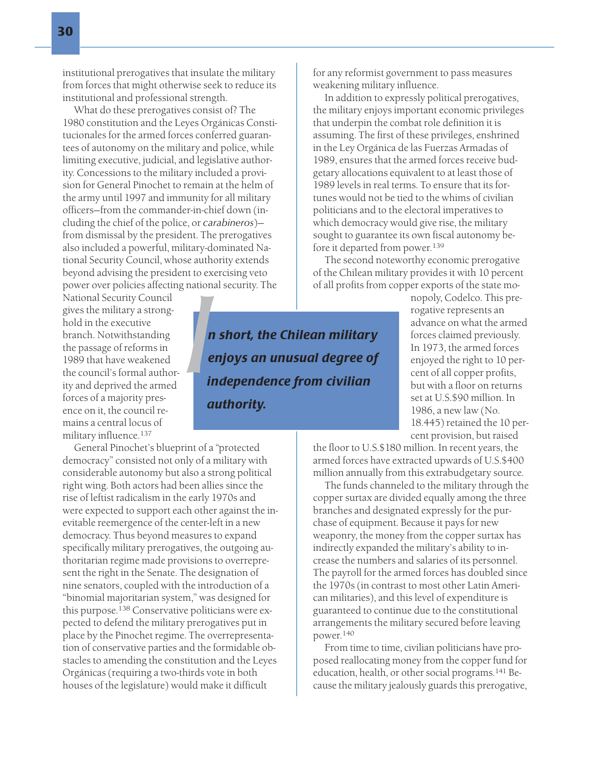institutional prerogatives that insulate the military from forces that might otherwise seek to reduce its institutional and professional strength.

What do these prerogatives consist of? The 1980 constitution and the Leyes Orgánicas Constitucionales for the armed forces conferred guarantees of autonomy on the military and police, while limiting executive, judicial, and legislative authority. Concessions to the military included a provision for General Pinochet to remain at the helm of the army until 1997 and immunity for all military officers—from the commander-in-chief down (including the chief of the police, or *carabineros*)—from dismissal by the president. The prerogatives also included a powerful, military-dominated National Security Council, whose authority extends beyond advising the president to exercising veto power over policies affecting national security. The National Security Council gives the military a stronghold in the executive branch. Notwithstanding the passage of reforms in 1989 that have weakened the council's formal authority and deprived the armed forces of a majority presence on it, the council remains a central locus of military influence.[137]

General Pinochet's blueprint of a "protected democracy" consisted not only of a military with considerable autonomy but also a strong political right wing. Both actors had been allies since the rise of leftist radicalism in the early 1970s and were expected to support each other against the inevitable reemergence of the center-left in a new democracy. Thus beyond measures to expand specifically military prerogatives, the outgoing authoritarian regime made provisions to overrepresent the right in the Senate. The designation of nine senators, coupled with the introduction of a "binomial majoritarian system," was designed for this purpose.[138] Conservative politicians were expected to defend the military prerogatives put in place by the Pinochet regime. The overrepresentation of conservative parties and the formidable obstacles to amending the constitution and the Leyes Orgánicas (requiring a two-thirds vote in both houses of the legislature) would make it difficult for any reformist government to pass measures weakening military influence.

***In short, the Chilean military enjoys an unusual degree of independence from civilian authority.***

In addition to expressly political prerogatives, the military enjoys important economic privileges that underpin the combat role definition it is assuming. The first of these privileges, enshrined in the Ley Orgánica de las Fuerzas Armadas of 1989, ensures that the armed forces receive budgetary allocations equivalent to at least those of 1989 levels in real terms. To ensure that its fortunes would not be tied to the whims of civilian politicians and to the electoral imperatives to which democracy would give rise, the military sought to guarantee its own fiscal autonomy before it departed from power.[139]

The second noteworthy economic prerogative of the Chilean military provides it with 10 percent of all profits from copper exports of the state monopoly, Codelco. This prerogative represents an advance on what the armed forces claimed previously. In 1973, the armed forces enjoyed the right to 10 percent of all copper profits, but with a floor on returns set at U.S.$90 million. In 1986, a new law (No. 18.445) retained the 10 percent provision, but raised the floor to U.S.$180 million. In recent years, the armed forces have extracted upwards of U.S.$400 million annually from this extrabudgetary source.

The funds channeled to the military through the copper surtax are divided equally among the three branches and designated expressly for the purchase of equipment. Because it pays for new weaponry, the money from the copper surtax has indirectly expanded the military's ability to increase the numbers and salaries of its personnel. The payroll for the armed forces has doubled since the 1970s (in contrast to most other Latin American militaries), and this level of expenditure is guaranteed to continue due to the constitutional arrangements the military secured before leaving power.[140]

From time to time, civilian politicians have proposed reallocating money from the copper fund for education, health, or other social programs.[141] Because the military jealously guards this prerogative,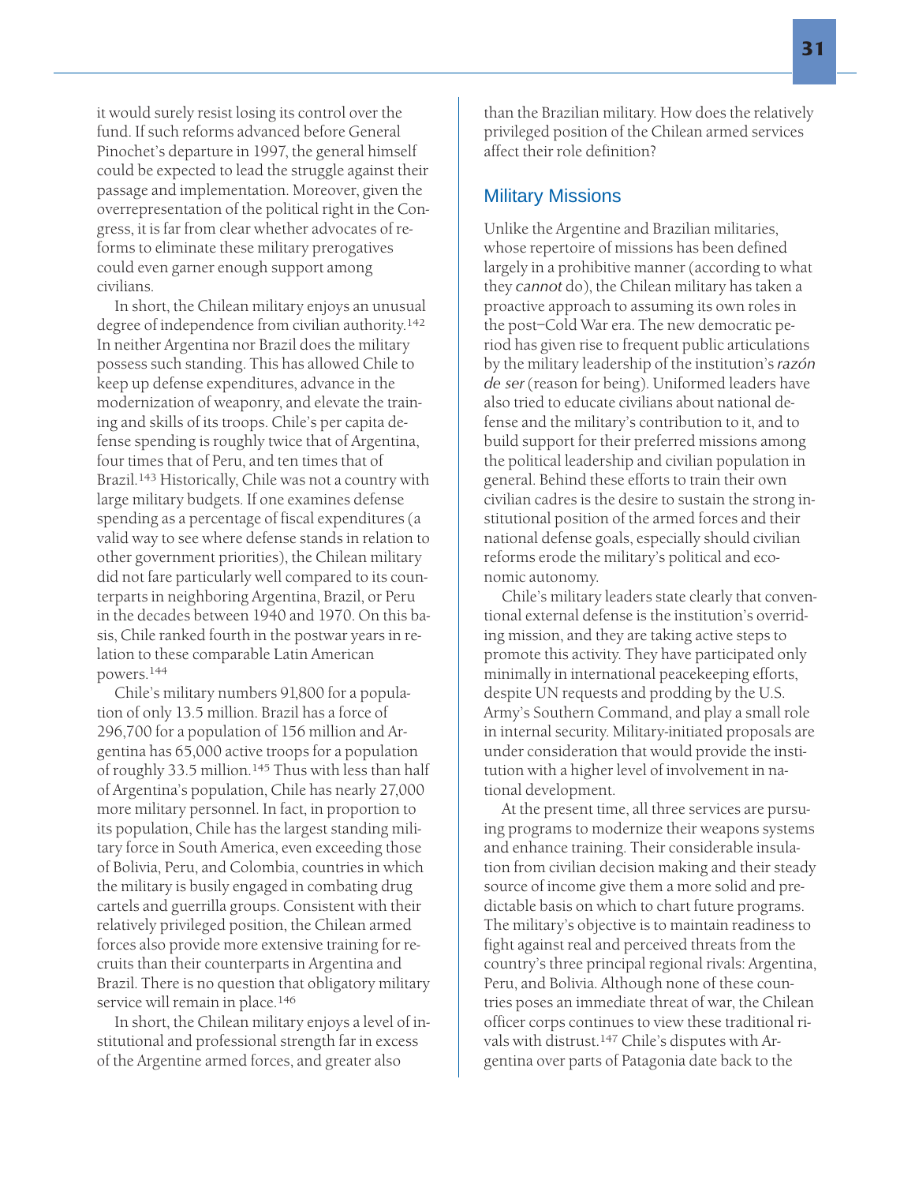it would surely resist losing its control over the fund. If such reforms advanced before General Pinochet's departure in 1997, the general himself could be expected to lead the struggle against their passage and implementation. Moreover, given the overrepresentation of the political right in the Congress, it is far from clear whether advocates of reforms to eliminate these military prerogatives could even garner enough support among civilians.

In short, the Chilean military enjoys an unusual degree of independence from civilian authority.[142] In neither Argentina nor Brazil does the military possess such standing. This has allowed Chile to keep up defense expenditures, advance in the modernization of weaponry, and elevate the training and skills of its troops. Chile's per capita defense spending is roughly twice that of Argentina, four times that of Peru, and ten times that of Brazil.[143] Historically, Chile was not a country with large military budgets. If one examines defense spending as a percentage of fiscal expenditures (a valid way to see where defense stands in relation to other government priorities), the Chilean military did not fare particularly well compared to its counterparts in neighboring Argentina, Brazil, or Peru in the decades between 1940 and 1970. On this basis, Chile ranked fourth in the postwar years in relation to these comparable Latin American powers.[144]

Chile's military numbers 91,800 for a population of only 13.5 million. Brazil has a force of 296,700 for a population of 156 million and Argentina has 65,000 active troops for a population of roughly 33.5 million.[145] Thus with less than half of Argentina's population, Chile has nearly 27,000 more military personnel. In fact, in proportion to its population, Chile has the largest standing military force in South America, even exceeding those of Bolivia, Peru, and Colombia, countries in which the military is busily engaged in combating drug cartels and guerrilla groups. Consistent with their relatively privileged position, the Chilean armed forces also provide more extensive training for recruits than their counterparts in Argentina and Brazil. There is no question that obligatory military service will remain in place.[146]

In short, the Chilean military enjoys a level of institutional and professional strength far in excess of the Argentine armed forces, and greater also than the Brazilian military. How does the relatively privileged position of the Chilean armed services affect their role definition?

## Military Missions

Unlike the Argentine and Brazilian militaries, whose repertoire of missions has been defined largely in a prohibitive manner (according to what they *cannot* do), the Chilean military has taken a proactive approach to assuming its own roles in the post–Cold War era. The new democratic period has given rise to frequent public articulations by the military leadership of the institution's *razón de ser* (reason for being). Uniformed leaders have also tried to educate civilians about national defense and the military's contribution to it, and to build support for their preferred missions among the political leadership and civilian population in general. Behind these efforts to train their own civilian cadres is the desire to sustain the strong institutional position of the armed forces and their national defense goals, especially should civilian reforms erode the military's political and economic autonomy.

Chile's military leaders state clearly that conventional external defense is the institution's overriding mission, and they are taking active steps to promote this activity. They have participated only minimally in international peacekeeping efforts, despite UN requests and prodding by the U.S. Army's Southern Command, and play a small role in internal security. Military-initiated proposals are under consideration that would provide the institution with a higher level of involvement in national development.

At the present time, all three services are pursuing programs to modernize their weapons systems and enhance training. Their considerable insulation from civilian decision making and their steady source of income give them a more solid and predictable basis on which to chart future programs. The military's objective is to maintain readiness to fight against real and perceived threats from the country's three principal regional rivals: Argentina, Peru, and Bolivia. Although none of these countries poses an immediate threat of war, the Chilean officer corps continues to view these traditional rivals with distrust.[147] Chile's disputes with Argentina over parts of Patagonia date back to the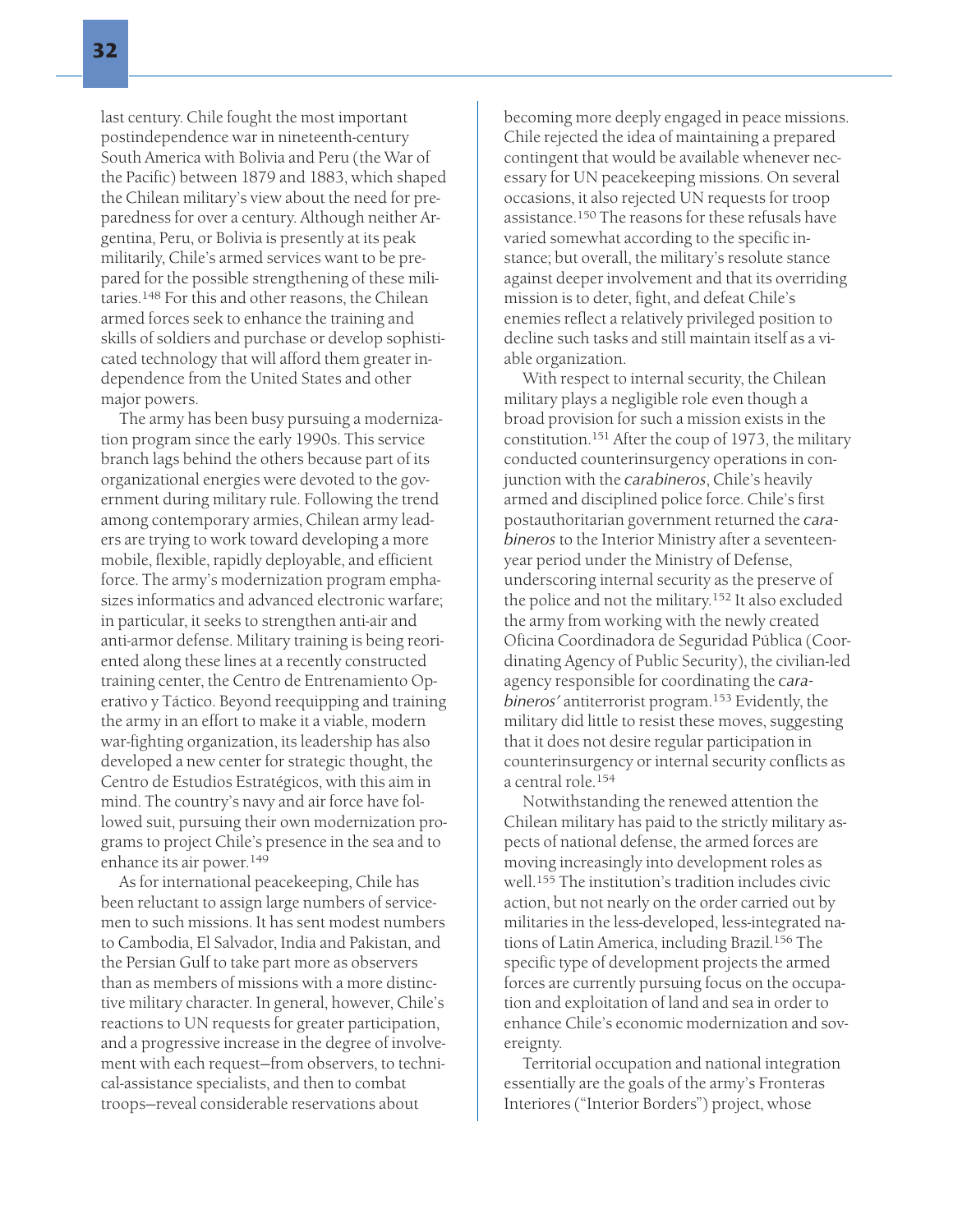last century. Chile fought the most important postindependence war in nineteenth-century South America with Bolivia and Peru (the War of the Pacific) between 1879 and 1883, which shaped the Chilean military's view about the need for preparedness for over a century. Although neither Argentina, Peru, or Bolivia is presently at its peak militarily, Chile's armed services want to be prepared for the possible strengthening of these militaries.[148] For this and other reasons, the Chilean armed forces seek to enhance the training and skills of soldiers and purchase or develop sophisticated technology that will afford them greater independence from the United States and other major powers.

The army has been busy pursuing a modernization program since the early 1990s. This service branch lags behind the others because part of its organizational energies were devoted to the government during military rule. Following the trend among contemporary armies, Chilean army leaders are trying to work toward developing a more mobile, flexible, rapidly deployable, and efficient force. The army's modernization program emphasizes informatics and advanced electronic warfare; in particular, it seeks to strengthen anti-air and anti-armor defense. Military training is being reoriented along these lines at a recently constructed training center, the Centro de Entrenamiento Operativo y Táctico. Beyond reequipping and training the army in an effort to make it a viable, modern war-fighting organization, its leadership has also developed a new center for strategic thought, the Centro de Estudios Estratégicos, with this aim in mind. The country's navy and air force have followed suit, pursuing their own modernization programs to project Chile's presence in the sea and to enhance its air power.[149]

As for international peacekeeping, Chile has been reluctant to assign large numbers of servicemen to such missions. It has sent modest numbers to Cambodia, El Salvador, India and Pakistan, and the Persian Gulf to take part more as observers than as members of missions with a more distinctive military character. In general, however, Chile's reactions to UN requests for greater participation, and a progressive increase in the degree of involvement with each request—from observers, to technical-assistance specialists, and then to combat troops—reveal considerable reservations about becoming more deeply engaged in peace missions. Chile rejected the idea of maintaining a prepared contingent that would be available whenever necessary for UN peacekeeping missions. On several occasions, it also rejected UN requests for troop assistance.[150] The reasons for these refusals have varied somewhat according to the specific instance; but overall, the military's resolute stance against deeper involvement and that its overriding mission is to deter, fight, and defeat Chile's enemies reflect a relatively privileged position to decline such tasks and still maintain itself as a viable organization.

With respect to internal security, the Chilean military plays a negligible role even though a broad provision for such a mission exists in the constitution.[151] After the coup of 1973, the military conducted counterinsurgency operations in conjunction with the *carabineros*, Chile's heavily armed and disciplined police force. Chile's first postauthoritarian government returned the *carabineros* to the Interior Ministry after a seventeen-year period under the Ministry of Defense, underscoring internal security as the preserve of the police and not the military.[152] It also excluded the army from working with the newly created Oficina Coordinadora de Seguridad Pública (Coordinating Agency of Public Security), the civilian-led agency responsible for coordinating the *carabineros'* antiterrorist program.[153] Evidently, the military did little to resist these moves, suggesting that it does not desire regular participation in counterinsurgency or internal security conflicts as a central role.[154]

Notwithstanding the renewed attention the Chilean military has paid to the strictly military aspects of national defense, the armed forces are moving increasingly into development roles as well.[155] The institution's tradition includes civic action, but not nearly on the order carried out by militaries in the less-developed, less-integrated nations of Latin America, including Brazil.[156] The specific type of development projects the armed forces are currently pursuing focus on the occupation and exploitation of land and sea in order to enhance Chile's economic modernization and sovereignty.

Territorial occupation and national integration essentially are the goals of the army's Fronteras Interiores ("Interior Borders") project, whose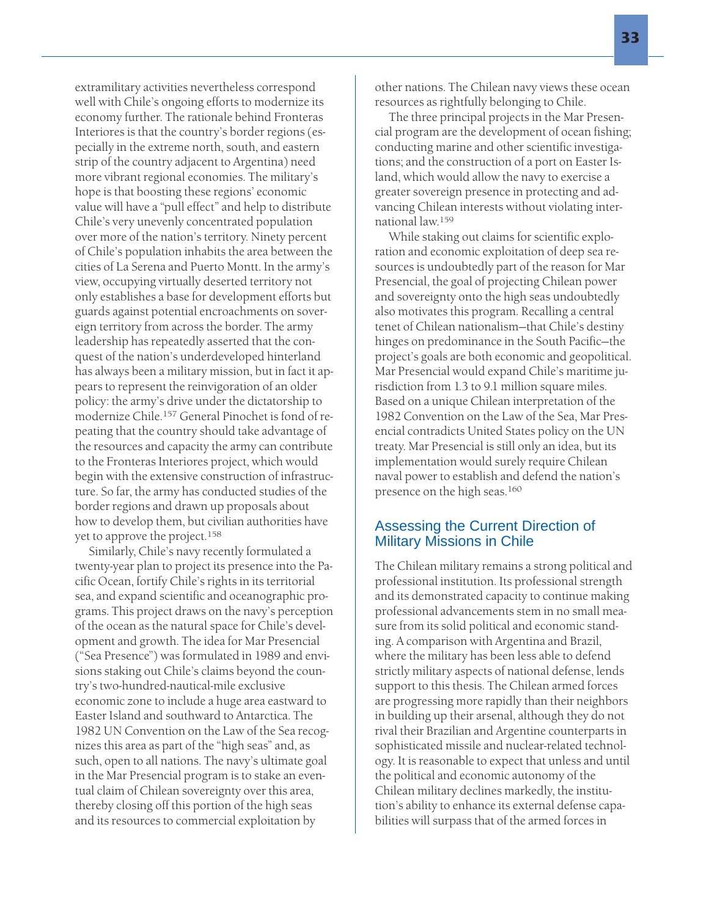extramilitary activities nevertheless correspond well with Chile's ongoing efforts to modernize its economy further. The rationale behind Fronteras Interiores is that the country's border regions (especially in the extreme north, south, and eastern strip of the country adjacent to Argentina) need more vibrant regional economies. The military's hope is that boosting these regions' economic value will have a "pull effect" and help to distribute Chile's very unevenly concentrated population over more of the nation's territory. Ninety percent of Chile's population inhabits the area between the cities of La Serena and Puerto Montt. In the army's view, occupying virtually deserted territory not only establishes a base for development efforts but guards against potential encroachments on sovereign territory from across the border. The army leadership has repeatedly asserted that the conquest of the nation's underdeveloped hinterland has always been a military mission, but in fact it appears to represent the reinvigoration of an older policy: the army's drive under the dictatorship to modernize Chile.[157] General Pinochet is fond of repeating that the country should take advantage of the resources and capacity the army can contribute to the Fronteras Interiores project, which would begin with the extensive construction of infrastructure. So far, the army has conducted studies of the border regions and drawn up proposals about how to develop them, but civilian authorities have yet to approve the project.[158]

Similarly, Chile's navy recently formulated a twenty-year plan to project its presence into the Pacific Ocean, fortify Chile's rights in its territorial sea, and expand scientific and oceanographic programs. This project draws on the navy's perception of the ocean as the natural space for Chile's development and growth. The idea for Mar Presencial ("Sea Presence") was formulated in 1989 and envisions staking out Chile's claims beyond the country's two-hundred-nautical-mile exclusive economic zone to include a huge area eastward to Easter Island and southward to Antarctica. The 1982 UN Convention on the Law of the Sea recognizes this area as part of the "high seas" and, as such, open to all nations. The navy's ultimate goal in the Mar Presencial program is to stake an eventual claim of Chilean sovereignty over this area, thereby closing off this portion of the high seas and its resources to commercial exploitation by other nations. The Chilean navy views these ocean resources as rightfully belonging to Chile.

The three principal projects in the Mar Presencial program are the development of ocean fishing; conducting marine and other scientific investigations; and the construction of a port on Easter Island, which would allow the navy to exercise a greater sovereign presence in protecting and advancing Chilean interests without violating international law.[159]

While staking out claims for scientific exploration and economic exploitation of deep sea resources is undoubtedly part of the reason for Mar Presencial, the goal of projecting Chilean power and sovereignty onto the high seas undoubtedly also motivates this program. Recalling a central tenet of Chilean nationalism—that Chile's destiny hinges on predominance in the South Pacific—the project's goals are both economic and geopolitical. Mar Presencial would expand Chile's maritime jurisdiction from 1.3 to 9.1 million square miles. Based on a unique Chilean interpretation of the 1982 Convention on the Law of the Sea, Mar Presencial contradicts United States policy on the UN treaty. Mar Presencial is still only an idea, but its implementation would surely require Chilean naval power to establish and defend the nation's presence on the high seas.[160]

## Assessing the Current Direction of Military Missions in Chile

The Chilean military remains a strong political and professional institution. Its professional strength and its demonstrated capacity to continue making professional advancements stem in no small measure from its solid political and economic standing. A comparison with Argentina and Brazil, where the military has been less able to defend strictly military aspects of national defense, lends support to this thesis. The Chilean armed forces are progressing more rapidly than their neighbors in building up their arsenal, although they do not rival their Brazilian and Argentine counterparts in sophisticated missile and nuclear-related technology. It is reasonable to expect that unless and until the political and economic autonomy of the Chilean military declines markedly, the institution's ability to enhance its external defense capabilities will surpass that of the armed forces in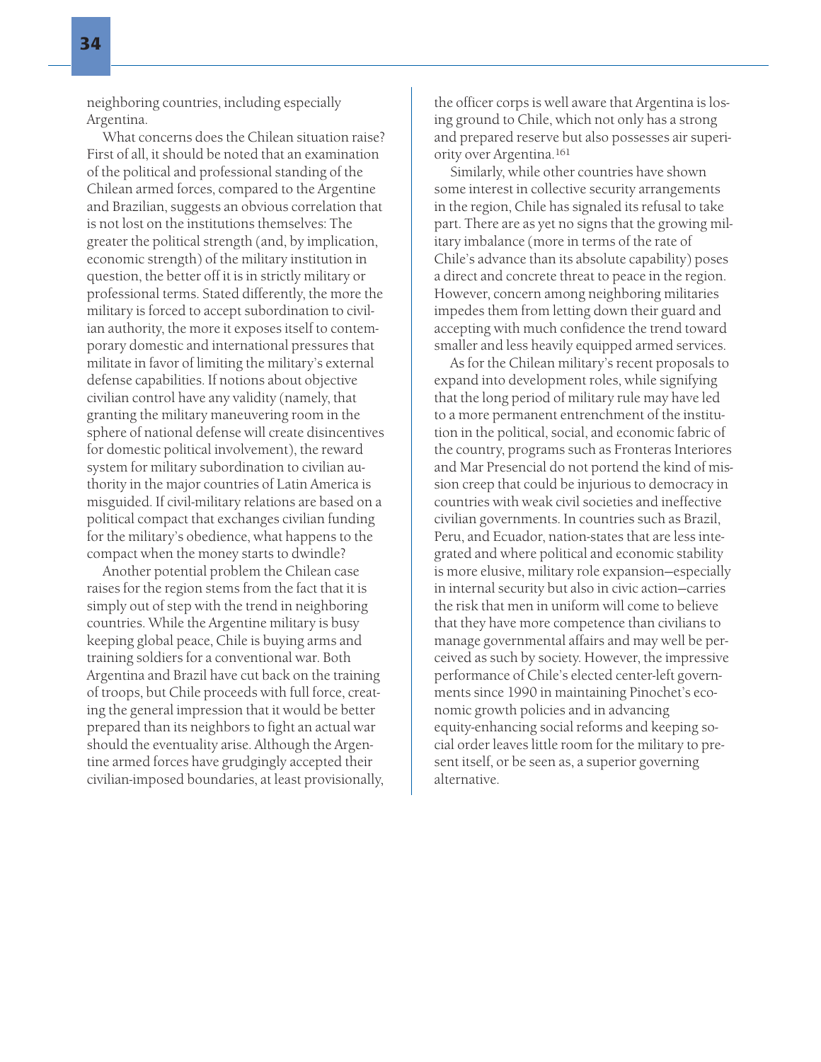neighboring countries, including especially Argentina.

What concerns does the Chilean situation raise? First of all, it should be noted that an examination of the political and professional standing of the Chilean armed forces, compared to the Argentine and Brazilian, suggests an obvious correlation that is not lost on the institutions themselves: The greater the political strength (and, by implication, economic strength) of the military institution in question, the better off it is in strictly military or professional terms. Stated differently, the more the military is forced to accept subordination to civilian authority, the more it exposes itself to contemporary domestic and international pressures that militate in favor of limiting the military's external defense capabilities. If notions about objective civilian control have any validity (namely, that granting the military maneuvering room in the sphere of national defense will create disincentives for domestic political involvement), the reward system for military subordination to civilian authority in the major countries of Latin America is misguided. If civil-military relations are based on a political compact that exchanges civilian funding for the military's obedience, what happens to the compact when the money starts to dwindle?

Another potential problem the Chilean case raises for the region stems from the fact that it is simply out of step with the trend in neighboring countries. While the Argentine military is busy keeping global peace, Chile is buying arms and training soldiers for a conventional war. Both Argentina and Brazil have cut back on the training of troops, but Chile proceeds with full force, creating the general impression that it would be better prepared than its neighbors to fight an actual war should the eventuality arise. Although the Argentine armed forces have grudgingly accepted their civilian-imposed boundaries, at least provisionally, the officer corps is well aware that Argentina is losing ground to Chile, which not only has a strong and prepared reserve but also possesses air superiority over Argentina.[161]

Similarly, while other countries have shown some interest in collective security arrangements in the region, Chile has signaled its refusal to take part. There are as yet no signs that the growing military imbalance (more in terms of the rate of Chile's advance than its absolute capability) poses a direct and concrete threat to peace in the region. However, concern among neighboring militaries impedes them from letting down their guard and accepting with much confidence the trend toward smaller and less heavily equipped armed services.

As for the Chilean military's recent proposals to expand into development roles, while signifying that the long period of military rule may have led to a more permanent entrenchment of the institution in the political, social, and economic fabric of the country, programs such as Fronteras Interiores and Mar Presencial do not portend the kind of mission creep that could be injurious to democracy in countries with weak civil societies and ineffective civilian governments. In countries such as Brazil, Peru, and Ecuador, nation-states that are less integrated and where political and economic stability is more elusive, military role expansion—especially in internal security but also in civic action—carries the risk that men in uniform will come to believe that they have more competence than civilians to manage governmental affairs and may well be perceived as such by society. However, the impressive performance of Chile's elected center-left governments since 1990 in maintaining Pinochet's economic growth policies and in advancing equity-enhancing social reforms and keeping social order leaves little room for the military to present itself, or be seen as, a superior governing alternative.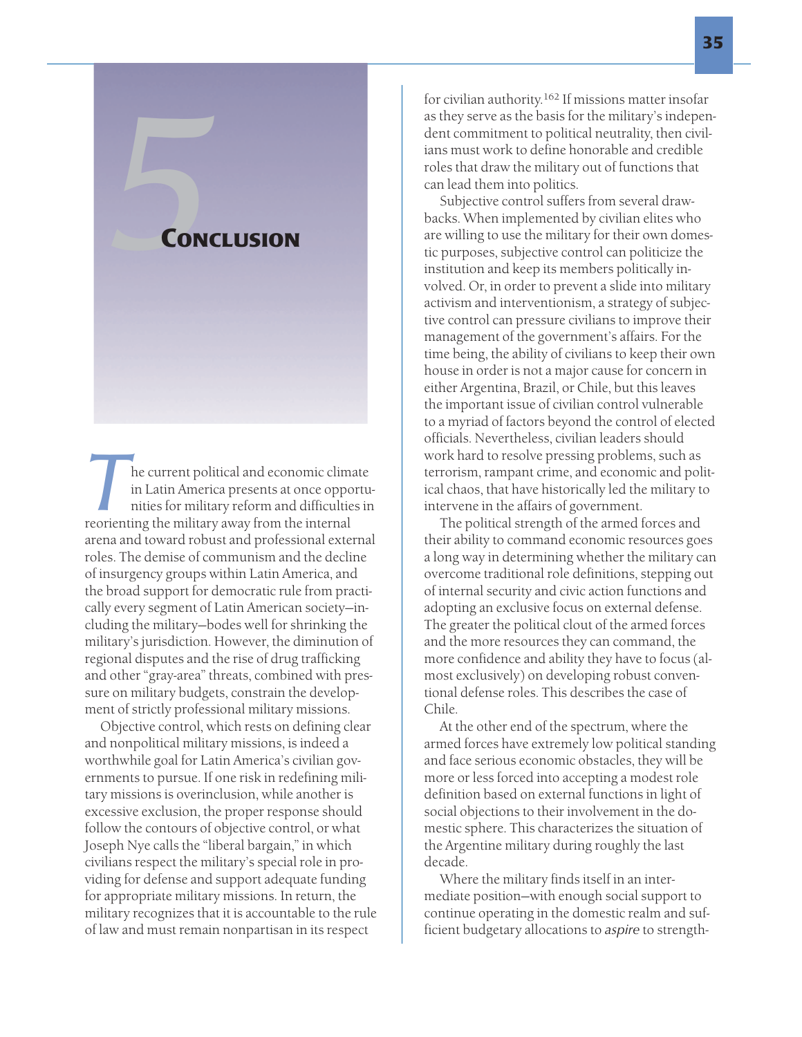# 5 Conclusion

The current political and economic climate in Latin America presents at once opportunities for military reform and difficulties in reorienting the military away from the internal arena and toward robust and professional external roles. The demise of communism and the decline of insurgency groups within Latin America, and the broad support for democratic rule from practically every segment of Latin American society—including the military—bodes well for shrinking the military's jurisdiction. However, the diminution of regional disputes and the rise of drug trafficking and other "gray-area" threats, combined with pressure on military budgets, constrain the development of strictly professional military missions.

Objective control, which rests on defining clear and nonpolitical military missions, is indeed a worthwhile goal for Latin America's civilian governments to pursue. If one risk in redefining military missions is overinclusion, while another is excessive exclusion, the proper response should follow the contours of objective control, or what Joseph Nye calls the "liberal bargain," in which civilians respect the military's special role in providing for defense and support adequate funding for appropriate military missions. In return, the military recognizes that it is accountable to the rule of law and must remain nonpartisan in its respect for civilian authority.[162] If missions matter insofar as they serve as the basis for the military's independent commitment to political neutrality, then civilians must work to define honorable and credible roles that draw the military out of functions that can lead them into politics.

Subjective control suffers from several drawbacks. When implemented by civilian elites who are willing to use the military for their own domestic purposes, subjective control can politicize the institution and keep its members politically involved. Or, in order to prevent a slide into military activism and interventionism, a strategy of subjective control can pressure civilians to improve their management of the government's affairs. For the time being, the ability of civilians to keep their own house in order is not a major cause for concern in either Argentina, Brazil, or Chile, but this leaves the important issue of civilian control vulnerable to a myriad of factors beyond the control of elected officials. Nevertheless, civilian leaders should work hard to resolve pressing problems, such as terrorism, rampant crime, and economic and political chaos, that have historically led the military to intervene in the affairs of government.

The political strength of the armed forces and their ability to command economic resources goes a long way in determining whether the military can overcome traditional role definitions, stepping out of internal security and civic action functions and adopting an exclusive focus on external defense. The greater the political clout of the armed forces and the more resources they can command, the more confidence and ability they have to focus (almost exclusively) on developing robust conventional defense roles. This describes the case of Chile.

At the other end of the spectrum, where the armed forces have extremely low political standing and face serious economic obstacles, they will be more or less forced into accepting a modest role definition based on external functions in light of social objections to their involvement in the domestic sphere. This characterizes the situation of the Argentine military during roughly the last decade.

Where the military finds itself in an intermediate position—with enough social support to continue operating in the domestic realm and sufficient budgetary allocations to *aspire* to strength-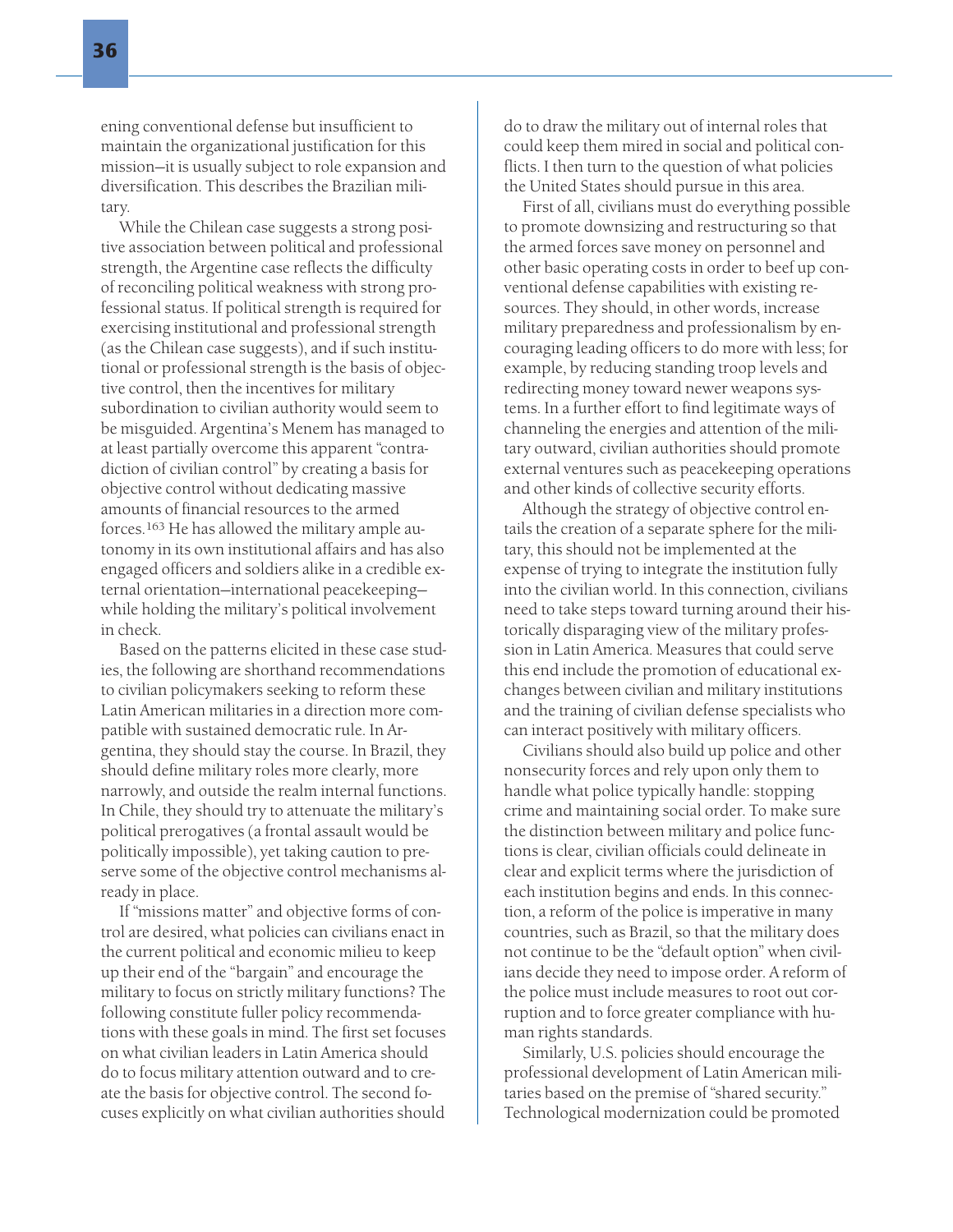ening conventional defense but insufficient to maintain the organizational justification for this mission—it is usually subject to role expansion and diversification. This describes the Brazilian military.

While the Chilean case suggests a strong positive association between political and professional strength, the Argentine case reflects the difficulty of reconciling political weakness with strong professional status. If political strength is required for exercising institutional and professional strength (as the Chilean case suggests), and if such institutional or professional strength is the basis of objective control, then the incentives for military subordination to civilian authority would seem to be misguided. Argentina's Menem has managed to at least partially overcome this apparent "contradiction of civilian control" by creating a basis for objective control without dedicating massive amounts of financial resources to the armed forces.[163] He has allowed the military ample autonomy in its own institutional affairs and has also engaged officers and soldiers alike in a credible external orientation—international peacekeeping—while holding the military's political involvement in check.

Based on the patterns elicited in these case studies, the following are shorthand recommendations to civilian policymakers seeking to reform these Latin American militaries in a direction more compatible with sustained democratic rule. In Argentina, they should stay the course. In Brazil, they should define military roles more clearly, more narrowly, and outside the realm internal functions. In Chile, they should try to attenuate the military's political prerogatives (a frontal assault would be politically impossible), yet taking caution to preserve some of the objective control mechanisms already in place.

If "missions matter" and objective forms of control are desired, what policies can civilians enact in the current political and economic milieu to keep up their end of the "bargain" and encourage the military to focus on strictly military functions? The following constitute fuller policy recommendations with these goals in mind. The first set focuses on what civilian leaders in Latin America should do to focus military attention outward and to create the basis for objective control. The second focuses explicitly on what civilian authorities should do to draw the military out of internal roles that could keep them mired in social and political conflicts. I then turn to the question of what policies the United States should pursue in this area.

First of all, civilians must do everything possible to promote downsizing and restructuring so that the armed forces save money on personnel and other basic operating costs in order to beef up conventional defense capabilities with existing resources. They should, in other words, increase military preparedness and professionalism by encouraging leading officers to do more with less; for example, by reducing standing troop levels and redirecting money toward newer weapons systems. In a further effort to find legitimate ways of channeling the energies and attention of the military outward, civilian authorities should promote external ventures such as peacekeeping operations and other kinds of collective security efforts.

Although the strategy of objective control entails the creation of a separate sphere for the military, this should not be implemented at the expense of trying to integrate the institution fully into the civilian world. In this connection, civilians need to take steps toward turning around their historically disparaging view of the military profession in Latin America. Measures that could serve this end include the promotion of educational exchanges between civilian and military institutions and the training of civilian defense specialists who can interact positively with military officers.

Civilians should also build up police and other nonsecurity forces and rely upon only them to handle what police typically handle: stopping crime and maintaining social order. To make sure the distinction between military and police functions is clear, civilian officials could delineate in clear and explicit terms where the jurisdiction of each institution begins and ends. In this connection, a reform of the police is imperative in many countries, such as Brazil, so that the military does not continue to be the "default option" when civilians decide they need to impose order. A reform of the police must include measures to root out corruption and to force greater compliance with human rights standards.

Similarly, U.S. policies should encourage the professional development of Latin American militaries based on the premise of "shared security." Technological modernization could be promoted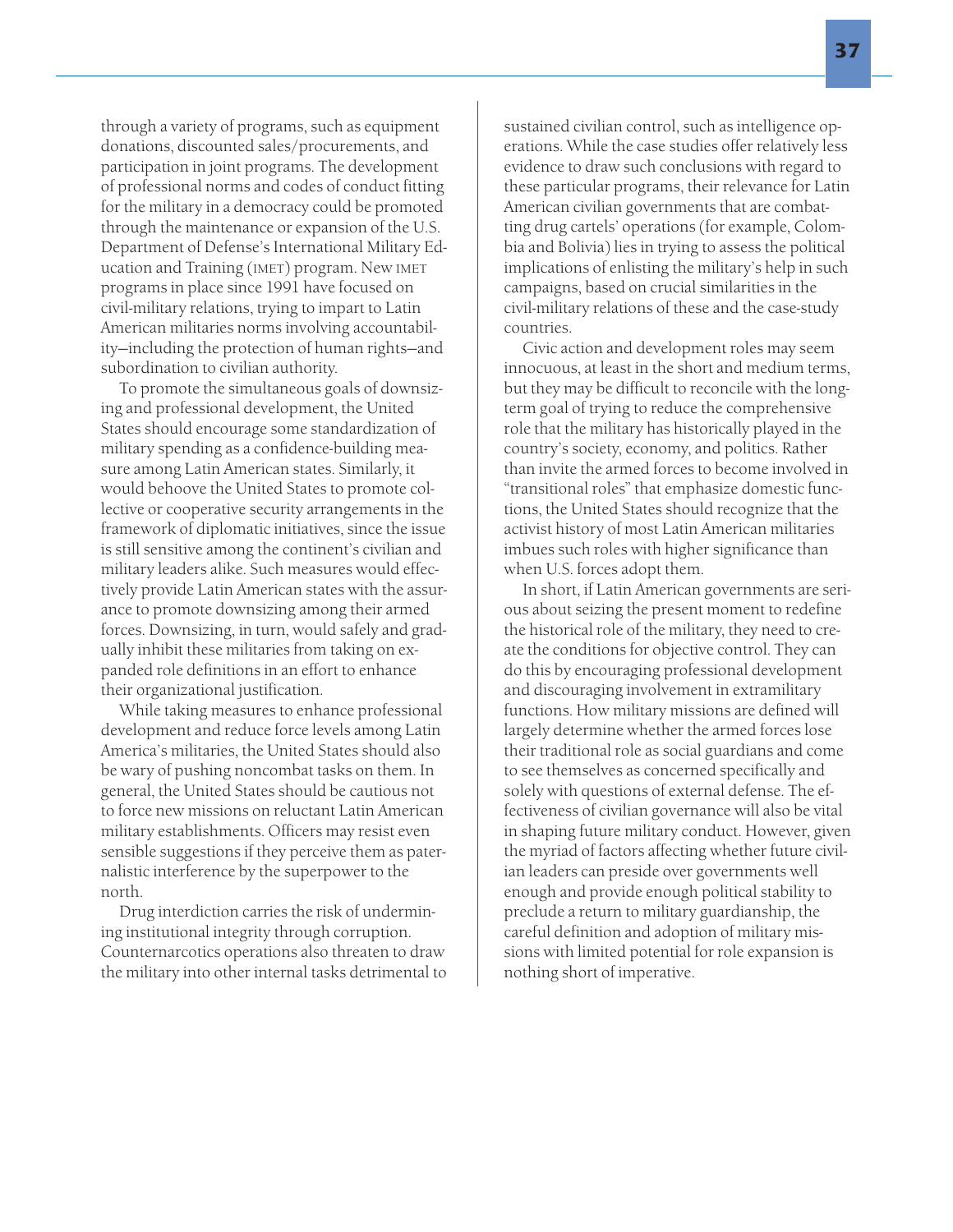through a variety of programs, such as equipment donations, discounted sales/procurements, and participation in joint programs. The development of professional norms and codes of conduct fitting for the military in a democracy could be promoted through the maintenance or expansion of the U.S. Department of Defense's International Military Education and Training (IMET) program. New IMET programs in place since 1991 have focused on civil-military relations, trying to impart to Latin American militaries norms involving accountability—including the protection of human rights—and subordination to civilian authority.

To promote the simultaneous goals of downsizing and professional development, the United States should encourage some standardization of military spending as a confidence-building measure among Latin American states. Similarly, it would behoove the United States to promote collective or cooperative security arrangements in the framework of diplomatic initiatives, since the issue is still sensitive among the continent's civilian and military leaders alike. Such measures would effectively provide Latin American states with the assurance to promote downsizing among their armed forces. Downsizing, in turn, would safely and gradually inhibit these militaries from taking on expanded role definitions in an effort to enhance their organizational justification.

While taking measures to enhance professional development and reduce force levels among Latin America's militaries, the United States should also be wary of pushing noncombat tasks on them. In general, the United States should be cautious not to force new missions on reluctant Latin American military establishments. Officers may resist even sensible suggestions if they perceive them as paternalistic interference by the superpower to the north.

Drug interdiction carries the risk of undermining institutional integrity through corruption. Counternarcotics operations also threaten to draw the military into other internal tasks detrimental to sustained civilian control, such as intelligence operations. While the case studies offer relatively less evidence to draw such conclusions with regard to these particular programs, their relevance for Latin American civilian governments that are combatting drug cartels' operations (for example, Colombia and Bolivia) lies in trying to assess the political implications of enlisting the military's help in such campaigns, based on crucial similarities in the civil-military relations of these and the case-study countries.

Civic action and development roles may seem innocuous, at least in the short and medium terms, but they may be difficult to reconcile with the long-term goal of trying to reduce the comprehensive role that the military has historically played in the country's society, economy, and politics. Rather than invite the armed forces to become involved in "transitional roles" that emphasize domestic functions, the United States should recognize that the activist history of most Latin American militaries imbues such roles with higher significance than when U.S. forces adopt them.

In short, if Latin American governments are serious about seizing the present moment to redefine the historical role of the military, they need to create the conditions for objective control. They can do this by encouraging professional development and discouraging involvement in extramilitary functions. How military missions are defined will largely determine whether the armed forces lose their traditional role as social guardians and come to see themselves as concerned specifically and solely with questions of external defense. The effectiveness of civilian governance will also be vital in shaping future military conduct. However, given the myriad of factors affecting whether future civilian leaders can preside over governments well enough and provide enough political stability to preclude a return to military guardianship, the careful definition and adoption of military missions with limited potential for role expansion is nothing short of imperative.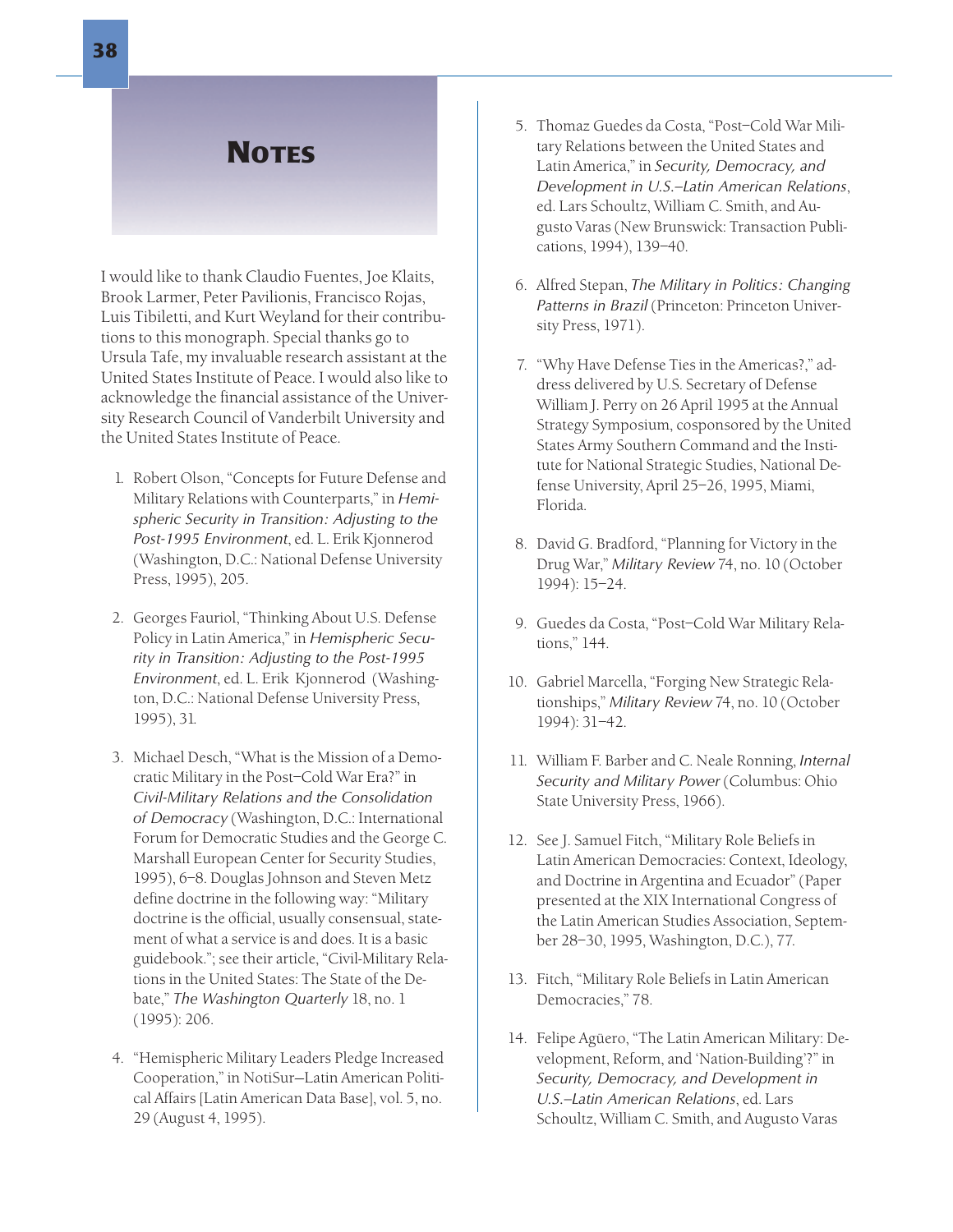# Notes

I would like to thank Claudio Fuentes, Joe Klaits, Brook Larmer, Peter Pavilionis, Francisco Rojas, Luis Tibiletti, and Kurt Weyland for their contributions to this monograph. Special thanks go to Ursula Tafe, my invaluable research assistant at the United States Institute of Peace. I would also like to acknowledge the financial assistance of the University Research Council of Vanderbilt University and the United States Institute of Peace.

1. Robert Olson, "Concepts for Future Defense and Military Relations with Counterparts," in *Hemispheric Security in Transition: Adjusting to the Post-1995 Environment*, ed. L. Erik Kjonnerod (Washington, D.C.: National Defense University Press, 1995), 205.

2. Georges Fauriol, "Thinking About U.S. Defense Policy in Latin America," in *Hemispheric Security in Transition: Adjusting to the Post-1995 Environment*, ed. L. Erik Kjonnerod (Washington, D.C.: National Defense University Press, 1995), 31.

3. Michael Desch, "What is the Mission of a Democratic Military in the Post–Cold War Era?" in *Civil-Military Relations and the Consolidation of Democracy* (Washington, D.C.: International Forum for Democratic Studies and the George C. Marshall European Center for Security Studies, 1995), 6–8. Douglas Johnson and Steven Metz define doctrine in the following way: "Military doctrine is the official, usually consensual, statement of what a service is and does. It is a basic guidebook."; see their article, "Civil-Military Relations in the United States: The State of the Debate," *The Washington Quarterly* 18, no. 1 (1995): 206.

4. "Hemispheric Military Leaders Pledge Increased Cooperation," in NotiSur—Latin American Political Affairs [Latin American Data Base], vol. 5, no. 29 (August 4, 1995).

5. Thomaz Guedes da Costa, "Post–Cold War Military Relations between the United States and Latin America," in *Security, Democracy, and Development in U.S.–Latin American Relations*, ed. Lars Schoultz, William C. Smith, and Augusto Varas (New Brunswick: Transaction Publications, 1994), 139–40.

6. Alfred Stepan, *The Military in Politics: Changing Patterns in Brazil* (Princeton: Princeton University Press, 1971).

7. "Why Have Defense Ties in the Americas?," address delivered by U.S. Secretary of Defense William J. Perry on 26 April 1995 at the Annual Strategy Symposium, cosponsored by the United States Army Southern Command and the Institute for National Strategic Studies, National Defense University, April 25–26, 1995, Miami, Florida.

8. David G. Bradford, "Planning for Victory in the Drug War," *Military Review* 74, no. 10 (October 1994): 15–24.

9. Guedes da Costa, "Post–Cold War Military Relations," 144.

10. Gabriel Marcella, "Forging New Strategic Relationships," *Military Review* 74, no. 10 (October 1994): 31–42.

11. William F. Barber and C. Neale Ronning, *Internal Security and Military Power* (Columbus: Ohio State University Press, 1966).

12. See J. Samuel Fitch, "Military Role Beliefs in Latin American Democracies: Context, Ideology, and Doctrine in Argentina and Ecuador" (Paper presented at the XIX International Congress of the Latin American Studies Association, September 28–30, 1995, Washington, D.C.), 77.

13. Fitch, "Military Role Beliefs in Latin American Democracies," 78.

14. Felipe Agüero, "The Latin American Military: Development, Reform, and 'Nation-Building'?" in *Security, Democracy, and Development in U.S.–Latin American Relations*, ed. Lars Schoultz, William C. Smith, and Augusto Varas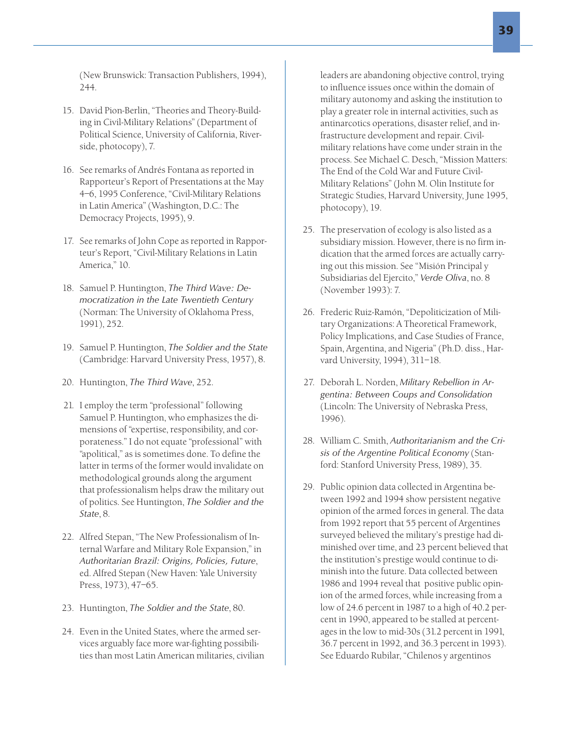(New Brunswick: Transaction Publishers, 1994), 244.

15. David Pion-Berlin, "Theories and Theory-Building in Civil-Military Relations" (Department of Political Science, University of California, Riverside, photocopy), 7.

16. See remarks of Andrés Fontana as reported in Rapporteur's Report of Presentations at the May 4–6, 1995 Conference, "Civil-Military Relations in Latin America" (Washington, D.C.: The Democracy Projects, 1995), 9.

17. See remarks of John Cope as reported in Rapporteur's Report, "Civil-Military Relations in Latin America," 10.

18. Samuel P. Huntington, *The Third Wave: Democratization in the Late Twentieth Century* (Norman: The University of Oklahoma Press, 1991), 252.

19. Samuel P. Huntington, *The Soldier and the State* (Cambridge: Harvard University Press, 1957), 8.

20. Huntington, *The Third Wave*, 252.

21. I employ the term "professional" following Samuel P. Huntington, who emphasizes the dimensions of "expertise, responsibility, and corporateness." I do not equate "professional" with "apolitical," as is sometimes done. To define the latter in terms of the former would invalidate on methodological grounds along the argument that professionalism helps draw the military out of politics. See Huntington, *The Soldier and the State*, 8.

22. Alfred Stepan, "The New Professionalism of Internal Warfare and Military Role Expansion," in *Authoritarian Brazil: Origins, Policies, Future*, ed. Alfred Stepan (New Haven: Yale University Press, 1973), 47–65.

23. Huntington, *The Soldier and the State*, 80.

24. Even in the United States, where the armed services arguably face more war-fighting possibilities than most Latin American militaries, civilian leaders are abandoning objective control, trying to influence issues once within the domain of military autonomy and asking the institution to play a greater role in internal activities, such as antinarcotics operations, disaster relief, and infrastructure development and repair. Civil-military relations have come under strain in the process. See Michael C. Desch, "Mission Matters: The End of the Cold War and Future Civil-Military Relations" (John M. Olin Institute for Strategic Studies, Harvard University, June 1995, photocopy), 19.

25. The preservation of ecology is also listed as a subsidiary mission. However, there is no firm indication that the armed forces are actually carrying out this mission. See "Misión Principal y Subsidiarias del Ejercito," *Verde Oliva*, no. 8 (November 1993): 7.

26. Frederic Ruiz-Ramón, "Depoliticization of Military Organizations: A Theoretical Framework, Policy Implications, and Case Studies of France, Spain, Argentina, and Nigeria" (Ph.D. diss., Harvard University, 1994), 311–18.

27. Deborah L. Norden, *Military Rebellion in Argentina: Between Coups and Consolidation* (Lincoln: The University of Nebraska Press, 1996).

28. William C. Smith, *Authoritarianism and the Crisis of the Argentine Political Economy* (Stanford: Stanford University Press, 1989), 35.

29. Public opinion data collected in Argentina between 1992 and 1994 show persistent negative opinion of the armed forces in general. The data from 1992 report that 55 percent of Argentines surveyed believed the military's prestige had diminished over time, and 23 percent believed that the institution's prestige would continue to diminish into the future. Data collected between 1986 and 1994 reveal that positive public opinion of the armed forces, while increasing from a low of 24.6 percent in 1987 to a high of 40.2 percent in 1990, appeared to be stalled at percentages in the low to mid-30s (31.2 percent in 1991, 36.7 percent in 1992, and 36.3 percent in 1993). See Eduardo Rubilar, "Chilenos y argentinos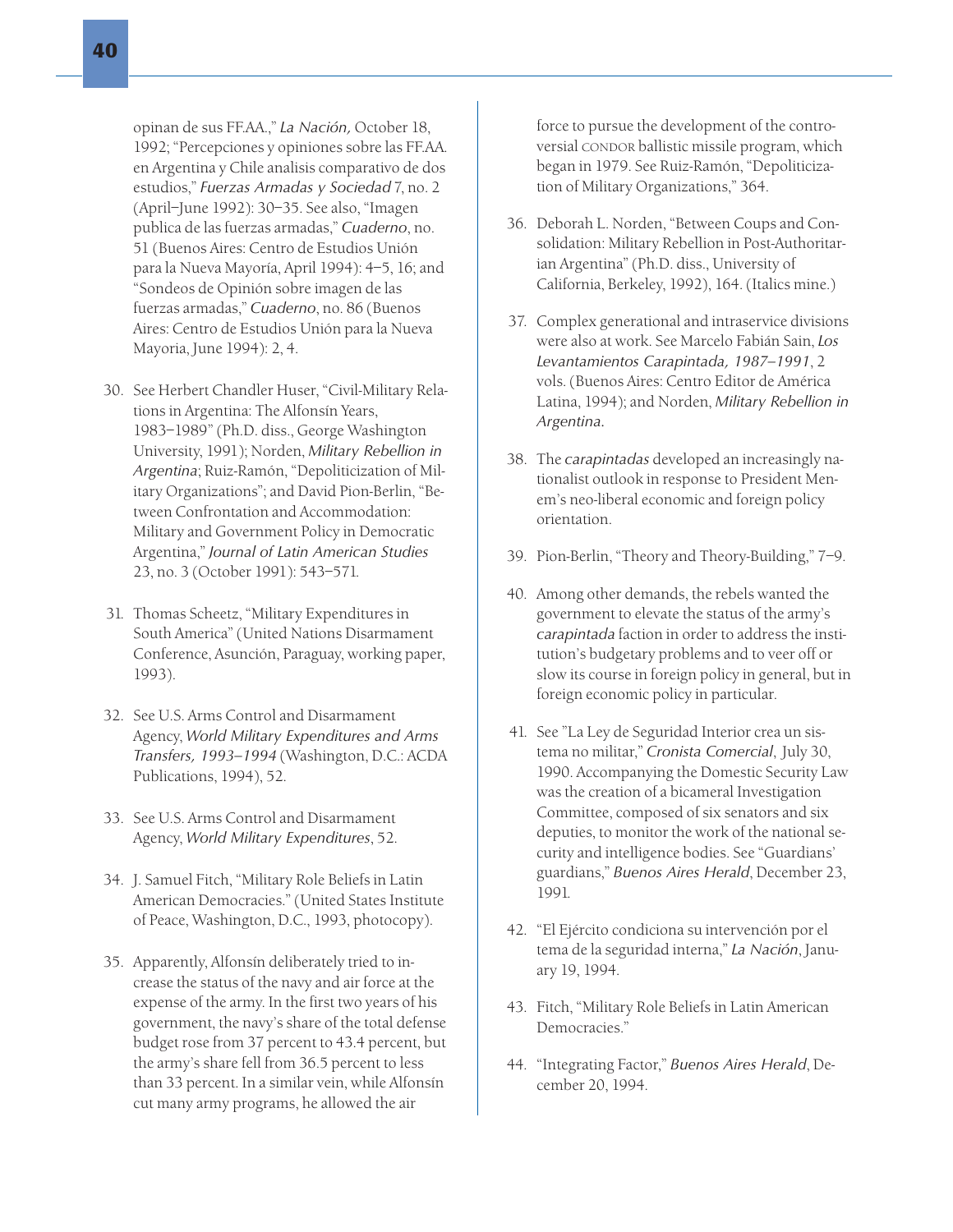opinan de sus FF.AA.," *La Nación,* October 18, 1992; "Percepciones y opiniones sobre las FF.AA. en Argentina y Chile analisis comparativo de dos estudios," *Fuerzas Armadas y Sociedad* 7, no. 2 (April–June 1992): 30–35. See also, "Imagen publica de las fuerzas armadas," *Cuaderno*, no. 51 (Buenos Aires: Centro de Estudios Unión para la Nueva Mayoría, April 1994): 4–5, 16; and "Sondeos de Opinión sobre imagen de las fuerzas armadas," *Cuaderno*, no. 86 (Buenos Aires: Centro de Estudios Unión para la Nueva Mayoria, June 1994): 2, 4.

30. See Herbert Chandler Huser, "Civil-Military Relations in Argentina: The Alfonsín Years, 1983–1989" (Ph.D. diss., George Washington University, 1991); Norden, *Military Rebellion in Argentina*; Ruiz-Ramón, "Depoliticization of Military Organizations"; and David Pion-Berlin, "Between Confrontation and Accommodation: Military and Government Policy in Democratic Argentina," *Journal of Latin American Studies* 23, no. 3 (October 1991): 543–571.

31. Thomas Scheetz, "Military Expenditures in South America" (United Nations Disarmament Conference, Asunción, Paraguay, working paper, 1993).

32. See U.S. Arms Control and Disarmament Agency, *World Military Expenditures and Arms Transfers, 1993–1994* (Washington, D.C.: ACDA Publications, 1994), 52.

33. See U.S. Arms Control and Disarmament Agency, *World Military Expenditures*, 52.

34. J. Samuel Fitch, "Military Role Beliefs in Latin American Democracies." (United States Institute of Peace, Washington, D.C., 1993, photocopy).

35. Apparently, Alfonsín deliberately tried to increase the status of the navy and air force at the expense of the army. In the first two years of his government, the navy's share of the total defense budget rose from 37 percent to 43.4 percent, but the army's share fell from 36.5 percent to less than 33 percent. In a similar vein, while Alfonsín cut many army programs, he allowed the air force to pursue the development of the controversial CONDOR ballistic missile program, which began in 1979. See Ruiz-Ramón, "Depoliticization of Military Organizations," 364.

36. Deborah L. Norden, "Between Coups and Consolidation: Military Rebellion in Post-Authoritarian Argentina" (Ph.D. diss., University of California, Berkeley, 1992), 164. (Italics mine.)

37. Complex generational and intraservice divisions were also at work. See Marcelo Fabián Sain, *Los Levantamientos Carapintada, 1987–1991*, 2 vols. (Buenos Aires: Centro Editor de América Latina, 1994); and Norden, *Military Rebellion in Argentina*.

38. The *carapintadas* developed an increasingly nationalist outlook in response to President Menem's neo-liberal economic and foreign policy orientation.

39. Pion-Berlin, "Theory and Theory-Building," 7–9.

40. Among other demands, the rebels wanted the government to elevate the status of the army's *carapintada* faction in order to address the institution's budgetary problems and to veer off or slow its course in foreign policy in general, but in foreign economic policy in particular.

41. See "La Ley de Seguridad Interior crea un sistema no militar," *Cronista Comercial*, July 30, 1990. Accompanying the Domestic Security Law was the creation of a bicameral Investigation Committee, composed of six senators and six deputies, to monitor the work of the national security and intelligence bodies. See "Guardians' guardians," *Buenos Aires Herald*, December 23, 1991.

42. "El Ejército condiciona su intervención por el tema de la seguridad interna," *La Nación*, January 19, 1994.

43. Fitch, "Military Role Beliefs in Latin American Democracies."

44. "Integrating Factor," *Buenos Aires Herald*, December 20, 1994.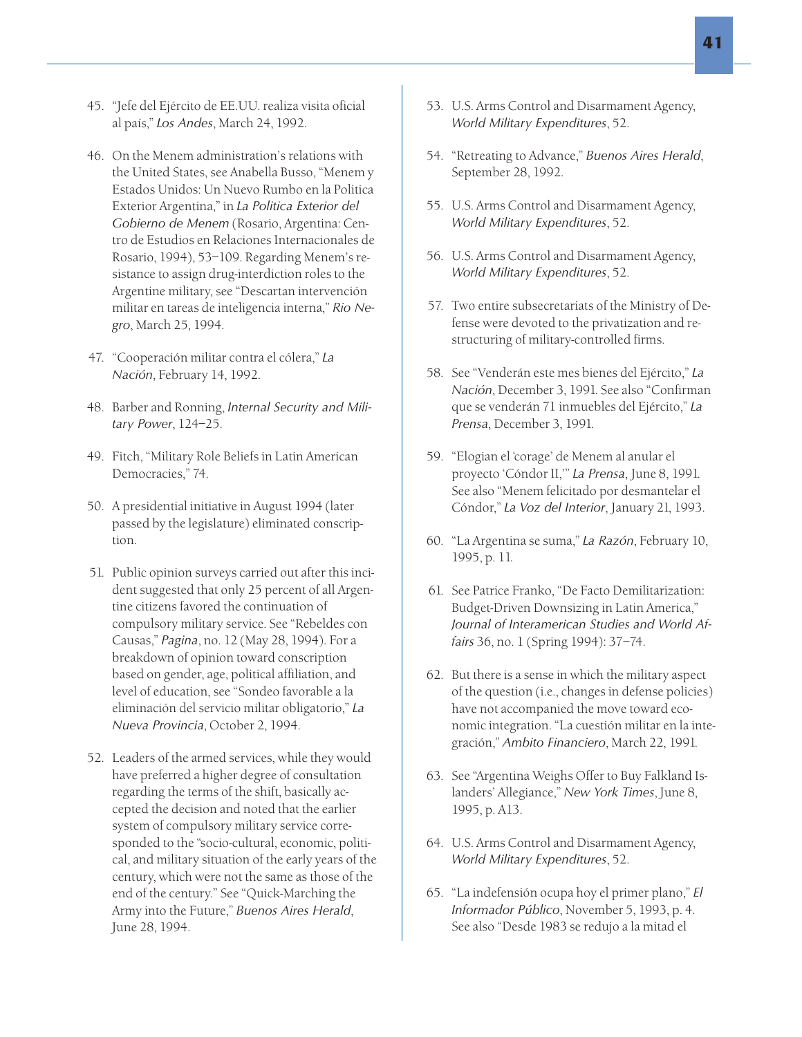45. "Jefe del Ejército de EE.UU. realiza visita oficial al país," *Los Andes*, March 24, 1992.

46. On the Menem administration's relations with the United States, see Anabella Busso, "Menem y Estados Unidos: Un Nuevo Rumbo en la Politica Exterior Argentina," in *La Politica Exterior del Gobierno de Menem* (Rosario, Argentina: Centro de Estudios en Relaciones Internacionales de Rosario, 1994), 53–109. Regarding Menem's resistance to assign drug-interdiction roles to the Argentine military, see "Descartan intervención militar en tareas de inteligencia interna," *Rio Negro*, March 25, 1994.

47. "Cooperación militar contra el cólera," *La Nación*, February 14, 1992.

48. Barber and Ronning, *Internal Security and Military Power*, 124–25.

49. Fitch, "Military Role Beliefs in Latin American Democracies," 74.

50. A presidential initiative in August 1994 (later passed by the legislature) eliminated conscription.

51. Public opinion surveys carried out after this incident suggested that only 25 percent of all Argentine citizens favored the continuation of compulsory military service. See "Rebeldes con Causas," *Pagina*, no. 12 (May 28, 1994). For a breakdown of opinion toward conscription based on gender, age, political affiliation, and level of education, see "Sondeo favorable a la eliminación del servicio militar obligatorio," *La Nueva Provincia*, October 2, 1994.

52. Leaders of the armed services, while they would have preferred a higher degree of consultation regarding the terms of the shift, basically accepted the decision and noted that the earlier system of compulsory military service corresponded to the "socio-cultural, economic, political, and military situation of the early years of the century, which were not the same as those of the end of the century." See "Quick-Marching the Army into the Future," *Buenos Aires Herald*, June 28, 1994.

53. U.S. Arms Control and Disarmament Agency, *World Military Expenditures*, 52.

54. "Retreating to Advance," *Buenos Aires Herald*, September 28, 1992.

55. U.S. Arms Control and Disarmament Agency, *World Military Expenditures*, 52.

56. U.S. Arms Control and Disarmament Agency, *World Military Expenditures*, 52.

57. Two entire subsecretariats of the Ministry of Defense were devoted to the privatization and restructuring of military-controlled firms.

58. See "Venderán este mes bienes del Ejército," *La Nación*, December 3, 1991. See also "Confirman que se venderán 71 inmuebles del Ejército," *La Prensa*, December 3, 1991.

59. "Elogian el 'corage' de Menem al anular el proyecto 'Cóndor II,'" *La Prensa*, June 8, 1991. See also "Menem felicitado por desmantelar el Cóndor," *La Voz del Interior*, January 21, 1993.

60. "La Argentina se suma," *La Razón*, February 10, 1995, p. 11.

61. See Patrice Franko, "De Facto Demilitarization: Budget-Driven Downsizing in Latin America," *Journal of Interamerican Studies and World Affairs* 36, no. 1 (Spring 1994): 37–74.

62. But there is a sense in which the military aspect of the question (i.e., changes in defense policies) have not accompanied the move toward economic integration. "La cuestión militar en la integración," *Ambito Financiero*, March 22, 1991.

63. See "Argentina Weighs Offer to Buy Falkland Islanders' Allegiance," *New York Times*, June 8, 1995, p. A13.

64. U.S. Arms Control and Disarmament Agency, *World Military Expenditures*, 52.

65. "La indefensión ocupa hoy el primer plano," *El Informador Público*, November 5, 1993, p. 4. See also "Desde 1983 se redujo a la mitad el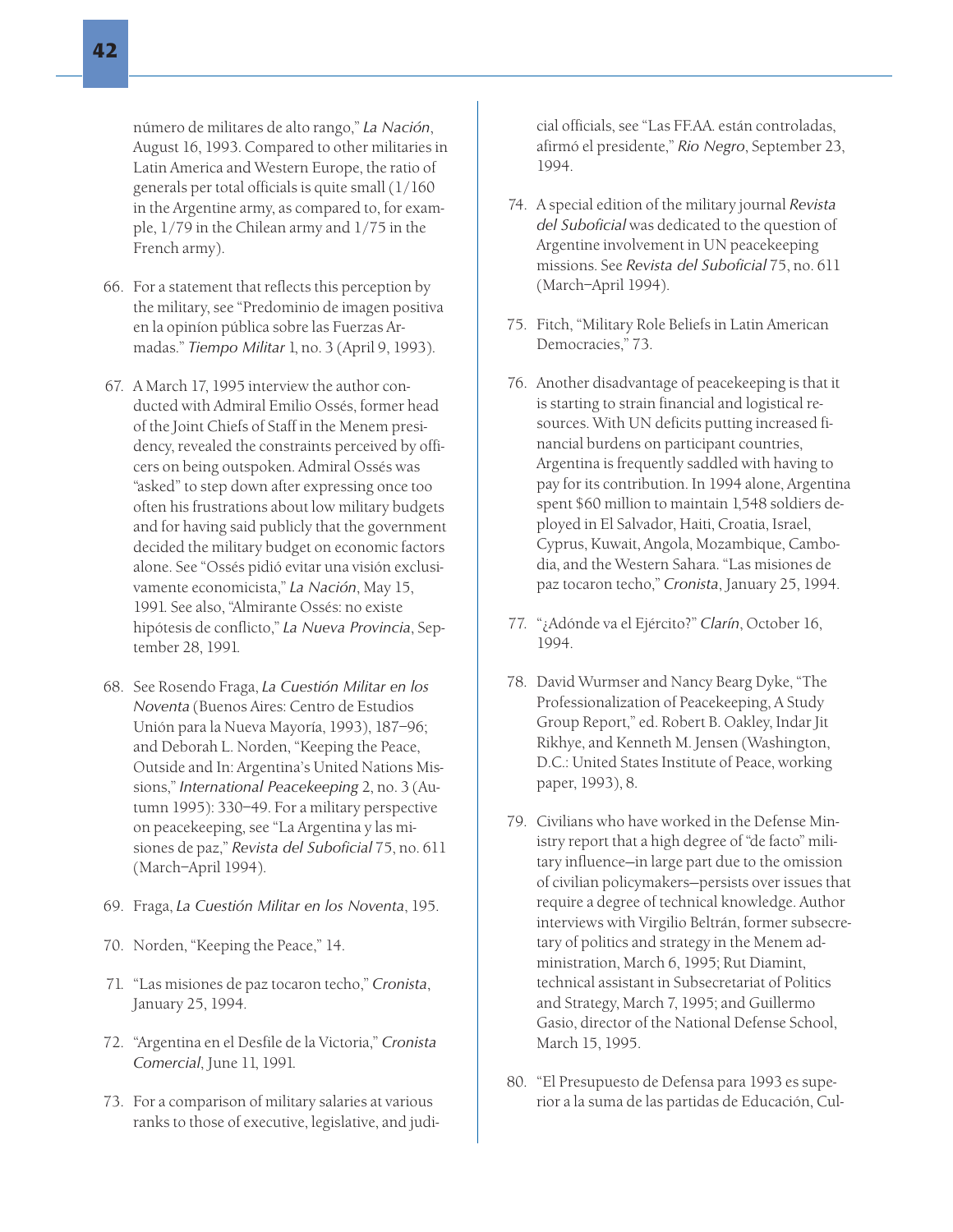número de militares de alto rango," *La Nación*, August 16, 1993. Compared to other militaries in Latin America and Western Europe, the ratio of generals per total officials is quite small (1/160 in the Argentine army, as compared to, for example, 1/79 in the Chilean army and 1/75 in the French army).

66. For a statement that reflects this perception by the military, see "Predominio de imagen positiva en la opiníon pública sobre las Fuerzas Armadas." *Tiempo Militar* 1, no. 3 (April 9, 1993).

67. A March 17, 1995 interview the author conducted with Admiral Emilio Ossés, former head of the Joint Chiefs of Staff in the Menem presidency, revealed the constraints perceived by officers on being outspoken. Admiral Ossés was "asked" to step down after expressing once too often his frustrations about low military budgets and for having said publicly that the government decided the military budget on economic factors alone. See "Ossés pidió evitar una visión exclusivamente economicista," *La Nación*, May 15, 1991. See also, "Almirante Ossés: no existe hipótesis de conflicto," *La Nueva Provincia*, September 28, 1991.

68. See Rosendo Fraga, *La Cuestión Militar en los Noventa* (Buenos Aires: Centro de Estudios Unión para la Nueva Mayoría, 1993), 187–96; and Deborah L. Norden, "Keeping the Peace, Outside and In: Argentina's United Nations Missions," *International Peacekeeping* 2, no. 3 (Autumn 1995): 330–49. For a military perspective on peacekeeping, see "La Argentina y las misiones de paz," *Revista del Suboficial* 75, no. 611 (March–April 1994).

69. Fraga, *La Cuestión Militar en los Noventa*, 195.

70. Norden, "Keeping the Peace," 14.

71. "Las misiones de paz tocaron techo," *Cronista*, January 25, 1994.

72. "Argentina en el Desfile de la Victoria," *Cronista Comercial*, June 11, 1991.

73. For a comparison of military salaries at various ranks to those of executive, legislative, and judicial officials, see "Las FF.AA. están controladas, afirmó el presidente," *Rio Negro*, September 23, 1994.

74. A special edition of the military journal *Revista del Suboficial* was dedicated to the question of Argentine involvement in UN peacekeeping missions. See *Revista del Suboficial* 75, no. 611 (March–April 1994).

75. Fitch, "Military Role Beliefs in Latin American Democracies," 73.

76. Another disadvantage of peacekeeping is that it is starting to strain financial and logistical resources. With UN deficits putting increased financial burdens on participant countries, Argentina is frequently saddled with having to pay for its contribution. In 1994 alone, Argentina spent $60 million to maintain 1,548 soldiers deployed in El Salvador, Haiti, Croatia, Israel, Cyprus, Kuwait, Angola, Mozambique, Cambodia, and the Western Sahara. "Las misiones de paz tocaron techo," *Cronista*, January 25, 1994.

77. "¿Adónde va el Ejército?" *Clarín*, October 16, 1994.

78. David Wurmser and Nancy Bearg Dyke, "The Professionalization of Peacekeeping, A Study Group Report," ed. Robert B. Oakley, Indar Jit Rikhye, and Kenneth M. Jensen (Washington, D.C.: United States Institute of Peace, working paper, 1993), 8.

79. Civilians who have worked in the Defense Ministry report that a high degree of "de facto" military influence—in large part due to the omission of civilian policymakers—persists over issues that require a degree of technical knowledge. Author interviews with Virgilio Beltrán, former subsecretary of politics and strategy in the Menem administration, March 6, 1995; Rut Diamint, technical assistant in Subsecretariat of Politics and Strategy, March 7, 1995; and Guillermo Gasio, director of the National Defense School, March 15, 1995.

80. "El Presupuesto de Defensa para 1993 es superior a la suma de las partidas de Educación, Cul-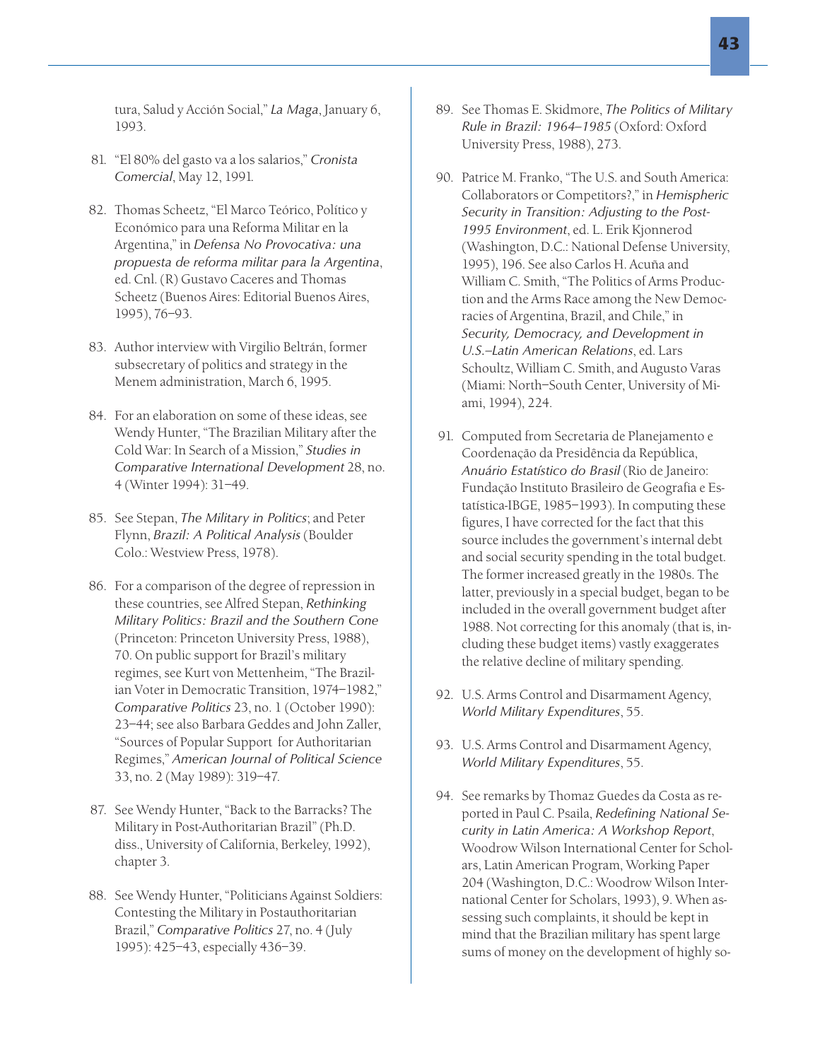tura, Salud y Acción Social," *La Maga*, January 6, 1993.

81. "El 80% del gasto va a los salarios," *Cronista Comercial*, May 12, 1991.

82. Thomas Scheetz, "El Marco Teórico, Político y Económico para una Reforma Militar en la Argentina," in *Defensa No Provocativa: una propuesta de reforma militar para la Argentina*, ed. Cnl. (R) Gustavo Caceres and Thomas Scheetz (Buenos Aires: Editorial Buenos Aires, 1995), 76–93.

83. Author interview with Virgilio Beltrán, former subsecretary of politics and strategy in the Menem administration, March 6, 1995.

84. For an elaboration on some of these ideas, see Wendy Hunter, "The Brazilian Military after the Cold War: In Search of a Mission," *Studies in Comparative International Development* 28, no. 4 (Winter 1994): 31–49.

85. See Stepan, *The Military in Politics*; and Peter Flynn, *Brazil: A Political Analysis* (Boulder Colo.: Westview Press, 1978).

86. For a comparison of the degree of repression in these countries, see Alfred Stepan, *Rethinking Military Politics: Brazil and the Southern Cone* (Princeton: Princeton University Press, 1988), 70. On public support for Brazil's military regimes, see Kurt von Mettenheim, "The Brazilian Voter in Democratic Transition, 1974–1982," *Comparative Politics* 23, no. 1 (October 1990): 23–44; see also Barbara Geddes and John Zaller, "Sources of Popular Support for Authoritarian Regimes," *American Journal of Political Science* 33, no. 2 (May 1989): 319–47.

87. See Wendy Hunter, "Back to the Barracks? The Military in Post-Authoritarian Brazil" (Ph.D. diss., University of California, Berkeley, 1992), chapter 3.

88. See Wendy Hunter, "Politicians Against Soldiers: Contesting the Military in Postauthoritarian Brazil," *Comparative Politics* 27, no. 4 (July 1995): 425–43, especially 436–39.

89. See Thomas E. Skidmore, *The Politics of Military Rule in Brazil: 1964–1985* (Oxford: Oxford University Press, 1988), 273.

90. Patrice M. Franko, "The U.S. and South America: Collaborators or Competitors?," in *Hemispheric Security in Transition: Adjusting to the Post-1995 Environment*, ed. L. Erik Kjonnerod (Washington, D.C.: National Defense University, 1995), 196. See also Carlos H. Acuña and William C. Smith, "The Politics of Arms Production and the Arms Race among the New Democracies of Argentina, Brazil, and Chile," in *Security, Democracy, and Development in U.S.–Latin American Relations*, ed. Lars Schoultz, William C. Smith, and Augusto Varas (Miami: North–South Center, University of Miami, 1994), 224.

91. Computed from Secretaria de Planejamento e Coordenação da Presidência da República, *Anuário Estatístico do Brasil* (Rio de Janeiro: Fundação Instituto Brasileiro de Geografia e Estatística-IBGE, 1985–1993). In computing these figures, I have corrected for the fact that this source includes the government's internal debt and social security spending in the total budget. The former increased greatly in the 1980s. The latter, previously in a special budget, began to be included in the overall government budget after 1988. Not correcting for this anomaly (that is, including these budget items) vastly exaggerates the relative decline of military spending.

92. U.S. Arms Control and Disarmament Agency, *World Military Expenditures*, 55.

93. U.S. Arms Control and Disarmament Agency, *World Military Expenditures*, 55.

94. See remarks by Thomaz Guedes da Costa as reported in Paul C. Psaila, *Redefining National Security in Latin America: A Workshop Report*, Woodrow Wilson International Center for Scholars, Latin American Program, Working Paper 204 (Washington, D.C.: Woodrow Wilson International Center for Scholars, 1993), 9. When assessing such complaints, it should be kept in mind that the Brazilian military has spent large sums of money on the development of highly so-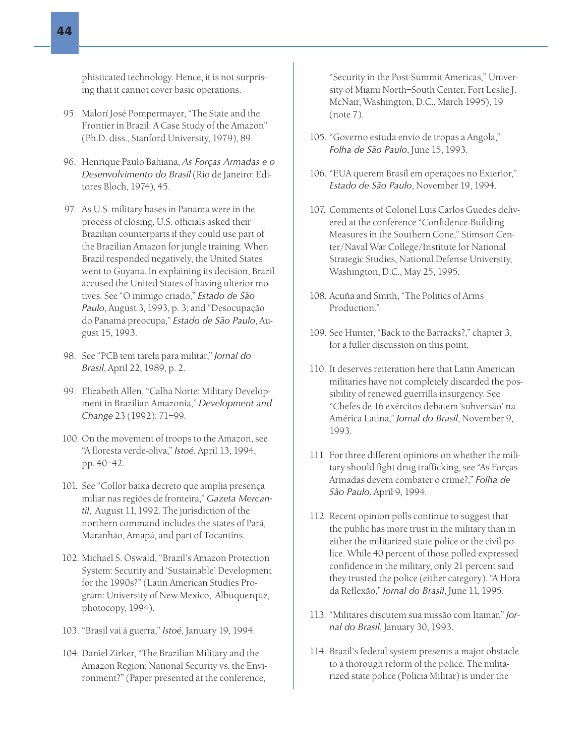phisticated technology. Hence, it is not surprising that it cannot cover basic operations.

95. Malorí José Pompermayer, "The State and the Frontier in Brazil: A Case Study of the Amazon" (Ph.D. diss., Stanford University, 1979), 89.

96. Henrique Paulo Bahiana, *As Forças Armadas e o Desenvolvimento do Brasil* (Rio de Janeiro: Editores Bloch, 1974), 45.

97. As U.S. military bases in Panama were in the process of closing, U.S. officials asked their Brazilian counterparts if they could use part of the Brazilian Amazon for jungle training. When Brazil responded negatively, the United States went to Guyana. In explaining its decision, Brazil accused the United States of having ulterior motives. See "O inimigo criado," *Estado de São Paulo*, August 3, 1993, p. 3; and "Desocupação do Panamá preocupa," *Estado de São Paulo*, August 15, 1993.

98. See "PCB tem tarefa para militar," *Jornal do Brasil*, April 22, 1989, p. 2.

99. Elizabeth Allen, "Calha Norte: Military Development in Brazilian Amazonia," *Development and Change* 23 (1992): 71–99.

100. On the movement of troops to the Amazon, see "A floresta verde-oliva," *Istoé*, April 13, 1994, pp. 40–42.

101. See "Collor baixa decreto que amplia presença miliar nas regiões de fronteira," *Gazeta Mercantil*, August 11, 1992. The jurisdiction of the northern command includes the states of Pará, Maranhão, Amapá, and part of Tocantins.

102. Michael S. Oswald, "Brazil's Amazon Protection System: Security and 'Sustainable' Development for the 1990s?" (Latin American Studies Program: University of New Mexico, Albuquerque, photocopy, 1994).

103. "Brasil vai á guerra," *Istoé*, January 19, 1994.

104. Daniel Zirker, "The Brazilian Military and the Amazon Region: National Security vs. the Environment?" (Paper presented at the conference, "Security in the Post-Summit Americas," University of Miami North–South Center, Fort Leslie J. McNair, Washington, D.C., March 1995), 19 (note 7).

105. "Governo estuda envio de tropas a Angola," *Folha de São Paulo*, June 15, 1993.

106. "EUA querem Brasil em operações no Exterior," *Estado de São Paulo*, November 19, 1994.

107. Comments of Colonel Luis Carlos Guedes delivered at the conference "Confidence-Building Measures in the Southern Cone," Stimson Center/Naval War College/Institute for National Strategic Studies, National Defense University, Washington, D.C., May 25, 1995.

108. Acuña and Smith, "The Politics of Arms Production."

109. See Hunter, "Back to the Barracks?," chapter 3, for a fuller discussion on this point.

110. It deserves reiteration here that Latin American militaries have not completely discarded the possibility of renewed guerrilla insurgency. See "Chefes de 16 exércitos debatem 'subversão' na América Latina," *Jornal do Brasil*, November 9, 1993.

111. For three different opinions on whether the military should fight drug trafficking, see "As Forças Armadas devem combater o crime?," *Folha de São Paulo*, April 9, 1994.

112. Recent opinion polls continue to suggest that the public has more trust in the military than in either the militarized state police or the civil police. While 40 percent of those polled expressed confidence in the military, only 21 percent said they trusted the police (either category). "A Hora da Reflexão," *Jornal do Brasil*, June 11, 1995.

113. "Militares discutem sua missão com Itamar," *Jornal do Brasil*, January 30, 1993.

114. Brazil's federal system presents a major obstacle to a thorough reform of the police. The militarized state police (Policia Militar) is under the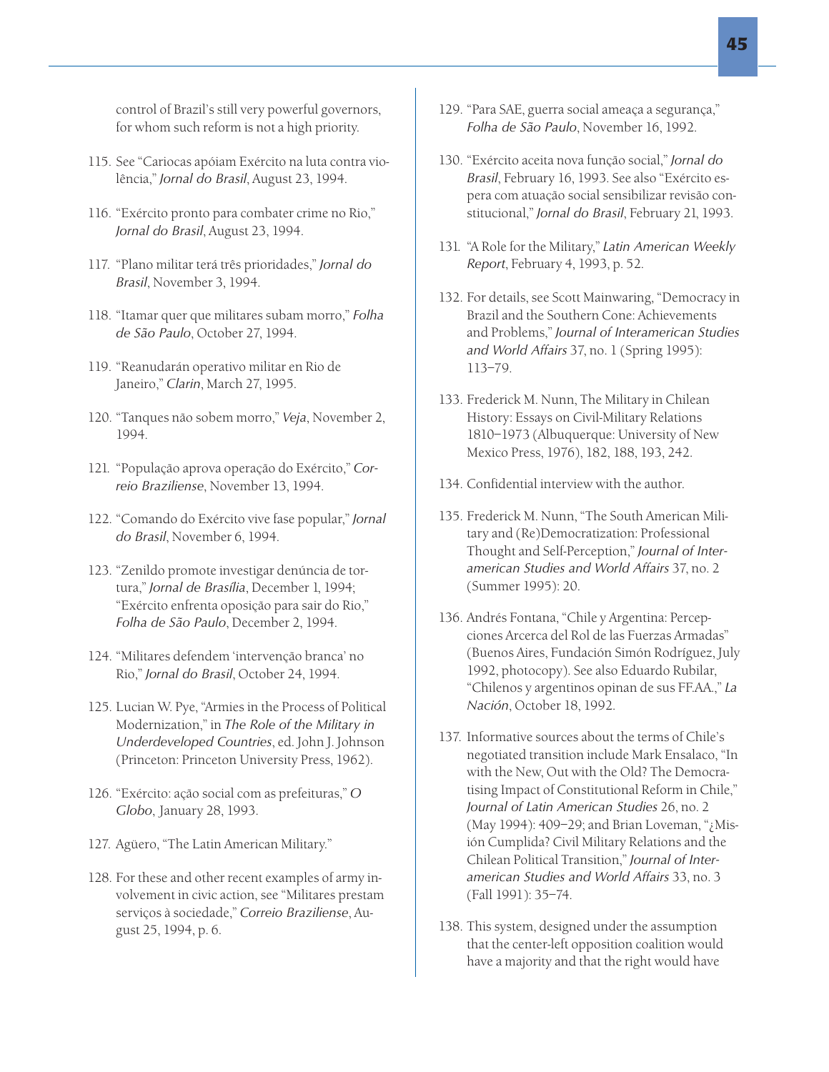control of Brazil's still very powerful governors, for whom such reform is not a high priority.

115. See "Cariocas apóiam Exército na luta contra violência," *Jornal do Brasil*, August 23, 1994.

116. "Exército pronto para combater crime no Rio," *Jornal do Brasil*, August 23, 1994.

117. "Plano militar terá três prioridades," *Jornal do Brasil*, November 3, 1994.

118. "Itamar quer que militares subam morro," *Folha de São Paulo*, October 27, 1994.

119. "Reanudarán operativo militar en Rio de Janeiro," *Clarin*, March 27, 1995.

120. "Tanques não sobem morro," *Veja*, November 2, 1994.

121. "População aprova operação do Exército," *Correio Braziliense*, November 13, 1994.

122. "Comando do Exército vive fase popular," *Jornal do Brasil*, November 6, 1994.

123. "Zenildo promote investigar denúncia de tortura," *Jornal de Brasília*, December 1, 1994; "Exército enfrenta oposição para sair do Rio," *Folha de São Paulo*, December 2, 1994.

124. "Militares defendem 'intervenção branca' no Rio," *Jornal do Brasil*, October 24, 1994.

125. Lucian W. Pye, "Armies in the Process of Political Modernization," in *The Role of the Military in Underdeveloped Countries*, ed. John J. Johnson (Princeton: Princeton University Press, 1962).

126. "Exército: ação social com as prefeituras," *O Globo*, January 28, 1993.

127. Agüero, "The Latin American Military."

128. For these and other recent examples of army involvement in civic action, see "Militares prestam serviços à sociedade," *Correio Braziliense*, August 25, 1994, p. 6.

129. "Para SAE, guerra social ameaça a segurança," *Folha de São Paulo*, November 16, 1992.

130. "Exército aceita nova função social," *Jornal do Brasil*, February 16, 1993. See also "Exército espera com atuação social sensibilizar revisão constitucional," *Jornal do Brasil*, February 21, 1993.

131. "A Role for the Military," *Latin American Weekly Report*, February 4, 1993, p. 52.

132. For details, see Scott Mainwaring, "Democracy in Brazil and the Southern Cone: Achievements and Problems," *Journal of Interamerican Studies and World Affairs* 37, no. 1 (Spring 1995): 113–79.

133. Frederick M. Nunn, The Military in Chilean History: Essays on Civil-Military Relations 1810–1973 (Albuquerque: University of New Mexico Press, 1976), 182, 188, 193, 242.

134. Confidential interview with the author.

135. Frederick M. Nunn, "The South American Military and (Re)Democratization: Professional Thought and Self-Perception," *Journal of Interamerican Studies and World Affairs* 37, no. 2 (Summer 1995): 20.

136. Andrés Fontana, "Chile y Argentina: Percepciones Arcerca del Rol de las Fuerzas Armadas" (Buenos Aires, Fundación Simón Rodríguez, July 1992, photocopy). See also Eduardo Rubilar, "Chilenos y argentinos opinan de sus FF.AA.," *La Nación*, October 18, 1992.

137. Informative sources about the terms of Chile's negotiated transition include Mark Ensalaco, "In with the New, Out with the Old? The Democratising Impact of Constitutional Reform in Chile," *Journal of Latin American Studies* 26, no. 2 (May 1994): 409–29; and Brian Loveman, "¿Misión Cumplida? Civil Military Relations and the Chilean Political Transition," *Journal of Interamerican Studies and World Affairs* 33, no. 3 (Fall 1991): 35–74.

138. This system, designed under the assumption that the center-left opposition coalition would have a majority and that the right would have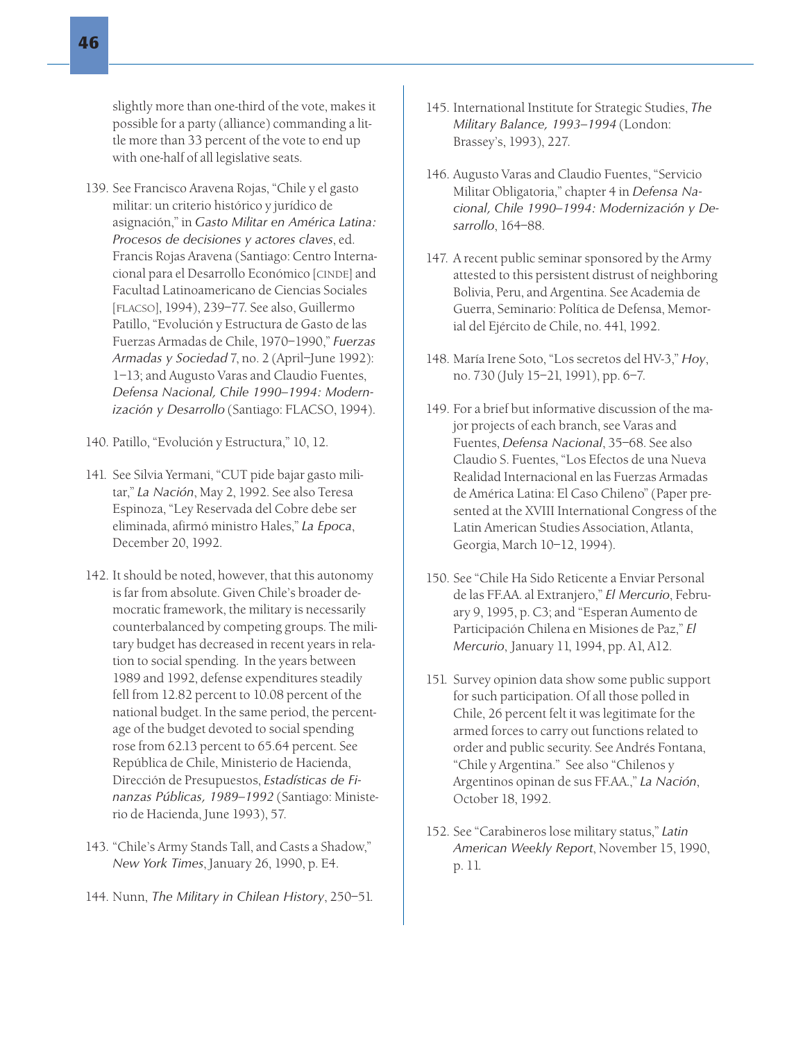slightly more than one-third of the vote, makes it possible for a party (alliance) commanding a little more than 33 percent of the vote to end up with one-half of all legislative seats.

139. See Francisco Aravena Rojas, "Chile y el gasto militar: un criterio histórico y jurídico de asignación," in *Gasto Militar en América Latina: Procesos de decisiones y actores claves*, ed. Francis Rojas Aravena (Santiago: Centro Internacional para el Desarrollo Económico [CINDE] and Facultad Latinoamericano de Ciencias Sociales [FLACSO], 1994), 239–77. See also, Guillermo Patillo, "Evolución y Estructura de Gasto de las Fuerzas Armadas de Chile, 1970–1990," *Fuerzas Armadas y Sociedad* 7, no. 2 (April–June 1992): 1–13; and Augusto Varas and Claudio Fuentes, *Defensa Nacional, Chile 1990–1994: Modernización y Desarrollo* (Santiago: FLACSO, 1994).

140. Patillo, "Evolución y Estructura," 10, 12.

141. See Silvia Yermani, "CUT pide bajar gasto militar," *La Nación*, May 2, 1992. See also Teresa Espinoza, "Ley Reservada del Cobre debe ser eliminada, afirmó ministro Hales," *La Epoca*, December 20, 1992.

142. It should be noted, however, that this autonomy is far from absolute. Given Chile's broader democratic framework, the military is necessarily counterbalanced by competing groups. The military budget has decreased in recent years in relation to social spending. In the years between 1989 and 1992, defense expenditures steadily fell from 12.82 percent to 10.08 percent of the national budget. In the same period, the percentage of the budget devoted to social spending rose from 62.13 percent to 65.64 percent. See República de Chile, Ministerio de Hacienda, Dirección de Presupuestos, *Estadísticas de Finanzas Públicas, 1989–1992* (Santiago: Ministerio de Hacienda, June 1993), 57.

143. "Chile's Army Stands Tall, and Casts a Shadow," *New York Times*, January 26, 1990, p. E4.

144. Nunn, *The Military in Chilean History*, 250–51.

145. International Institute for Strategic Studies, *The Military Balance, 1993–1994* (London: Brassey's, 1993), 227.

146. Augusto Varas and Claudio Fuentes, "Servicio Militar Obligatoria," chapter 4 in *Defensa Nacional, Chile 1990–1994: Modernización y Desarrollo*, 164–88.

147. A recent public seminar sponsored by the Army attested to this persistent distrust of neighboring Bolivia, Peru, and Argentina. See Academia de Guerra, Seminario: Política de Defensa, Memorial del Ejército de Chile, no. 441, 1992.

148. María Irene Soto, "Los secretos del HV-3," *Hoy*, no. 730 (July 15–21, 1991), pp. 6–7.

149. For a brief but informative discussion of the major projects of each branch, see Varas and Fuentes, *Defensa Nacional*, 35–68. See also Claudio S. Fuentes, "Los Efectos de una Nueva Realidad Internacional en las Fuerzas Armadas de América Latina: El Caso Chileno" (Paper presented at the XVIII International Congress of the Latin American Studies Association, Atlanta, Georgia, March 10–12, 1994).

150. See "Chile Ha Sido Reticente a Enviar Personal de las FF.AA. al Extranjero," *El Mercurio*, February 9, 1995, p. C3; and "Esperan Aumento de Participación Chilena en Misiones de Paz," *El Mercurio*, January 11, 1994, pp. A1, A12.

151. Survey opinion data show some public support for such participation. Of all those polled in Chile, 26 percent felt it was legitimate for the armed forces to carry out functions related to order and public security. See Andrés Fontana, "Chile y Argentina." See also "Chilenos y Argentinos opinan de sus FF.AA.," *La Nación*, October 18, 1992.

152. See "Carabineros lose military status," *Latin American Weekly Report*, November 15, 1990, p. 11.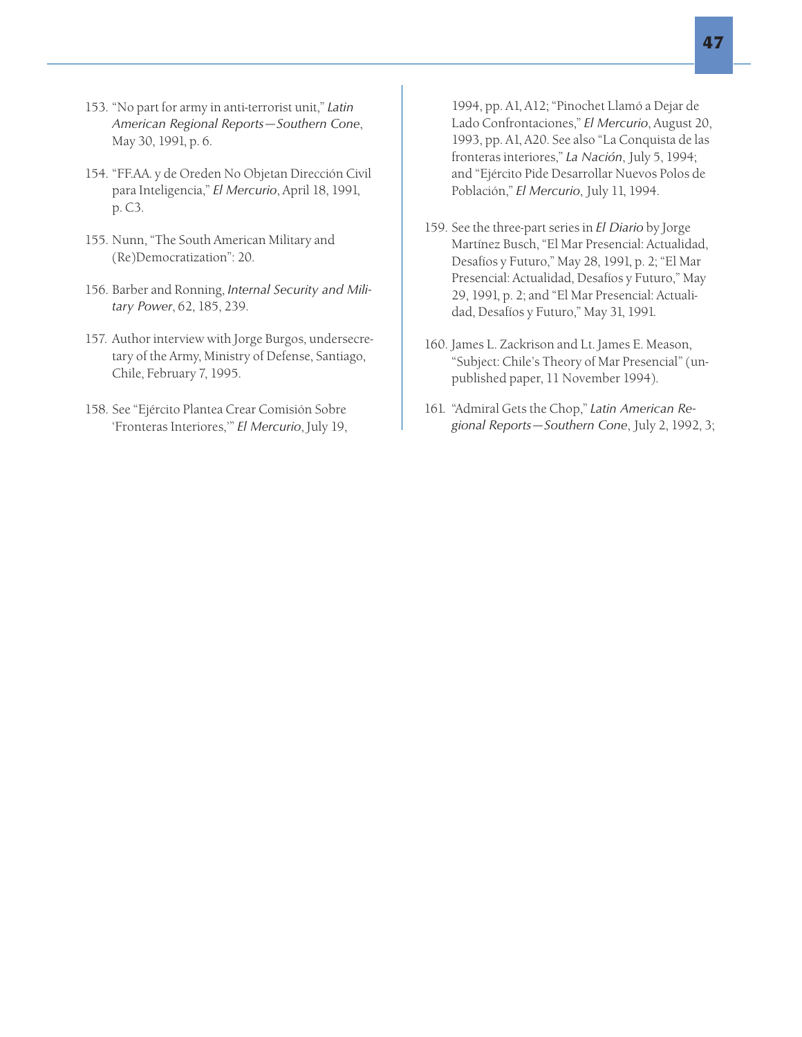153. "No part for army in anti-terrorist unit," *Latin American Regional Reports—Southern Cone*, May 30, 1991, p. 6.

154. "FF.AA. y de Oreden No Objetan Dirección Civil para Inteligencia," *El Mercurio*, April 18, 1991, p. C3.

155. Nunn, "The South American Military and (Re)Democratization": 20.

156. Barber and Ronning, *Internal Security and Military Power*, 62, 185, 239.

157. Author interview with Jorge Burgos, undersecretary of the Army, Ministry of Defense, Santiago, Chile, February 7, 1995.

158. See "Ejército Plantea Crear Comisión Sobre 'Fronteras Interiores,'" *El Mercurio*, July 19, 1994, pp. A1, A12; "Pinochet Llamó a Dejar de Lado Confrontaciones," *El Mercurio*, August 20, 1993, pp. A1, A20. See also "La Conquista de las fronteras interiores," *La Nación*, July 5, 1994; and "Ejército Pide Desarrollar Nuevos Polos de Población," *El Mercurio*, July 11, 1994.

159. See the three-part series in *El Diario* by Jorge Martínez Busch, "El Mar Presencial: Actualidad, Desafíos y Futuro," May 28, 1991, p. 2; "El Mar Presencial: Actualidad, Desafíos y Futuro," May 29, 1991, p. 2; and "El Mar Presencial: Actualidad, Desafíos y Futuro," May 31, 1991.

160. James L. Zackrison and Lt. James E. Meason, "Subject: Chile's Theory of Mar Presencial" (unpublished paper, 11 November 1994).

161. "Admiral Gets the Chop," *Latin American Regional Reports—Southern Cone*, July 2, 1992, 3;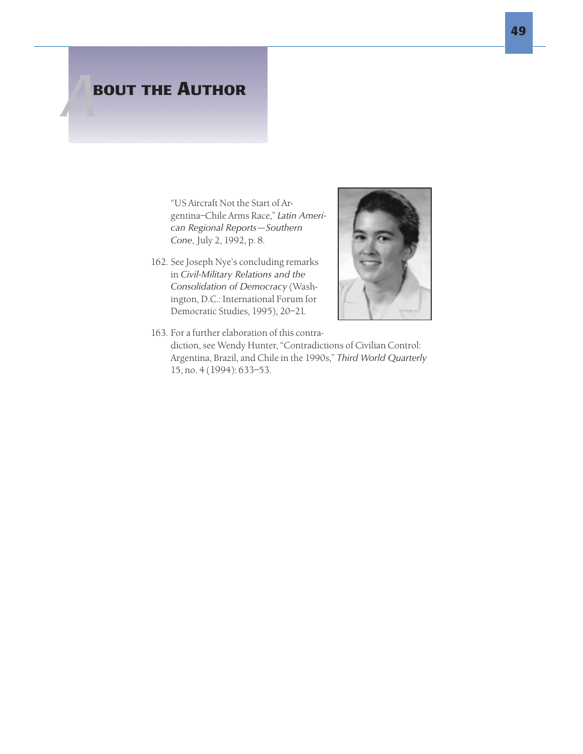# About the Author

"US Aircraft Not the Start of Argentina–Chile Arms Race," *Latin American Regional Reports—Southern Cone*, July 2, 1992, p. 8.

162. See Joseph Nye's concluding remarks in *Civil-Military Relations and the Consolidation of Democracy* (Washington, D.C.: International Forum for Democratic Studies, 1995), 20–21.

163. For a further elaboration of this contradiction, see Wendy Hunter, "Contradictions of Civilian Control: Argentina, Brazil, and Chile in the 1990s," *Third World Quarterly* 15, no. 4 (1994): 633–53.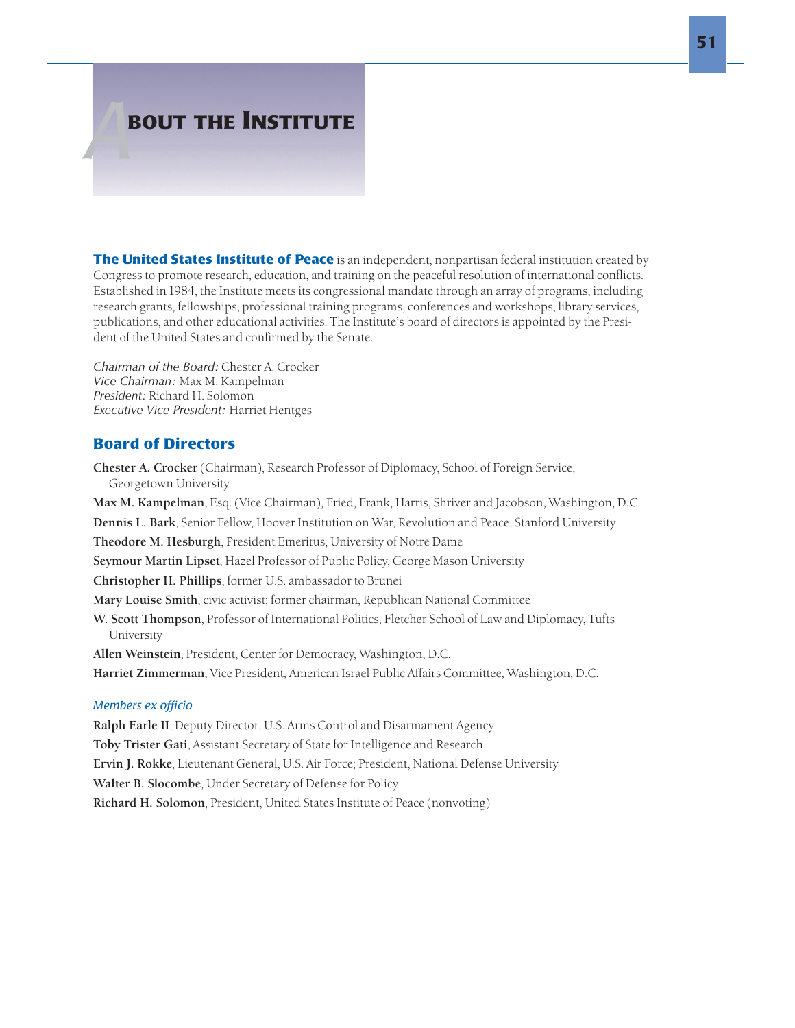# About the Institute

**The United States Institute of Peace** is an independent, nonpartisan federal institution created by Congress to promote research, education, and training on the peaceful resolution of international conflicts. Established in 1984, the Institute meets its congressional mandate through an array of programs, including research grants, fellowships, professional training programs, conferences and workshops, library services, publications, and other educational activities. The Institute's board of directors is appointed by the President of the United States and confirmed by the Senate.

*Chairman of the Board:* Chester A. Crocker
*Vice Chairman:* Max M. Kampelman
*President:* Richard H. Solomon
*Executive Vice President:* Harriet Hentges

## Board of Directors

**Chester A. Crocker** (Chairman), Research Professor of Diplomacy, School of Foreign Service, Georgetown University

**Max M. Kampelman**, Esq. (Vice Chairman), Fried, Frank, Harris, Shriver and Jacobson, Washington, D.C.

**Dennis L. Bark**, Senior Fellow, Hoover Institution on War, Revolution and Peace, Stanford University

**Theodore M. Hesburgh**, President Emeritus, University of Notre Dame

**Seymour Martin Lipset**, Hazel Professor of Public Policy, George Mason University

**Christopher H. Phillips**, former U.S. ambassador to Brunei

**Mary Louise Smith**, civic activist; former chairman, Republican National Committee

**W. Scott Thompson**, Professor of International Politics, Fletcher School of Law and Diplomacy, Tufts University

**Allen Weinstein**, President, Center for Democracy, Washington, D.C.

**Harriet Zimmerman**, Vice President, American Israel Public Affairs Committee, Washington, D.C.

### *Members ex officio*

**Ralph Earle II**, Deputy Director, U.S. Arms Control and Disarmament Agency

**Toby Trister Gati**, Assistant Secretary of State for Intelligence and Research

**Ervin J. Rokke**, Lieutenant General, U.S. Air Force; President, National Defense University

**Walter B. Slocombe**, Under Secretary of Defense for Policy

**Richard H. Solomon**, President, United States Institute of Peace (nonvoting)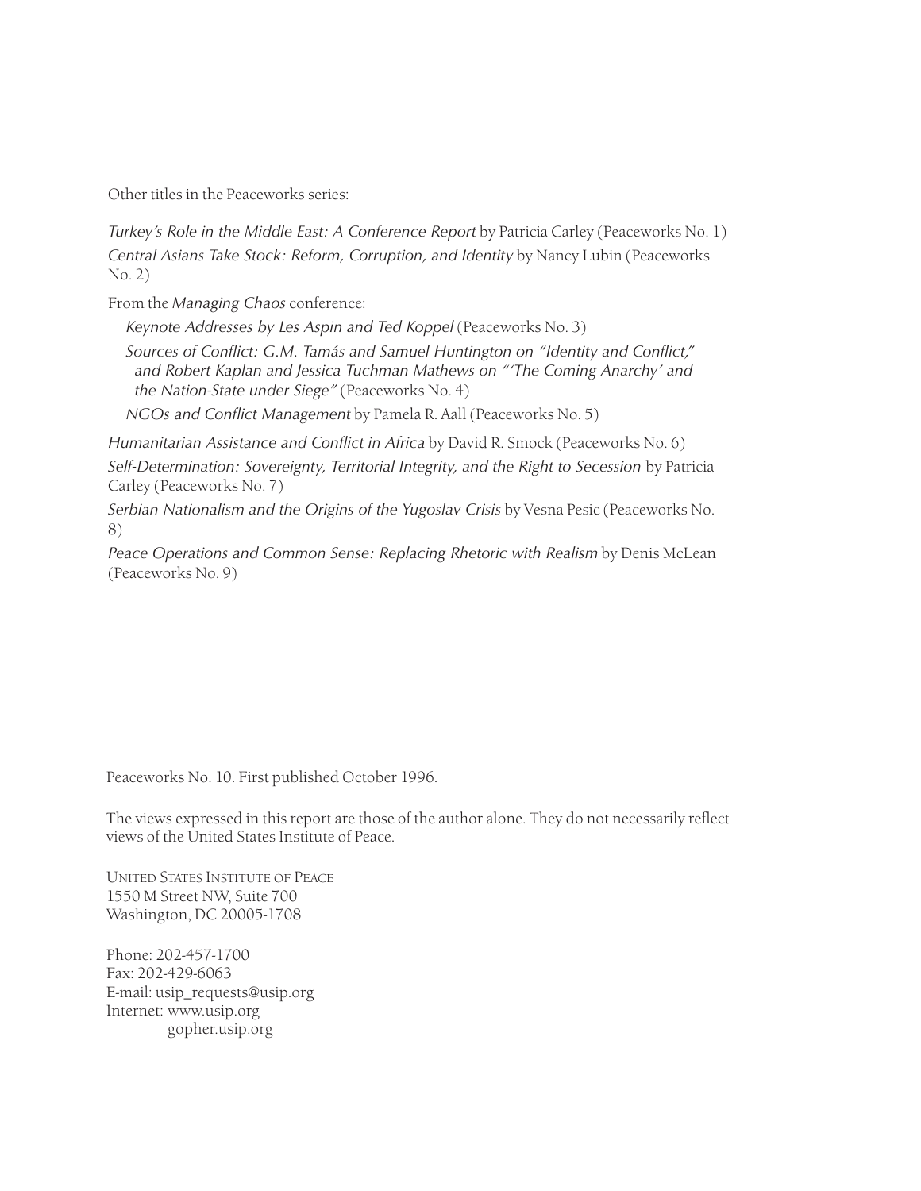Other titles in the Peaceworks series:

*Turkey's Role in the Middle East: A Conference Report* by Patricia Carley (Peaceworks No. 1)

*Central Asians Take Stock: Reform, Corruption, and Identity* by Nancy Lubin (Peaceworks No. 2)

From the *Managing Chaos* conference:

- *Keynote Addresses by Les Aspin and Ted Koppel* (Peaceworks No. 3)
- *Sources of Conflict: G.M. Tamás and Samuel Huntington on "Identity and Conflict," and Robert Kaplan and Jessica Tuchman Mathews on "'The Coming Anarchy' and the Nation-State under Siege"* (Peaceworks No. 4)
- *NGOs and Conflict Management* by Pamela R. Aall (Peaceworks No. 5)

*Humanitarian Assistance and Conflict in Africa* by David R. Smock (Peaceworks No. 6)

*Self-Determination: Sovereignty, Territorial Integrity, and the Right to Secession* by Patricia Carley (Peaceworks No. 7)

*Serbian Nationalism and the Origins of the Yugoslav Crisis* by Vesna Pesic (Peaceworks No. 8)

*Peace Operations and Common Sense: Replacing Rhetoric with Realism* by Denis McLean (Peaceworks No. 9)

Peaceworks No. 10. First published October 1996.

The views expressed in this report are those of the author alone. They do not necessarily reflect views of the United States Institute of Peace.

United States Institute of Peace
1550 M Street NW, Suite 700
Washington, DC 20005-1708

Phone: 202-457-1700
Fax: 202-429-6063
E-mail: usip_requests@usip.org
Internet: www.usip.org
gopher.usip.org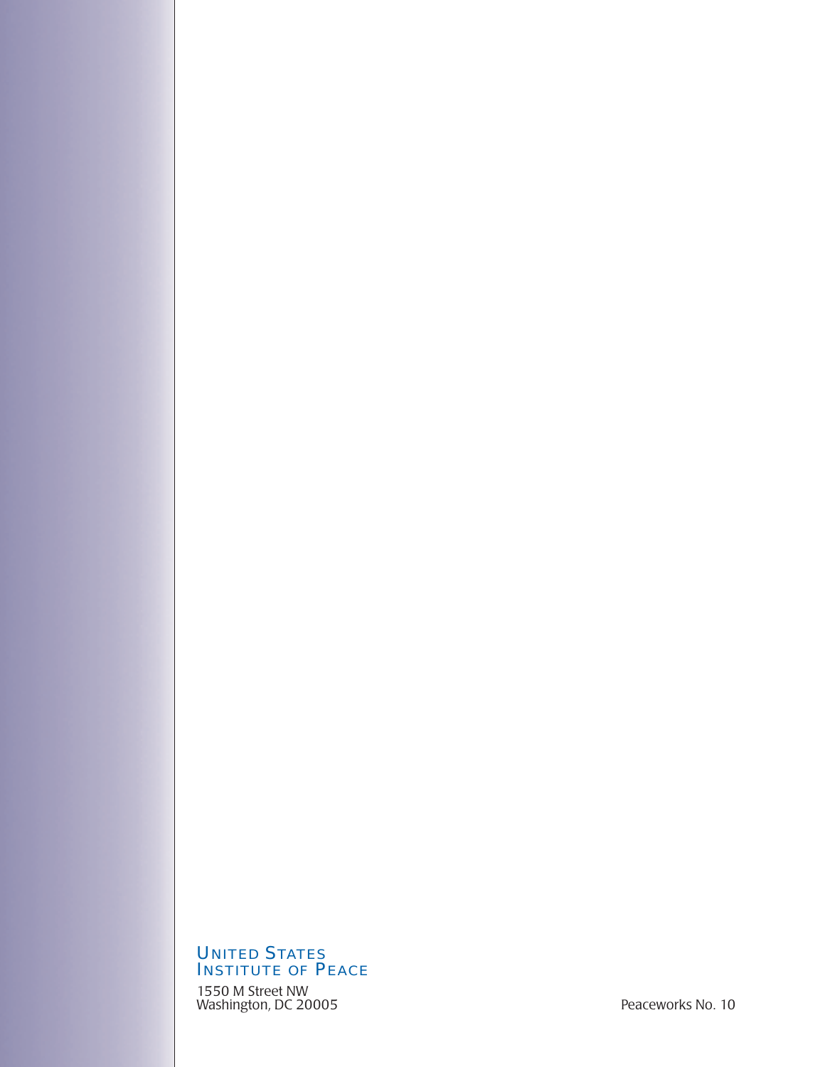United States Institute of Peace

1550 M Street NW
Washington, DC 20005

Peaceworks No. 10